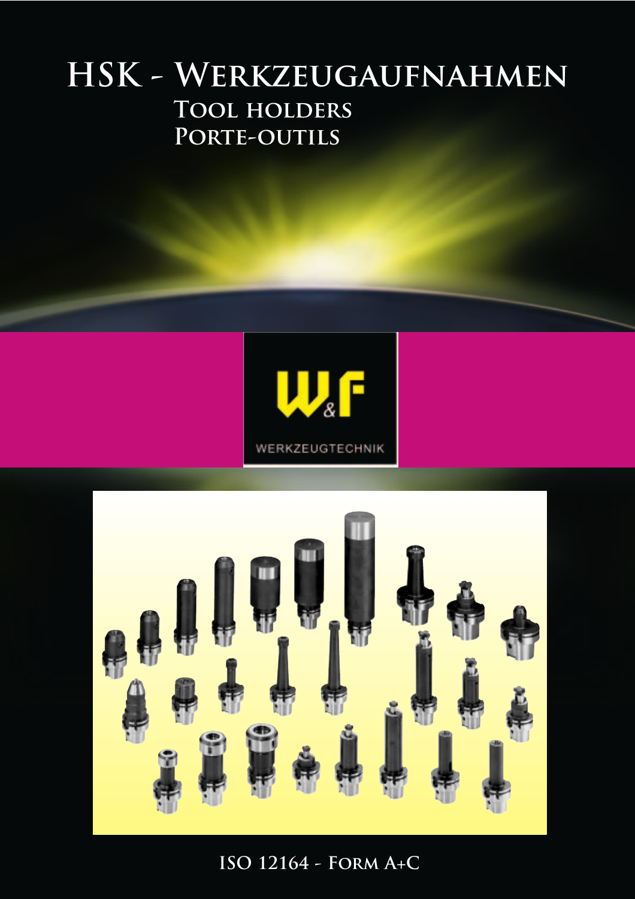# HSK - Werkzeugaufnahmen

## Tool holders

## Porte-outils

W&F

WERKZEUGTECHNIK

ISO 12164 - Form A+C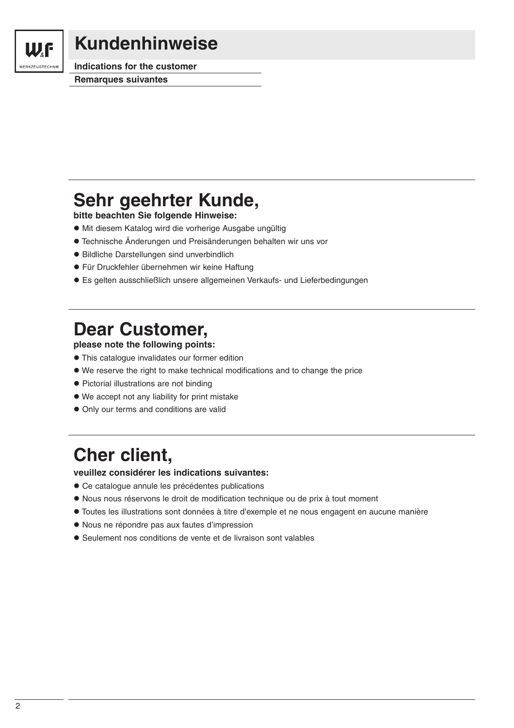# Kundenhinweise

**Indications for the customer**

**Remarques suivantes**

## Sehr geehrter Kunde,

**bitte beachten Sie folgende Hinweise:**

- Mit diesem Katalog wird die vorherige Ausgabe ungültig
- Technische Änderungen und Preisänderungen behalten wir uns vor
- Bildliche Darstellungen sind unverbindlich
- Für Druckfehler übernehmen wir keine Haftung
- Es gelten ausschließlich unsere allgemeinen Verkaufs- und Lieferbedingungen

## Dear Customer,

**please note the following points:**

- This catalogue invalidates our former edition
- We reserve the right to make technical modifications and to change the price
- Pictorial illustrations are not binding
- We accept not any liability for print mistake
- Only our terms and conditions are valid

## Cher client,

**veuillez considérer les indications suivantes:**

- Ce catalogue annule les précédentes publications
- Nous nous réservons le droit de modification technique ou de prix à tout moment
- Toutes les illustrations sont données à titre d'exemple et ne nous engagent en aucune manière
- Nous ne répondre pas aux fautes d'impression
- Seulement nos conditions de vente et de livraison sont valables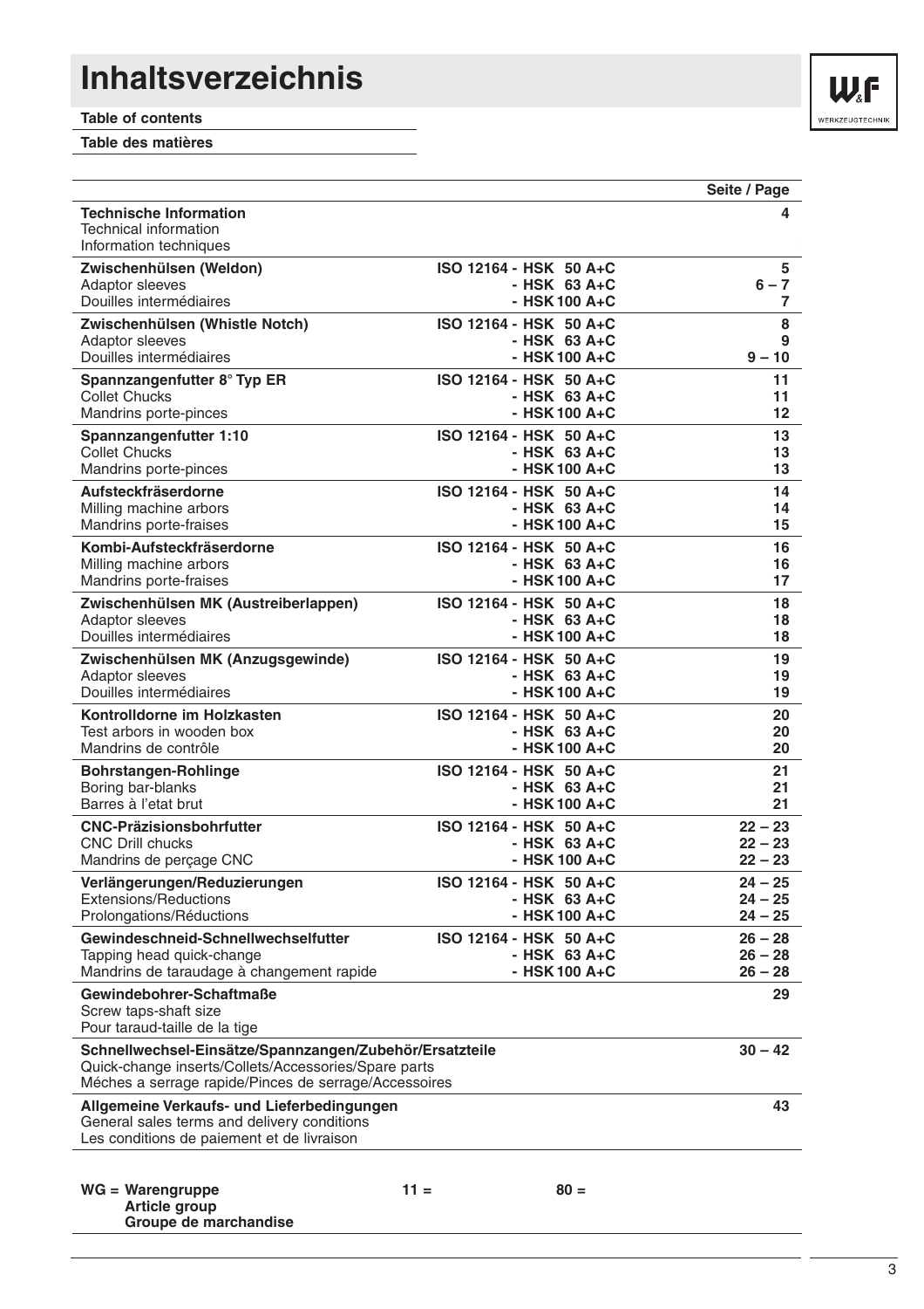# Inhaltsverzeichnis

**Table of contents**

**Table des matières**

| | | Seite / Page |
|---|---|---|
| **Technische Information**<br>Technical information<br>Information techniques | | **4** |
| **Zwischenhülsen (Weldon)**<br>Adaptor sleeves<br>Douilles intermédiaires | **ISO 12164 - HSK 50 A+C**<br>**- HSK 63 A+C**<br>**- HSK 100 A+C** | **5**<br>**6 – 7**<br>**7** |
| **Zwischenhülsen (Whistle Notch)**<br>Adaptor sleeves<br>Douilles intermédiaires | **ISO 12164 - HSK 50 A+C**<br>**- HSK 63 A+C**<br>**- HSK 100 A+C** | **8**<br>**9**<br>**9 – 10** |
| **Spannzangenfutter 8° Typ ER**<br>Collet Chucks<br>Mandrins porte-pinces | **ISO 12164 - HSK 50 A+C**<br>**- HSK 63 A+C**<br>**- HSK 100 A+C** | **11**<br>**11**<br>**12** |
| **Spannzangenfutter 1:10**<br>Collet Chucks<br>Mandrins porte-pinces | **ISO 12164 - HSK 50 A+C**<br>**- HSK 63 A+C**<br>**- HSK 100 A+C** | **13**<br>**13**<br>**13** |
| **Aufsteckfräserdorne**<br>Milling machine arbors<br>Mandrins porte-fraises | **ISO 12164 - HSK 50 A+C**<br>**- HSK 63 A+C**<br>**- HSK 100 A+C** | **14**<br>**14**<br>**15** |
| **Kombi-Aufsteckfräserdorne**<br>Milling machine arbors<br>Mandrins porte-fraises | **ISO 12164 - HSK 50 A+C**<br>**- HSK 63 A+C**<br>**- HSK 100 A+C** | **16**<br>**16**<br>**17** |
| **Zwischenhülsen MK (Austreiberlappen)**<br>Adaptor sleeves<br>Douilles intermédiaires | **ISO 12164 - HSK 50 A+C**<br>**- HSK 63 A+C**<br>**- HSK 100 A+C** | **18**<br>**18**<br>**18** |
| **Zwischenhülsen MK (Anzugsgewinde)**<br>Adaptor sleeves<br>Douilles intermédiaires | **ISO 12164 - HSK 50 A+C**<br>**- HSK 63 A+C**<br>**- HSK 100 A+C** | **19**<br>**19**<br>**19** |
| **Kontrolldorne im Holzkasten**<br>Test arbors in wooden box<br>Mandrins de contrôle | **ISO 12164 - HSK 50 A+C**<br>**- HSK 63 A+C**<br>**- HSK 100 A+C** | **20**<br>**20**<br>**20** |
| **Bohrstangen-Rohlinge**<br>Boring bar-blanks<br>Barres à l'etat brut | **ISO 12164 - HSK 50 A+C**<br>**- HSK 63 A+C**<br>**- HSK 100 A+C** | **21**<br>**21**<br>**21** |
| **CNC-Präzisionsbohrfutter**<br>CNC Drill chucks<br>Mandrins de perçage CNC | **ISO 12164 - HSK 50 A+C**<br>**- HSK 63 A+C**<br>**- HSK 100 A+C** | **22 – 23**<br>**22 – 23**<br>**22 – 23** |
| **Verlängerungen/Reduzierungen**<br>Extensions/Reductions<br>Prolongations/Réductions | **ISO 12164 - HSK 50 A+C**<br>**- HSK 63 A+C**<br>**- HSK 100 A+C** | **24 – 25**<br>**24 – 25**<br>**24 – 25** |
| **Gewindeschneid-Schnellwechselfutter**<br>Tapping head quick-change<br>Mandrins de taraudage à changement rapide | **ISO 12164 - HSK 50 A+C**<br>**- HSK 63 A+C**<br>**- HSK 100 A+C** | **26 – 28**<br>**26 – 28**<br>**26 – 28** |
| **Gewindebohrer-Schaftmaße**<br>Screw taps-shaft size<br>Pour taraud-taille de la tige | | **29** |
| **Schnellwechsel-Einsätze/Spannzangen/Zubehör/Ersatzteile**<br>Quick-change inserts/Collets/Accessories/Spare parts<br>Méches a serrage rapide/Pinces de serrage/Accessoires | | **30 – 42** |
| **Allgemeine Verkaufs- und Lieferbedingungen**<br>General sales terms and delivery conditions<br>Les conditions de paiement et de livraison | | **43** |

**WG = Warengruppe**
**Article group**
**Groupe de marchandise**

**11 =** **80 =**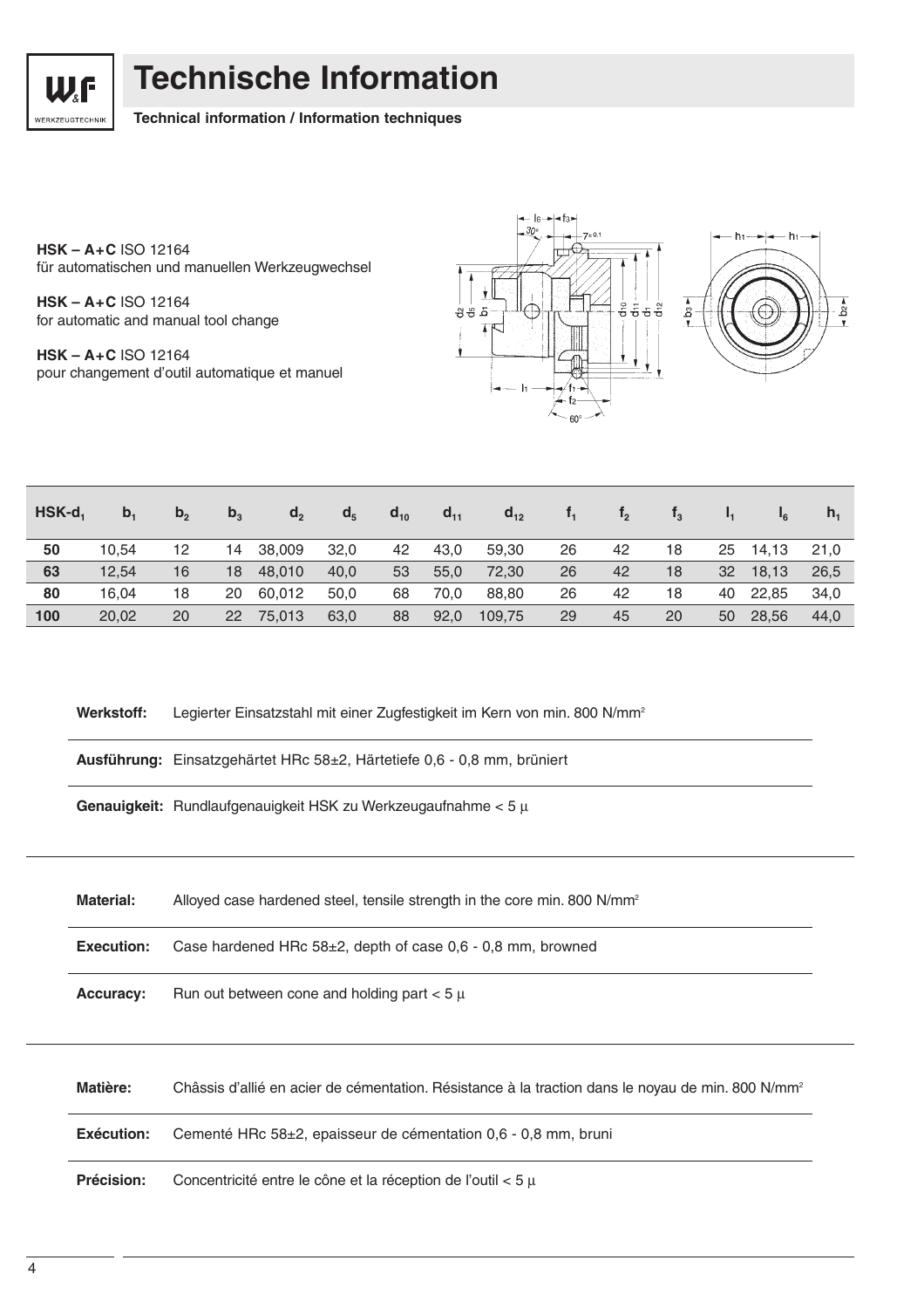# Technische Information

**Technical information / Information techniques**

**HSK – A+C** ISO 12164
für automatischen und manuellen Werkzeugwechsel

**HSK – A+C** ISO 12164
for automatic and manual tool change

**HSK – A+C** ISO 12164
pour changement d'outil automatique et manuel

| HSK-$d_1$ | $b_1$ | $b_2$ | $b_3$ | $d_2$ | $d_5$ | $d_{10}$ | $d_{11}$ | $d_{12}$ | $f_1$ | $f_2$ | $f_3$ | $l_1$ | $l_6$ | $h_1$ |
|---|---|---|---|---|---|---|---|---|---|---|---|---|---|---|
| **50** | 10,54 | 12 | 14 | 38,009 | 32,0 | 42 | 43,0 | 59,30 | 26 | 42 | 18 | 25 | 14,13 | 21,0 |
| **63** | 12,54 | 16 | 18 | 48,010 | 40,0 | 53 | 55,0 | 72,30 | 26 | 42 | 18 | 32 | 18,13 | 26,5 |
| **80** | 16,04 | 18 | 20 | 60,012 | 50,0 | 68 | 70,0 | 88,80 | 26 | 42 | 18 | 40 | 22,85 | 34,0 |
| **100** | 20,02 | 20 | 22 | 75,013 | 63,0 | 88 | 92,0 | 109,75 | 29 | 45 | 20 | 50 | 28,56 | 44,0 |

**Werkstoff:** Legierter Einsatzstahl mit einer Zugfestigkeit im Kern von min. 800 N/mm²

**Ausführung:** Einsatzgehärtet HRc 58±2, Härtetiefe 0,6 - 0,8 mm, brüniert

**Genauigkeit:** Rundlaufgenauigkeit HSK zu Werkzeugaufnahme < 5 µ

**Material:** Alloyed case hardened steel, tensile strength in the core min. 800 N/mm²

**Execution:** Case hardened HRc 58±2, depth of case 0,6 - 0,8 mm, browned

**Accuracy:** Run out between cone and holding part < 5 µ

**Matière:** Châssis d'allié en acier de cémentation. Résistance à la traction dans le noyau de min. 800 N/mm²

**Exécution:** Cementé HRc 58±2, epaisseur de cémentation 0,6 - 0,8 mm, bruni

**Précision:** Concentricité entre le cône et la réception de l'outil < 5 µ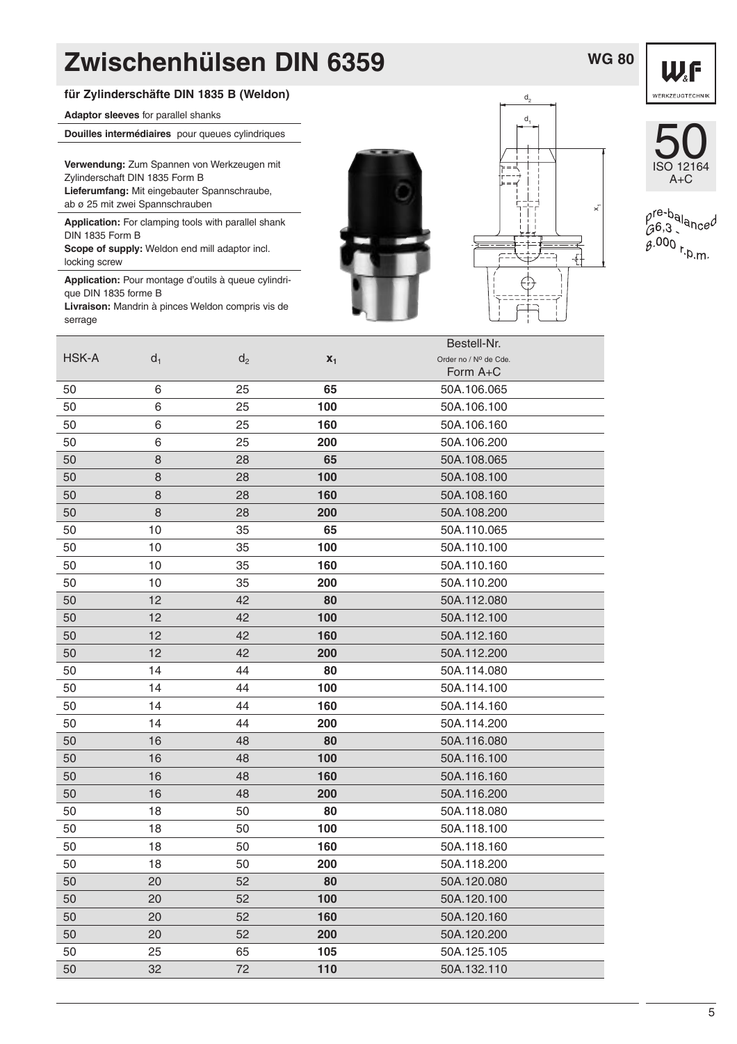# Zwischenhülsen DIN 6359

WG 80

50
ISO 12164
A+C

pre-balanced G6,3 - 8.000 r.p.m.

**für Zylinderschäfte DIN 1835 B (Weldon)**

**Adaptor sleeves** for parallel shanks

**Douilles intermédiaires** pour queues cylindriques

**Verwendung:** Zum Spannen von Werkzeugen mit Zylinderschaft DIN 1835 Form B
**Lieferumfang:** Mit eingebauter Spannschraube, ab ø 25 mit zwei Spannschrauben

**Application:** For clamping tools with parallel shank DIN 1835 Form B
**Scope of supply:** Weldon end mill adaptor incl. locking screw

**Application:** Pour montage d'outils à queue cylindrique DIN 1835 forme B
**Livraison:** Mandrin à pinces Weldon compris vis de serrage

| HSK-A | $d_1$ | $d_2$ | $x_1$ | Bestell-Nr. Order no / Nº de Cde. Form A+C |
|---|---|---|---|---|
| 50 | 6 | 25 | **65** | 50A.106.065 |
| 50 | 6 | 25 | **100** | 50A.106.100 |
| 50 | 6 | 25 | **160** | 50A.106.160 |
| 50 | 6 | 25 | **200** | 50A.106.200 |
| 50 | 8 | 28 | **65** | 50A.108.065 |
| 50 | 8 | 28 | **100** | 50A.108.100 |
| 50 | 8 | 28 | **160** | 50A.108.160 |
| 50 | 8 | 28 | **200** | 50A.108.200 |
| 50 | 10 | 35 | **65** | 50A.110.065 |
| 50 | 10 | 35 | **100** | 50A.110.100 |
| 50 | 10 | 35 | **160** | 50A.110.160 |
| 50 | 10 | 35 | **200** | 50A.110.200 |
| 50 | 12 | 42 | **80** | 50A.112.080 |
| 50 | 12 | 42 | **100** | 50A.112.100 |
| 50 | 12 | 42 | **160** | 50A.112.160 |
| 50 | 12 | 42 | **200** | 50A.112.200 |
| 50 | 14 | 44 | **80** | 50A.114.080 |
| 50 | 14 | 44 | **100** | 50A.114.100 |
| 50 | 14 | 44 | **160** | 50A.114.160 |
| 50 | 14 | 44 | **200** | 50A.114.200 |
| 50 | 16 | 48 | **80** | 50A.116.080 |
| 50 | 16 | 48 | **100** | 50A.116.100 |
| 50 | 16 | 48 | **160** | 50A.116.160 |
| 50 | 16 | 48 | **200** | 50A.116.200 |
| 50 | 18 | 50 | **80** | 50A.118.080 |
| 50 | 18 | 50 | **100** | 50A.118.100 |
| 50 | 18 | 50 | **160** | 50A.118.160 |
| 50 | 18 | 50 | **200** | 50A.118.200 |
| 50 | 20 | 52 | **80** | 50A.120.080 |
| 50 | 20 | 52 | **100** | 50A.120.100 |
| 50 | 20 | 52 | **160** | 50A.120.160 |
| 50 | 20 | 52 | **200** | 50A.120.200 |
| 50 | 25 | 65 | **105** | 50A.125.105 |
| 50 | 32 | 72 | **110** | 50A.132.110 |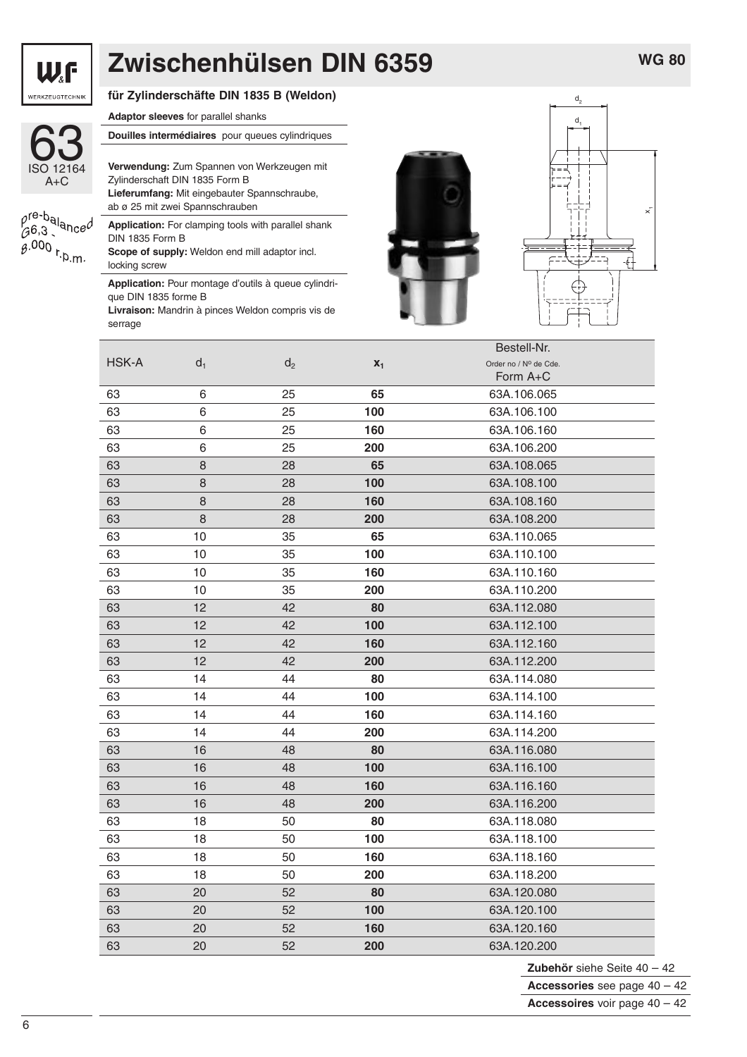# Zwischenhülsen DIN 6359

WG 80

63
ISO 12164
A+C

pre-balanced
G6,3 -
8.000 r.p.m.

**für Zylinderschäfte DIN 1835 B (Weldon)**

**Adaptor sleeves** for parallel shanks

**Douilles intermédiaires** pour queues cylindriques

**Verwendung:** Zum Spannen von Werkzeugen mit Zylinderschaft DIN 1835 Form B
**Lieferumfang:** Mit eingebauter Spannschraube, ab ø 25 mit zwei Spannschrauben

**Application:** For clamping tools with parallel shank DIN 1835 Form B
**Scope of supply:** Weldon end mill adaptor incl. locking screw

**Application:** Pour montage d'outils à queue cylindrique DIN 1835 forme B
**Livraison:** Mandrin à pinces Weldon compris vis de serrage

| HSK-A | $d_1$ | $d_2$ | $x_1$ | Bestell-Nr. Order no / Nº de Cde. Form A+C |
|---|---|---|---|---|
| 63 | 6 | 25 | **65** | 63A.106.065 |
| 63 | 6 | 25 | **100** | 63A.106.100 |
| 63 | 6 | 25 | **160** | 63A.106.160 |
| 63 | 6 | 25 | **200** | 63A.106.200 |
| 63 | 8 | 28 | **65** | 63A.108.065 |
| 63 | 8 | 28 | **100** | 63A.108.100 |
| 63 | 8 | 28 | **160** | 63A.108.160 |
| 63 | 8 | 28 | **200** | 63A.108.200 |
| 63 | 10 | 35 | **65** | 63A.110.065 |
| 63 | 10 | 35 | **100** | 63A.110.100 |
| 63 | 10 | 35 | **160** | 63A.110.160 |
| 63 | 10 | 35 | **200** | 63A.110.200 |
| 63 | 12 | 42 | **80** | 63A.112.080 |
| 63 | 12 | 42 | **100** | 63A.112.100 |
| 63 | 12 | 42 | **160** | 63A.112.160 |
| 63 | 12 | 42 | **200** | 63A.112.200 |
| 63 | 14 | 44 | **80** | 63A.114.080 |
| 63 | 14 | 44 | **100** | 63A.114.100 |
| 63 | 14 | 44 | **160** | 63A.114.160 |
| 63 | 14 | 44 | **200** | 63A.114.200 |
| 63 | 16 | 48 | **80** | 63A.116.080 |
| 63 | 16 | 48 | **100** | 63A.116.100 |
| 63 | 16 | 48 | **160** | 63A.116.160 |
| 63 | 16 | 48 | **200** | 63A.116.200 |
| 63 | 18 | 50 | **80** | 63A.118.080 |
| 63 | 18 | 50 | **100** | 63A.118.100 |
| 63 | 18 | 50 | **160** | 63A.118.160 |
| 63 | 18 | 50 | **200** | 63A.118.200 |
| 63 | 20 | 52 | **80** | 63A.120.080 |
| 63 | 20 | 52 | **100** | 63A.120.100 |
| 63 | 20 | 52 | **160** | 63A.120.160 |
| 63 | 20 | 52 | **200** | 63A.120.200 |

**Zubehör** siehe Seite 40 – 42
**Accessories** see page 40 – 42
**Accessoires** voir page 40 – 42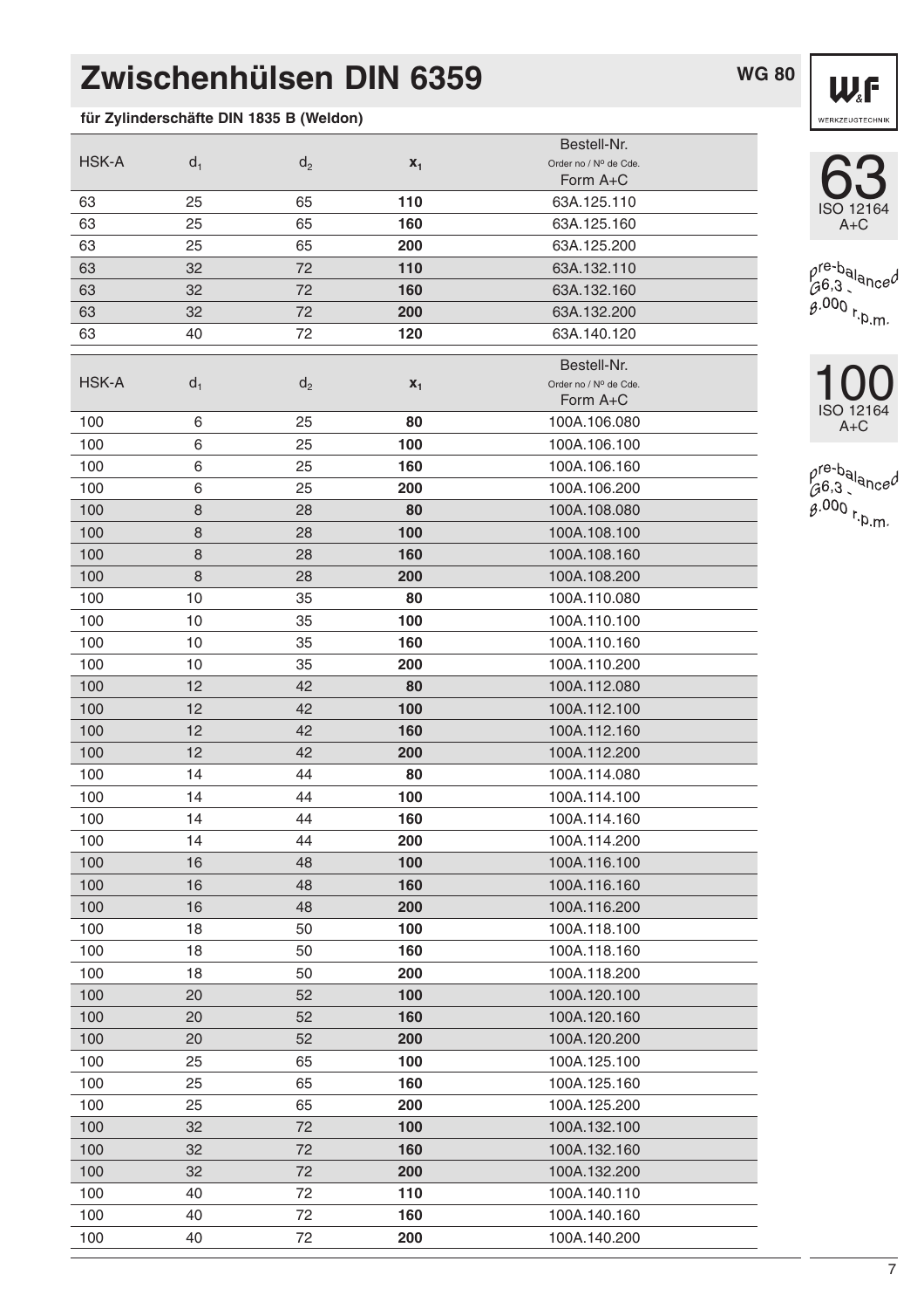# Zwischenhülsen DIN 6359

WG 80

**für Zylinderschäfte DIN 1835 B (Weldon)**

63 ISO 12164 A+C

pre-balanced G6,3 - 8.000 r.p.m.

| HSK-A | $d_1$ | $d_2$ | $x_1$ | Bestell-Nr. Order no / Nº de Cde. Form A+C |
|---|---|---|---|---|
| 63 | 25 | 65 | **110** | 63A.125.110 |
| 63 | 25 | 65 | **160** | 63A.125.160 |
| 63 | 25 | 65 | **200** | 63A.125.200 |
| 63 | 32 | 72 | **110** | 63A.132.110 |
| 63 | 32 | 72 | **160** | 63A.132.160 |
| 63 | 32 | 72 | **200** | 63A.132.200 |
| 63 | 40 | 72 | **120** | 63A.140.120 |

100 ISO 12164 A+C

pre-balanced G6,3 - 8.000 r.p.m.

| HSK-A | $d_1$ | $d_2$ | $x_1$ | Bestell-Nr. Order no / Nº de Cde. Form A+C |
|---|---|---|---|---|
| 100 | 6 | 25 | **80** | 100A.106.080 |
| 100 | 6 | 25 | **100** | 100A.106.100 |
| 100 | 6 | 25 | **160** | 100A.106.160 |
| 100 | 6 | 25 | **200** | 100A.106.200 |
| 100 | 8 | 28 | **80** | 100A.108.080 |
| 100 | 8 | 28 | **100** | 100A.108.100 |
| 100 | 8 | 28 | **160** | 100A.108.160 |
| 100 | 8 | 28 | **200** | 100A.108.200 |
| 100 | 10 | 35 | **80** | 100A.110.080 |
| 100 | 10 | 35 | **100** | 100A.110.100 |
| 100 | 10 | 35 | **160** | 100A.110.160 |
| 100 | 10 | 35 | **200** | 100A.110.200 |
| 100 | 12 | 42 | **80** | 100A.112.080 |
| 100 | 12 | 42 | **100** | 100A.112.100 |
| 100 | 12 | 42 | **160** | 100A.112.160 |
| 100 | 12 | 42 | **200** | 100A.112.200 |
| 100 | 14 | 44 | **80** | 100A.114.080 |
| 100 | 14 | 44 | **100** | 100A.114.100 |
| 100 | 14 | 44 | **160** | 100A.114.160 |
| 100 | 14 | 44 | **200** | 100A.114.200 |
| 100 | 16 | 48 | **100** | 100A.116.100 |
| 100 | 16 | 48 | **160** | 100A.116.160 |
| 100 | 16 | 48 | **200** | 100A.116.200 |
| 100 | 18 | 50 | **100** | 100A.118.100 |
| 100 | 18 | 50 | **160** | 100A.118.160 |
| 100 | 18 | 50 | **200** | 100A.118.200 |
| 100 | 20 | 52 | **100** | 100A.120.100 |
| 100 | 20 | 52 | **160** | 100A.120.160 |
| 100 | 20 | 52 | **200** | 100A.120.200 |
| 100 | 25 | 65 | **100** | 100A.125.100 |
| 100 | 25 | 65 | **160** | 100A.125.160 |
| 100 | 25 | 65 | **200** | 100A.125.200 |
| 100 | 32 | 72 | **100** | 100A.132.100 |
| 100 | 32 | 72 | **160** | 100A.132.160 |
| 100 | 32 | 72 | **200** | 100A.132.200 |
| 100 | 40 | 72 | **110** | 100A.140.110 |
| 100 | 40 | 72 | **160** | 100A.140.160 |
| 100 | 40 | 72 | **200** | 100A.140.200 |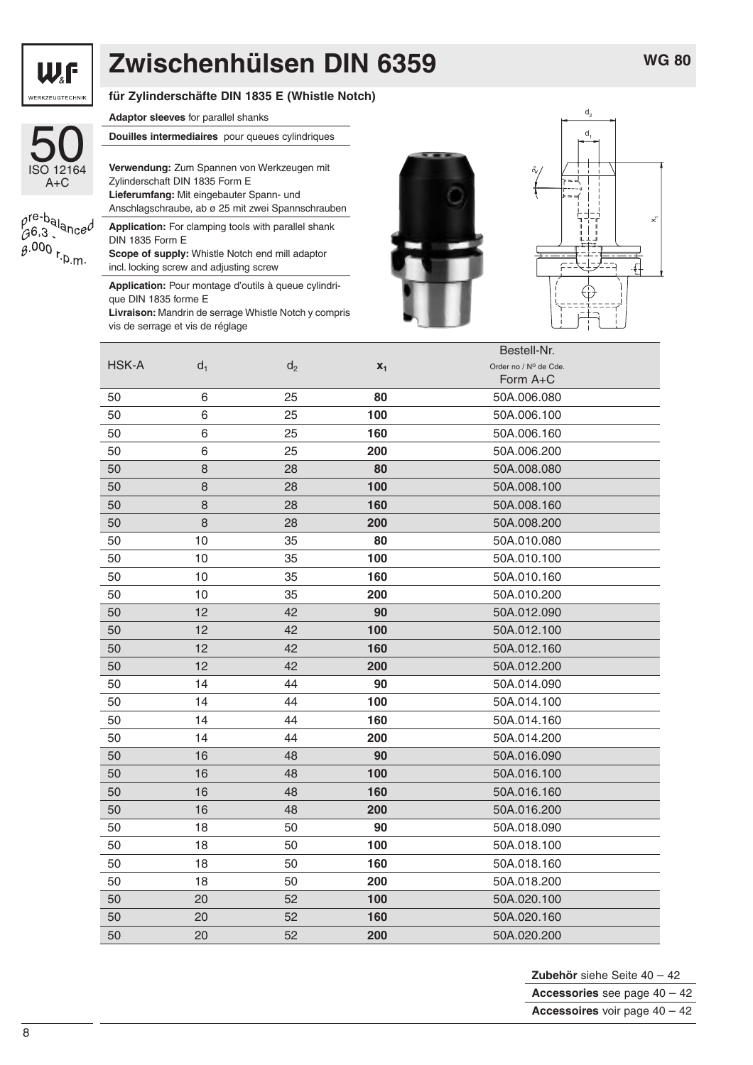# Zwischenhülsen DIN 6359

**WG 80**

**für Zylinderschäfte DIN 1835 E (Whistle Notch)**

**Adaptor sleeves** for parallel shanks

**Douilles intermediaires** pour queues cylindriques

50
ISO 12164
A+C

pre-balanced
G6,3 -
8.000 r.p.m.

**Verwendung:** Zum Spannen von Werkzeugen mit Zylinderschaft DIN 1835 Form E
**Lieferumfang:** Mit eingebauter Spann- und Anschlagschraube, ab ø 25 mit zwei Spannschrauben

**Application:** For clamping tools with parallel shank DIN 1835 Form E
**Scope of supply:** Whistle Notch end mill adaptor incl. locking screw and adjusting screw

**Application:** Pour montage d'outils à queue cylindrique DIN 1835 forme E
**Livraison:** Mandrin de serrage Whistle Notch y compris vis de serrage et vis de réglage

| HSK-A | $d_1$ | $d_2$ | $x_1$ | Bestell-Nr. Order no / Nº de Cde. Form A+C |
|---|---|---|---|---|
| 50 | 6 | 25 | **80** | 50A.006.080 |
| 50 | 6 | 25 | **100** | 50A.006.100 |
| 50 | 6 | 25 | **160** | 50A.006.160 |
| 50 | 6 | 25 | **200** | 50A.006.200 |
| 50 | 8 | 28 | **80** | 50A.008.080 |
| 50 | 8 | 28 | **100** | 50A.008.100 |
| 50 | 8 | 28 | **160** | 50A.008.160 |
| 50 | 8 | 28 | **200** | 50A.008.200 |
| 50 | 10 | 35 | **80** | 50A.010.080 |
| 50 | 10 | 35 | **100** | 50A.010.100 |
| 50 | 10 | 35 | **160** | 50A.010.160 |
| 50 | 10 | 35 | **200** | 50A.010.200 |
| 50 | 12 | 42 | **90** | 50A.012.090 |
| 50 | 12 | 42 | **100** | 50A.012.100 |
| 50 | 12 | 42 | **160** | 50A.012.160 |
| 50 | 12 | 42 | **200** | 50A.012.200 |
| 50 | 14 | 44 | **90** | 50A.014.090 |
| 50 | 14 | 44 | **100** | 50A.014.100 |
| 50 | 14 | 44 | **160** | 50A.014.160 |
| 50 | 14 | 44 | **200** | 50A.014.200 |
| 50 | 16 | 48 | **90** | 50A.016.090 |
| 50 | 16 | 48 | **100** | 50A.016.100 |
| 50 | 16 | 48 | **160** | 50A.016.160 |
| 50 | 16 | 48 | **200** | 50A.016.200 |
| 50 | 18 | 50 | **90** | 50A.018.090 |
| 50 | 18 | 50 | **100** | 50A.018.100 |
| 50 | 18 | 50 | **160** | 50A.018.160 |
| 50 | 18 | 50 | **200** | 50A.018.200 |
| 50 | 20 | 52 | **100** | 50A.020.100 |
| 50 | 20 | 52 | **160** | 50A.020.160 |
| 50 | 20 | 52 | **200** | 50A.020.200 |

**Zubehör** siehe Seite 40 – 42
**Accessories** see page 40 – 42
**Accessoires** voir page 40 – 42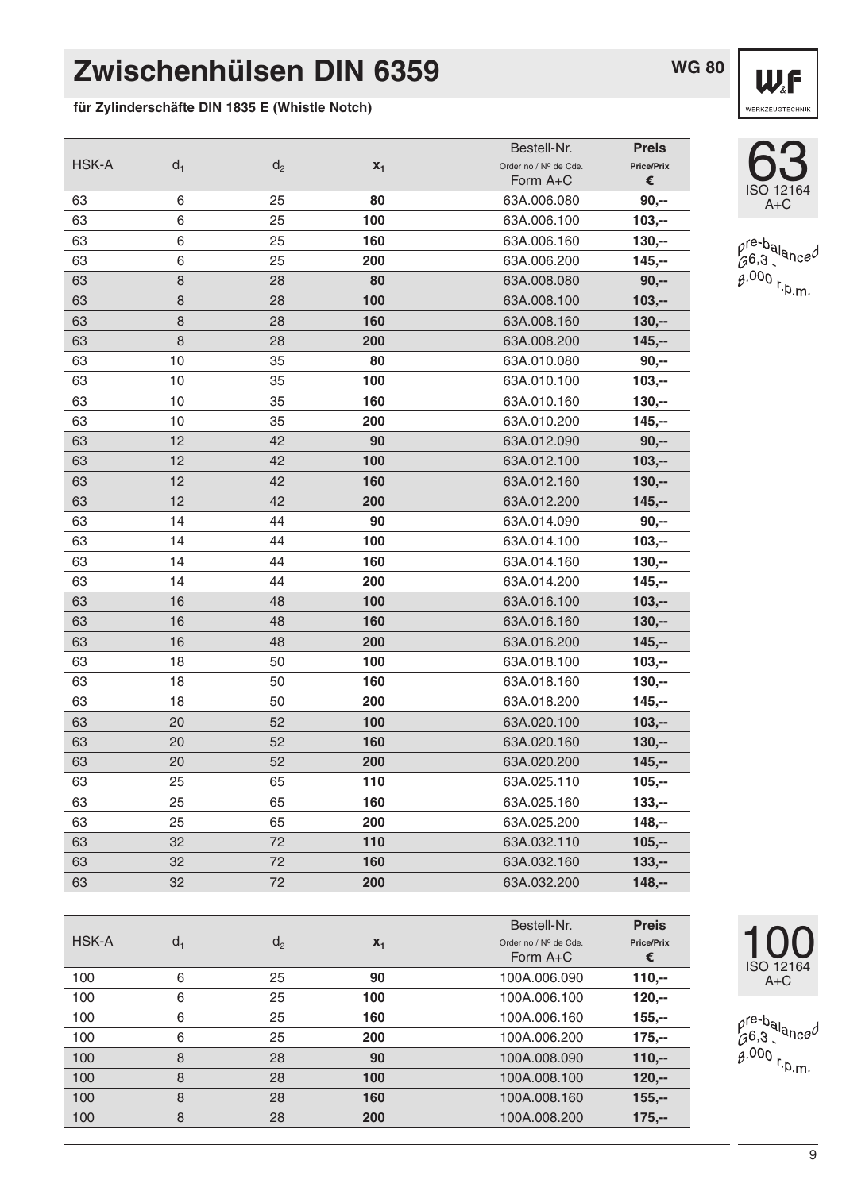# Zwischenhülsen DIN 6359

**WG 80**

**für Zylinderschäfte DIN 1835 E (Whistle Notch)**

63
ISO 12164
A+C

pre-balanced
G6,3 - 8.000 r.p.m.

| HSK-A | $d_1$ | $d_2$ | $x_1$ | Bestell-Nr. Order no / Nº de Cde. Form A+C | Preis Price/Prix € |
|---|---|---|---|---|---|
| 63 | 6 | 25 | **80** | 63A.006.080 | **90,--** |
| 63 | 6 | 25 | **100** | 63A.006.100 | **103,--** |
| 63 | 6 | 25 | **160** | 63A.006.160 | **130,--** |
| 63 | 6 | 25 | **200** | 63A.006.200 | **145,--** |
| 63 | 8 | 28 | **80** | 63A.008.080 | **90,--** |
| 63 | 8 | 28 | **100** | 63A.008.100 | **103,--** |
| 63 | 8 | 28 | **160** | 63A.008.160 | **130,--** |
| 63 | 8 | 28 | **200** | 63A.008.200 | **145,--** |
| 63 | 10 | 35 | **80** | 63A.010.080 | **90,--** |
| 63 | 10 | 35 | **100** | 63A.010.100 | **103,--** |
| 63 | 10 | 35 | **160** | 63A.010.160 | **130,--** |
| 63 | 10 | 35 | **200** | 63A.010.200 | **145,--** |
| 63 | 12 | 42 | **90** | 63A.012.090 | **90,--** |
| 63 | 12 | 42 | **100** | 63A.012.100 | **103,--** |
| 63 | 12 | 42 | **160** | 63A.012.160 | **130,--** |
| 63 | 12 | 42 | **200** | 63A.012.200 | **145,--** |
| 63 | 14 | 44 | **90** | 63A.014.090 | **90,--** |
| 63 | 14 | 44 | **100** | 63A.014.100 | **103,--** |
| 63 | 14 | 44 | **160** | 63A.014.160 | **130,--** |
| 63 | 14 | 44 | **200** | 63A.014.200 | **145,--** |
| 63 | 16 | 48 | **100** | 63A.016.100 | **103,--** |
| 63 | 16 | 48 | **160** | 63A.016.160 | **130,--** |
| 63 | 16 | 48 | **200** | 63A.016.200 | **145,--** |
| 63 | 18 | 50 | **100** | 63A.018.100 | **103,--** |
| 63 | 18 | 50 | **160** | 63A.018.160 | **130,--** |
| 63 | 18 | 50 | **200** | 63A.018.200 | **145,--** |
| 63 | 20 | 52 | **100** | 63A.020.100 | **103,--** |
| 63 | 20 | 52 | **160** | 63A.020.160 | **130,--** |
| 63 | 20 | 52 | **200** | 63A.020.200 | **145,--** |
| 63 | 25 | 65 | **110** | 63A.025.110 | **105,--** |
| 63 | 25 | 65 | **160** | 63A.025.160 | **133,--** |
| 63 | 25 | 65 | **200** | 63A.025.200 | **148,--** |
| 63 | 32 | 72 | **110** | 63A.032.110 | **105,--** |
| 63 | 32 | 72 | **160** | 63A.032.160 | **133,--** |
| 63 | 32 | 72 | **200** | 63A.032.200 | **148,--** |

100
ISO 12164
A+C

pre-balanced
G6,3 - 8.000 r.p.m.

| HSK-A | $d_1$ | $d_2$ | $x_1$ | Bestell-Nr. Order no / Nº de Cde. Form A+C | Preis Price/Prix € |
|---|---|---|---|---|---|
| 100 | 6 | 25 | **90** | 100A.006.090 | **110,--** |
| 100 | 6 | 25 | **100** | 100A.006.100 | **120,--** |
| 100 | 6 | 25 | **160** | 100A.006.160 | **155,--** |
| 100 | 6 | 25 | **200** | 100A.006.200 | **175,--** |
| 100 | 8 | 28 | **90** | 100A.008.090 | **110,--** |
| 100 | 8 | 28 | **100** | 100A.008.100 | **120,--** |
| 100 | 8 | 28 | **160** | 100A.008.160 | **155,--** |
| 100 | 8 | 28 | **200** | 100A.008.200 | **175,--** |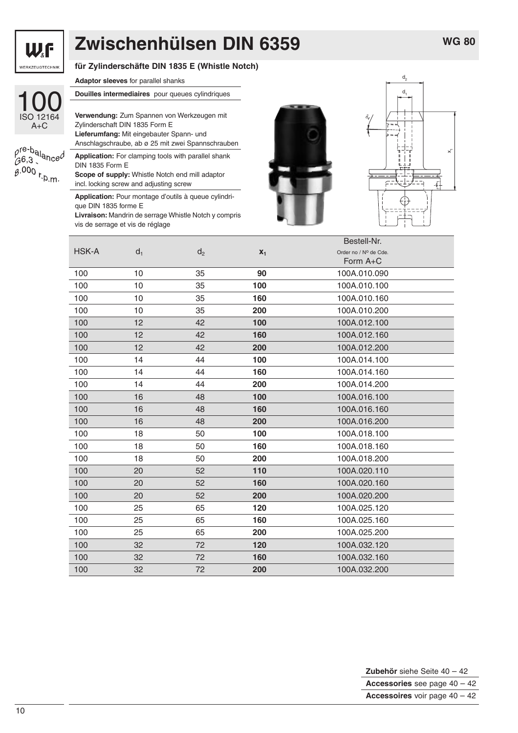# Zwischenhülsen DIN 6359

**WG 80**

100
ISO 12164
A+C

pre-balanced G6,3 - 8.000 r.p.m.

**für Zylinderschäfte DIN 1835 E (Whistle Notch)**

**Adaptor sleeves** for parallel shanks

**Douilles intermediaires** pour queues cylindriques

**Verwendung:** Zum Spannen von Werkzeugen mit Zylinderschaft DIN 1835 Form E
**Lieferumfang:** Mit eingebauter Spann- und Anschlagschraube, ab ø 25 mit zwei Spannschrauben

**Application:** For clamping tools with parallel shank DIN 1835 Form E
**Scope of supply:** Whistle Notch end mill adaptor incl. locking screw and adjusting screw

**Application:** Pour montage d'outils à queue cylindrique DIN 1835 forme E
**Livraison:** Mandrin de serrage Whistle Notch y compris vis de serrage et vis de réglage

| HSK-A | $d_1$ | $d_2$ | $x_1$ | Bestell-Nr. Order no / Nº de Cde. Form A+C |
|---|---|---|---|---|
| 100 | 10 | 35 | **90** | 100A.010.090 |
| 100 | 10 | 35 | **100** | 100A.010.100 |
| 100 | 10 | 35 | **160** | 100A.010.160 |
| 100 | 10 | 35 | **200** | 100A.010.200 |
| 100 | 12 | 42 | **100** | 100A.012.100 |
| 100 | 12 | 42 | **160** | 100A.012.160 |
| 100 | 12 | 42 | **200** | 100A.012.200 |
| 100 | 14 | 44 | **100** | 100A.014.100 |
| 100 | 14 | 44 | **160** | 100A.014.160 |
| 100 | 14 | 44 | **200** | 100A.014.200 |
| 100 | 16 | 48 | **100** | 100A.016.100 |
| 100 | 16 | 48 | **160** | 100A.016.160 |
| 100 | 16 | 48 | **200** | 100A.016.200 |
| 100 | 18 | 50 | **100** | 100A.018.100 |
| 100 | 18 | 50 | **160** | 100A.018.160 |
| 100 | 18 | 50 | **200** | 100A.018.200 |
| 100 | 20 | 52 | **110** | 100A.020.110 |
| 100 | 20 | 52 | **160** | 100A.020.160 |
| 100 | 20 | 52 | **200** | 100A.020.200 |
| 100 | 25 | 65 | **120** | 100A.025.120 |
| 100 | 25 | 65 | **160** | 100A.025.160 |
| 100 | 25 | 65 | **200** | 100A.025.200 |
| 100 | 32 | 72 | **120** | 100A.032.120 |
| 100 | 32 | 72 | **160** | 100A.032.160 |
| 100 | 32 | 72 | **200** | 100A.032.200 |

**Zubehör** siehe Seite 40 – 42
**Accessories** see page 40 – 42
**Accessoires** voir page 40 – 42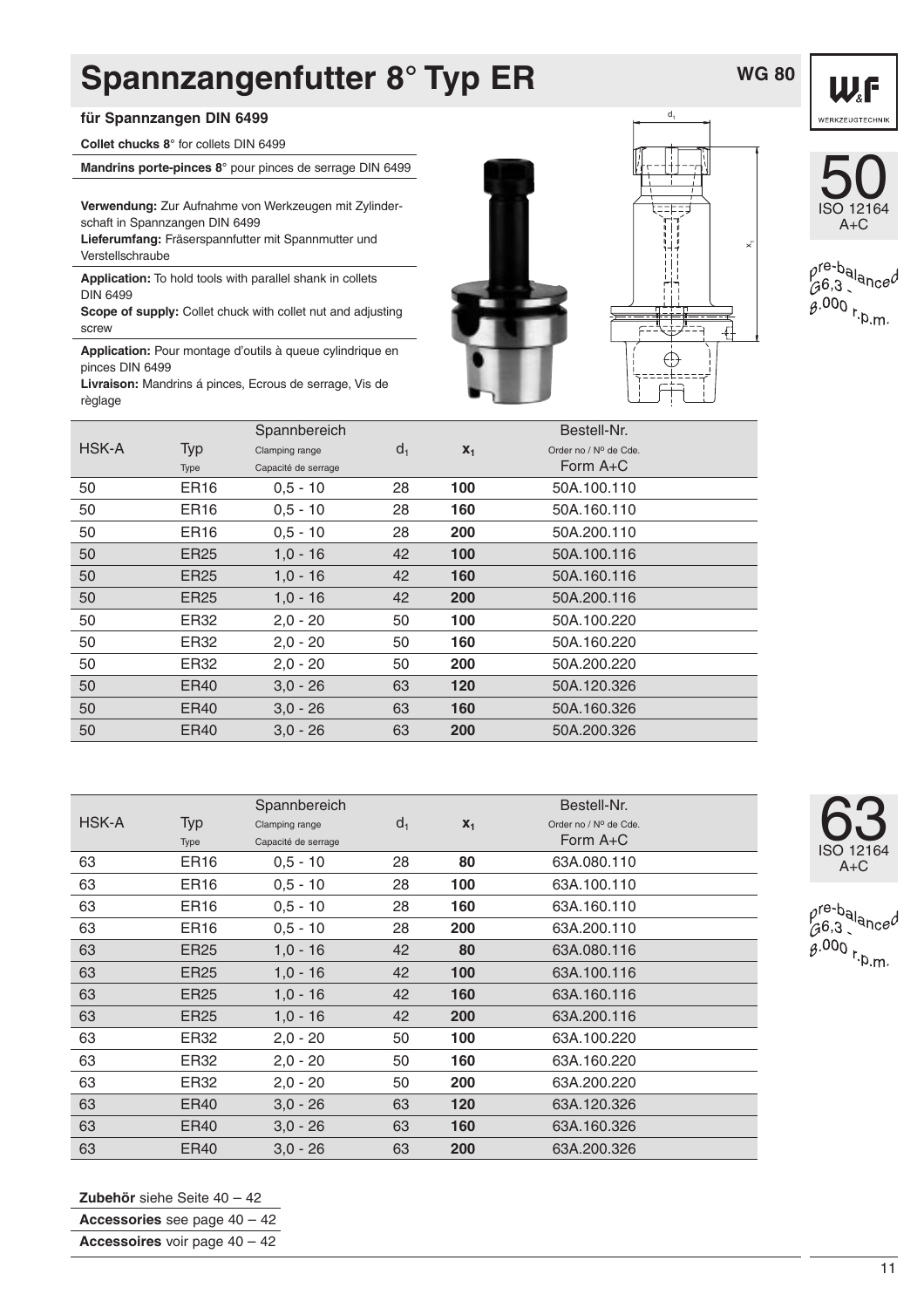# Spannzangenfutter 8° Typ ER

WG 80

## für Spannzangen DIN 6499

**Collet chucks 8°** for collets DIN 6499

**Mandrins porte-pinces 8°** pour pinces de serrage DIN 6499

**Verwendung:** Zur Aufnahme von Werkzeugen mit Zylinderschaft in Spannzangen DIN 6499
**Lieferumfang:** Fräserspannfutter mit Spannmutter und Verstellschraube

**Application:** To hold tools with parallel shank in collets DIN 6499
**Scope of supply:** Collet chuck with collet nut and adjusting screw

**Application:** Pour montage d'outils à queue cylindrique en pinces DIN 6499
**Livraison:** Mandrins á pinces, Ecrous de serrage, Vis de règlage

50 ISO 12164 A+C

pre-balanced G6,3 - 8.000 r.p.m.

| HSK-A | Typ<br>Type | Spannbereich<br>Clamping range<br>Capacité de serrage | $d_1$ | $x_1$ | Bestell-Nr.<br>Order no / Nº de Cde.<br>Form A+C |
|---|---|---|---|---|---|
| 50 | ER16 | 0,5 - 10 | 28 | **100** | 50A.100.110 |
| 50 | ER16 | 0,5 - 10 | 28 | **160** | 50A.160.110 |
| 50 | ER16 | 0,5 - 10 | 28 | **200** | 50A.200.110 |
| 50 | ER25 | 1,0 - 16 | 42 | **100** | 50A.100.116 |
| 50 | ER25 | 1,0 - 16 | 42 | **160** | 50A.160.116 |
| 50 | ER25 | 1,0 - 16 | 42 | **200** | 50A.200.116 |
| 50 | ER32 | 2,0 - 20 | 50 | **100** | 50A.100.220 |
| 50 | ER32 | 2,0 - 20 | 50 | **160** | 50A.160.220 |
| 50 | ER32 | 2,0 - 20 | 50 | **200** | 50A.200.220 |
| 50 | ER40 | 3,0 - 26 | 63 | **120** | 50A.120.326 |
| 50 | ER40 | 3,0 - 26 | 63 | **160** | 50A.160.326 |
| 50 | ER40 | 3,0 - 26 | 63 | **200** | 50A.200.326 |

63 ISO 12164 A+C

pre-balanced G6,3 - 8.000 r.p.m.

| HSK-A | Typ<br>Type | Spannbereich<br>Clamping range<br>Capacité de serrage | $d_1$ | $x_1$ | Bestell-Nr.<br>Order no / Nº de Cde.<br>Form A+C |
|---|---|---|---|---|---|
| 63 | ER16 | 0,5 - 10 | 28 | **80** | 63A.080.110 |
| 63 | ER16 | 0,5 - 10 | 28 | **100** | 63A.100.110 |
| 63 | ER16 | 0,5 - 10 | 28 | **160** | 63A.160.110 |
| 63 | ER16 | 0,5 - 10 | 28 | **200** | 63A.200.110 |
| 63 | ER25 | 1,0 - 16 | 42 | **80** | 63A.080.116 |
| 63 | ER25 | 1,0 - 16 | 42 | **100** | 63A.100.116 |
| 63 | ER25 | 1,0 - 16 | 42 | **160** | 63A.160.116 |
| 63 | ER25 | 1,0 - 16 | 42 | **200** | 63A.200.116 |
| 63 | ER32 | 2,0 - 20 | 50 | **100** | 63A.100.220 |
| 63 | ER32 | 2,0 - 20 | 50 | **160** | 63A.160.220 |
| 63 | ER32 | 2,0 - 20 | 50 | **200** | 63A.200.220 |
| 63 | ER40 | 3,0 - 26 | 63 | **120** | 63A.120.326 |
| 63 | ER40 | 3,0 - 26 | 63 | **160** | 63A.160.326 |
| 63 | ER40 | 3,0 - 26 | 63 | **200** | 63A.200.326 |

**Zubehör** siehe Seite 40 – 42

**Accessories** see page 40 – 42

**Accessoires** voir page 40 – 42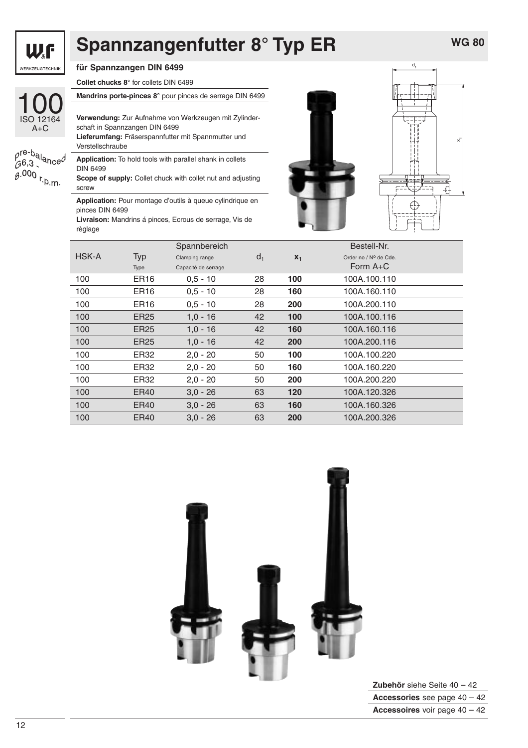# Spannzangenfutter 8° Typ ER

WG 80

100 ISO 12164 A+C

pre-balanced G6,3 - 8.000 r.p.m.

**für Spannzangen DIN 6499**

**Collet chucks 8°** for collets DIN 6499

**Mandrins porte-pinces 8°** pour pinces de serrage DIN 6499

**Verwendung:** Zur Aufnahme von Werkzeugen mit Zylinderschaft in Spannzangen DIN 6499
**Lieferumfang:** Fräserspannfutter mit Spannmutter und Verstellschraube

**Application:** To hold tools with parallel shank in collets DIN 6499
**Scope of supply:** Collet chuck with collet nut and adjusting screw

**Application:** Pour montage d'outils à queue cylindrique en pinces DIN 6499
**Livraison:** Mandrins á pinces, Ecrous de serrage, Vis de règlage

| HSK-A | Typ Type | Spannbereich Clamping range Capacité de serrage | $d_1$ | $x_1$ | Bestell-Nr. Order no / Nº de Cde. Form A+C |
|---|---|---|---|---|---|
| 100 | ER16 | 0,5 - 10 | 28 | **100** | 100A.100.110 |
| 100 | ER16 | 0,5 - 10 | 28 | **160** | 100A.160.110 |
| 100 | ER16 | 0,5 - 10 | 28 | **200** | 100A.200.110 |
| 100 | ER25 | 1,0 - 16 | 42 | **100** | 100A.100.116 |
| 100 | ER25 | 1,0 - 16 | 42 | **160** | 100A.160.116 |
| 100 | ER25 | 1,0 - 16 | 42 | **200** | 100A.200.116 |
| 100 | ER32 | 2,0 - 20 | 50 | **100** | 100A.100.220 |
| 100 | ER32 | 2,0 - 20 | 50 | **160** | 100A.160.220 |
| 100 | ER32 | 2,0 - 20 | 50 | **200** | 100A.200.220 |
| 100 | ER40 | 3,0 - 26 | 63 | **120** | 100A.120.326 |
| 100 | ER40 | 3,0 - 26 | 63 | **160** | 100A.160.326 |
| 100 | ER40 | 3,0 - 26 | 63 | **200** | 100A.200.326 |

**Zubehör** siehe Seite 40 – 42
**Accessories** see page 40 – 42
**Accessoires** voir page 40 – 42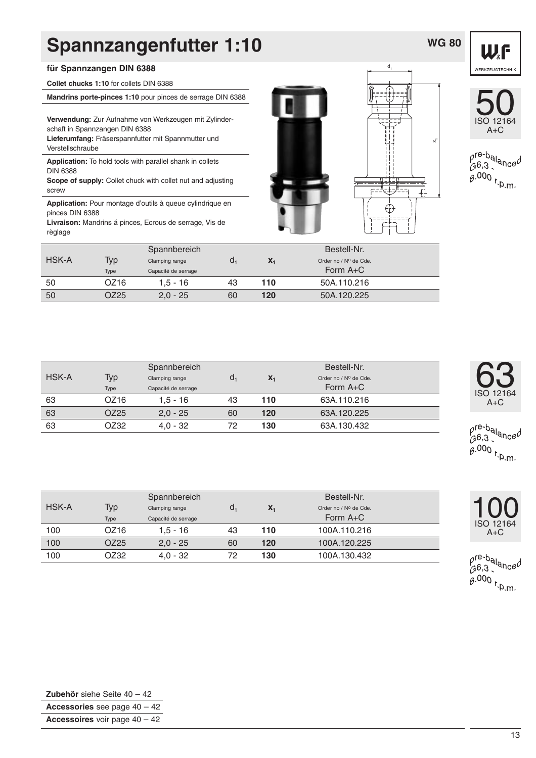# Spannzangenfutter 1:10

WG 80

## für Spannzangen DIN 6388

**Collet chucks 1:10** for collets DIN 6388

**Mandrins porte-pinces 1:10** pour pinces de serrage DIN 6388

**Verwendung:** Zur Aufnahme von Werkzeugen mit Zylinderschaft in Spannzangen DIN 6388
**Lieferumfang:** Fräserspannfutter mit Spannmutter und Verstellschraube

**Application:** To hold tools with parallel shank in collets DIN 6388
**Scope of supply:** Collet chuck with collet nut and adjusting screw

**Application:** Pour montage d'outils à queue cylindrique en pinces DIN 6388
**Livraison:** Mandrins á pinces, Ecrous de serrage, Vis de règlage

50 ISO 12164 A+C

pre-balanced G6,3 - 8.000 r.p.m.

| HSK-A | Typ<br>Type | Spannbereich<br>Clamping range<br>Capacité de serrage | $d_1$ | $x_1$ | Bestell-Nr.<br>Order no / Nº de Cde.<br>Form A+C |
|---|---|---|---|---|---|
| 50 | OZ16 | 1,5 - 16 | 43 | **110** | 50A.110.216 |
| 50 | OZ25 | 2,0 - 25 | 60 | **120** | 50A.120.225 |

63 ISO 12164 A+C

pre-balanced G6,3 - 8.000 r.p.m.

| HSK-A | Typ<br>Type | Spannbereich<br>Clamping range<br>Capacité de serrage | $d_1$ | $x_1$ | Bestell-Nr.<br>Order no / Nº de Cde.<br>Form A+C |
|---|---|---|---|---|---|
| 63 | OZ16 | 1,5 - 16 | 43 | **110** | 63A.110.216 |
| 63 | OZ25 | 2,0 - 25 | 60 | **120** | 63A.120.225 |
| 63 | OZ32 | 4,0 - 32 | 72 | **130** | 63A.130.432 |

100 ISO 12164 A+C

pre-balanced G6,3 - 8.000 r.p.m.

| HSK-A | Typ<br>Type | Spannbereich<br>Clamping range<br>Capacité de serrage | $d_1$ | $x_1$ | Bestell-Nr.<br>Order no / Nº de Cde.<br>Form A+C |
|---|---|---|---|---|---|
| 100 | OZ16 | 1,5 - 16 | 43 | **110** | 100A.110.216 |
| 100 | OZ25 | 2,0 - 25 | 60 | **120** | 100A.120.225 |
| 100 | OZ32 | 4,0 - 32 | 72 | **130** | 100A.130.432 |

**Zubehör** siehe Seite 40 – 42
**Accessories** see page 40 – 42
**Accessoires** voir page 40 – 42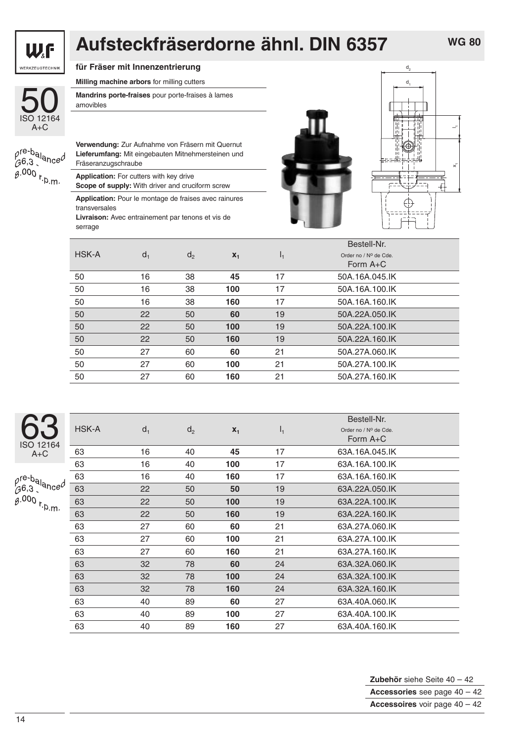# Aufsteckfräserdorne ähnl. DIN 6357

WG 80

## für Fräser mit Innenzentrierung

**Milling machine arbors** for milling cutters

**Mandrins porte-fraises** pour porte-fraises à lames amovibles

**Verwendung:** Zur Aufnahme von Fräsern mit Quernut
**Lieferumfang:** Mit eingebauten Mitnehmersteinen und Fräseranzugschraube

**Application:** For cutters with key drive
**Scope of supply:** With driver and cruciform screw

**Application:** Pour le montage de fraises avec rainures transversales
**Livraison:** Avec entrainement par tenons et vis de serrage

### 50 ISO 12164 A+C

pre-balanced G6,3 - 8.000 r.p.m.

| HSK-A | $d_1$ | $d_2$ | $x_1$ | $l_1$ | Bestell-Nr. Order no / Nº de Cde. Form A+C |
|---|---|---|---|---|---|
| 50 | 16 | 38 | **45** | 17 | 50A.16A.045.IK |
| 50 | 16 | 38 | **100** | 17 | 50A.16A.100.IK |
| 50 | 16 | 38 | **160** | 17 | 50A.16A.160.IK |
| 50 | 22 | 50 | **60** | 19 | 50A.22A.050.IK |
| 50 | 22 | 50 | **100** | 19 | 50A.22A.100.IK |
| 50 | 22 | 50 | **160** | 19 | 50A.22A.160.IK |
| 50 | 27 | 60 | **60** | 21 | 50A.27A.060.IK |
| 50 | 27 | 60 | **100** | 21 | 50A.27A.100.IK |
| 50 | 27 | 60 | **160** | 21 | 50A.27A.160.IK |

### 63 ISO 12164 A+C

pre-balanced G6,3 - 8.000 r.p.m.

| HSK-A | $d_1$ | $d_2$ | $x_1$ | $l_1$ | Bestell-Nr. Order no / Nº de Cde. Form A+C |
|---|---|---|---|---|---|
| 63 | 16 | 40 | **45** | 17 | 63A.16A.045.IK |
| 63 | 16 | 40 | **100** | 17 | 63A.16A.100.IK |
| 63 | 16 | 40 | **160** | 17 | 63A.16A.160.IK |
| 63 | 22 | 50 | **50** | 19 | 63A.22A.050.IK |
| 63 | 22 | 50 | **100** | 19 | 63A.22A.100.IK |
| 63 | 22 | 50 | **160** | 19 | 63A.22A.160.IK |
| 63 | 27 | 60 | **60** | 21 | 63A.27A.060.IK |
| 63 | 27 | 60 | **100** | 21 | 63A.27A.100.IK |
| 63 | 27 | 60 | **160** | 21 | 63A.27A.160.IK |
| 63 | 32 | 78 | **60** | 24 | 63A.32A.060.IK |
| 63 | 32 | 78 | **100** | 24 | 63A.32A.100.IK |
| 63 | 32 | 78 | **160** | 24 | 63A.32A.160.IK |
| 63 | 40 | 89 | **60** | 27 | 63A.40A.060.IK |
| 63 | 40 | 89 | **100** | 27 | 63A.40A.100.IK |
| 63 | 40 | 89 | **160** | 27 | 63A.40A.160.IK |

**Zubehör** siehe Seite 40 – 42
**Accessories** see page 40 – 42
**Accessoires** voir page 40 – 42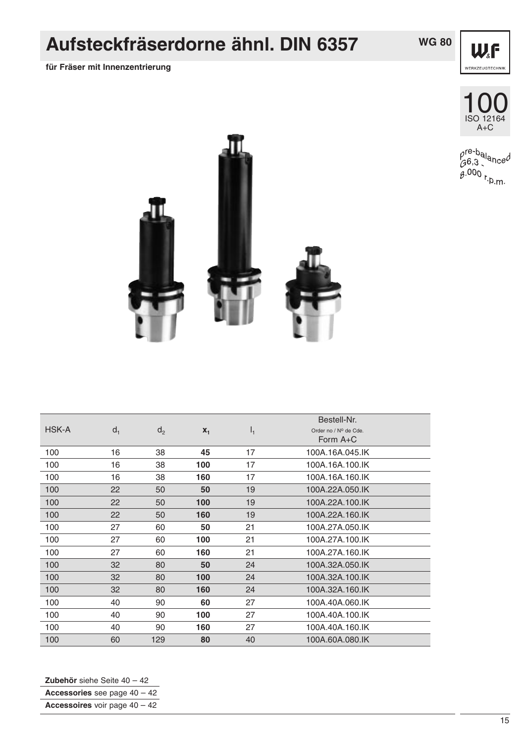# Aufsteckfräserdorne ähnl. DIN 6357

**WG 80**

**für Fräser mit Innenzentrierung**

100
ISO 12164
A+C

pre-balanced
G6,3 -
8.000 r.p.m.

| HSK-A | $d_1$ | $d_2$ | $x_1$ | $l_1$ | Bestell-Nr. Order no / Nº de Cde. Form A+C |
|---|---|---|---|---|---|
| 100 | 16 | 38 | **45** | 17 | 100A.16A.045.IK |
| 100 | 16 | 38 | **100** | 17 | 100A.16A.100.IK |
| 100 | 16 | 38 | **160** | 17 | 100A.16A.160.IK |
| 100 | 22 | 50 | **50** | 19 | 100A.22A.050.IK |
| 100 | 22 | 50 | **100** | 19 | 100A.22A.100.IK |
| 100 | 22 | 50 | **160** | 19 | 100A.22A.160.IK |
| 100 | 27 | 60 | **50** | 21 | 100A.27A.050.IK |
| 100 | 27 | 60 | **100** | 21 | 100A.27A.100.IK |
| 100 | 27 | 60 | **160** | 21 | 100A.27A.160.IK |
| 100 | 32 | 80 | **50** | 24 | 100A.32A.050.IK |
| 100 | 32 | 80 | **100** | 24 | 100A.32A.100.IK |
| 100 | 32 | 80 | **160** | 24 | 100A.32A.160.IK |
| 100 | 40 | 90 | **60** | 27 | 100A.40A.060.IK |
| 100 | 40 | 90 | **100** | 27 | 100A.40A.100.IK |
| 100 | 40 | 90 | **160** | 27 | 100A.40A.160.IK |
| 100 | 60 | 129 | **80** | 40 | 100A.60A.080.IK |

**Zubehör** siehe Seite 40 – 42

**Accessories** see page 40 – 42

**Accessoires** voir page 40 – 42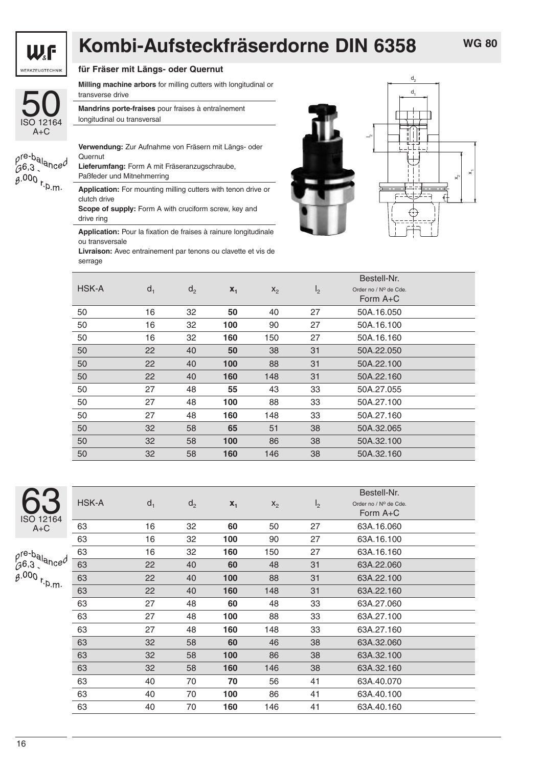# Kombi-Aufsteckfräserdorne DIN 6358

**WG 80**

### für Fräser mit Längs- oder Quernut

**Milling machine arbors** for milling cutters with longitudinal or transverse drive

**Mandrins porte-fraises** pour fraises à entraînement longitudinal ou transversal

**Verwendung:** Zur Aufnahme von Fräsern mit Längs- oder Quernut
**Lieferumfang:** Form A mit Fräseranzugschraube, Paßfeder und Mitnehmerring

**Application:** For mounting milling cutters with tenon drive or clutch drive
**Scope of supply:** Form A with cruciform screw, key and drive ring

**Application:** Pour la fixation de fraises à rainure longitudinale ou transversale
**Livraison:** Avec entrainement par tenons ou clavette et vis de serrage

50
ISO 12164
A+C

pre-balanced G6,3 - 8.000 r.p.m.

| HSK-A | $d_1$ | $d_2$ | $x_1$ | $x_2$ | $l_2$ | Bestell-Nr. Order no / Nº de Cde. Form A+C |
|---|---|---|---|---|---|---|
| 50 | 16 | 32 | **50** | 40 | 27 | 50A.16.050 |
| 50 | 16 | 32 | **100** | 90 | 27 | 50A.16.100 |
| 50 | 16 | 32 | **160** | 150 | 27 | 50A.16.160 |
| 50 | 22 | 40 | **50** | 38 | 31 | 50A.22.050 |
| 50 | 22 | 40 | **100** | 88 | 31 | 50A.22.100 |
| 50 | 22 | 40 | **160** | 148 | 31 | 50A.22.160 |
| 50 | 27 | 48 | **55** | 43 | 33 | 50A.27.055 |
| 50 | 27 | 48 | **100** | 88 | 33 | 50A.27.100 |
| 50 | 27 | 48 | **160** | 148 | 33 | 50A.27.160 |
| 50 | 32 | 58 | **65** | 51 | 38 | 50A.32.065 |
| 50 | 32 | 58 | **100** | 86 | 38 | 50A.32.100 |
| 50 | 32 | 58 | **160** | 146 | 38 | 50A.32.160 |

63
ISO 12164
A+C

pre-balanced G6,3 - 8.000 r.p.m.

| HSK-A | $d_1$ | $d_2$ | $x_1$ | $x_2$ | $l_2$ | Bestell-Nr. Order no / Nº de Cde. Form A+C |
|---|---|---|---|---|---|---|
| 63 | 16 | 32 | **60** | 50 | 27 | 63A.16.060 |
| 63 | 16 | 32 | **100** | 90 | 27 | 63A.16.100 |
| 63 | 16 | 32 | **160** | 150 | 27 | 63A.16.160 |
| 63 | 22 | 40 | **60** | 48 | 31 | 63A.22.060 |
| 63 | 22 | 40 | **100** | 88 | 31 | 63A.22.100 |
| 63 | 22 | 40 | **160** | 148 | 31 | 63A.22.160 |
| 63 | 27 | 48 | **60** | 48 | 33 | 63A.27.060 |
| 63 | 27 | 48 | **100** | 88 | 33 | 63A.27.100 |
| 63 | 27 | 48 | **160** | 148 | 33 | 63A.27.160 |
| 63 | 32 | 58 | **60** | 46 | 38 | 63A.32.060 |
| 63 | 32 | 58 | **100** | 86 | 38 | 63A.32.100 |
| 63 | 32 | 58 | **160** | 146 | 38 | 63A.32.160 |
| 63 | 40 | 70 | **70** | 56 | 41 | 63A.40.070 |
| 63 | 40 | 70 | **100** | 86 | 41 | 63A.40.100 |
| 63 | 40 | 70 | **160** | 146 | 41 | 63A.40.160 |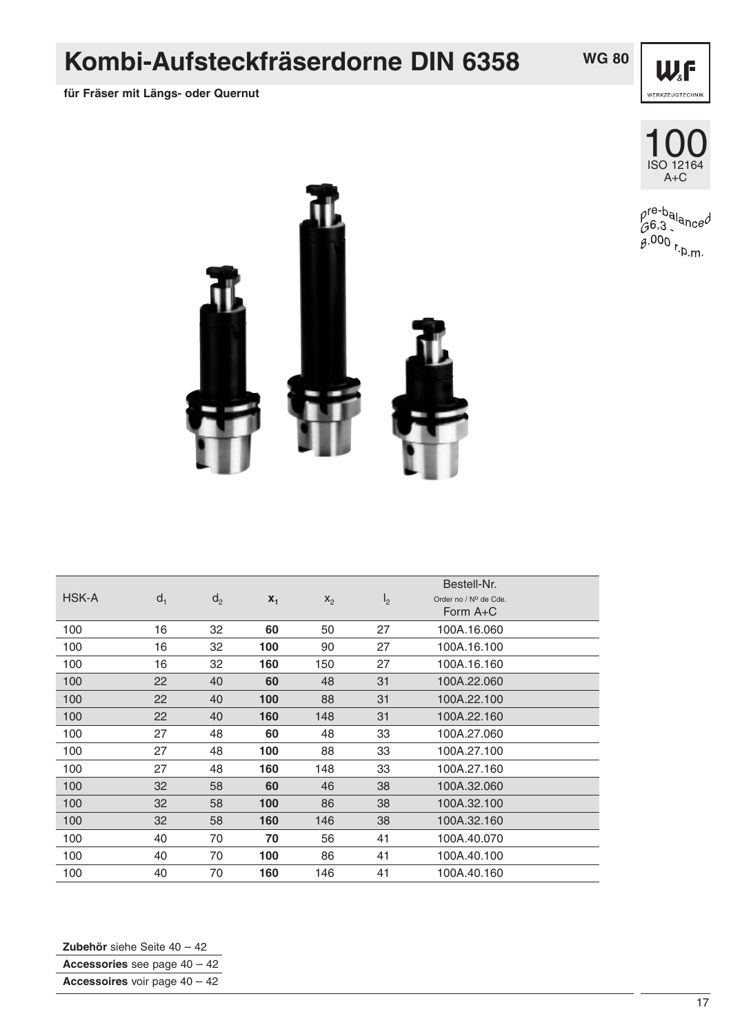# Kombi-Aufsteckfräserdorne DIN 6358

WG 80

**für Fräser mit Längs- oder Quernut**

100
ISO 12164
A+C

pre-balanced G6,3 - 8.000 r.p.m.

| HSK-A | $d_1$ | $d_2$ | $x_1$ | $x_2$ | $l_2$ | Bestell-Nr. Order no / Nº de Cde. Form A+C |
|---|---|---|---|---|---|---|
| 100 | 16 | 32 | **60** | 50 | 27 | 100A.16.060 |
| 100 | 16 | 32 | **100** | 90 | 27 | 100A.16.100 |
| 100 | 16 | 32 | **160** | 150 | 27 | 100A.16.160 |
| 100 | 22 | 40 | **60** | 48 | 31 | 100A.22.060 |
| 100 | 22 | 40 | **100** | 88 | 31 | 100A.22.100 |
| 100 | 22 | 40 | **160** | 148 | 31 | 100A.22.160 |
| 100 | 27 | 48 | **60** | 48 | 33 | 100A.27.060 |
| 100 | 27 | 48 | **100** | 88 | 33 | 100A.27.100 |
| 100 | 27 | 48 | **160** | 148 | 33 | 100A.27.160 |
| 100 | 32 | 58 | **60** | 46 | 38 | 100A.32.060 |
| 100 | 32 | 58 | **100** | 86 | 38 | 100A.32.100 |
| 100 | 32 | 58 | **160** | 146 | 38 | 100A.32.160 |
| 100 | 40 | 70 | **70** | 56 | 41 | 100A.40.070 |
| 100 | 40 | 70 | **100** | 86 | 41 | 100A.40.100 |
| 100 | 40 | 70 | **160** | 146 | 41 | 100A.40.160 |

**Zubehör** siehe Seite 40 – 42

**Accessories** see page 40 – 42

**Accessoires** voir page 40 – 42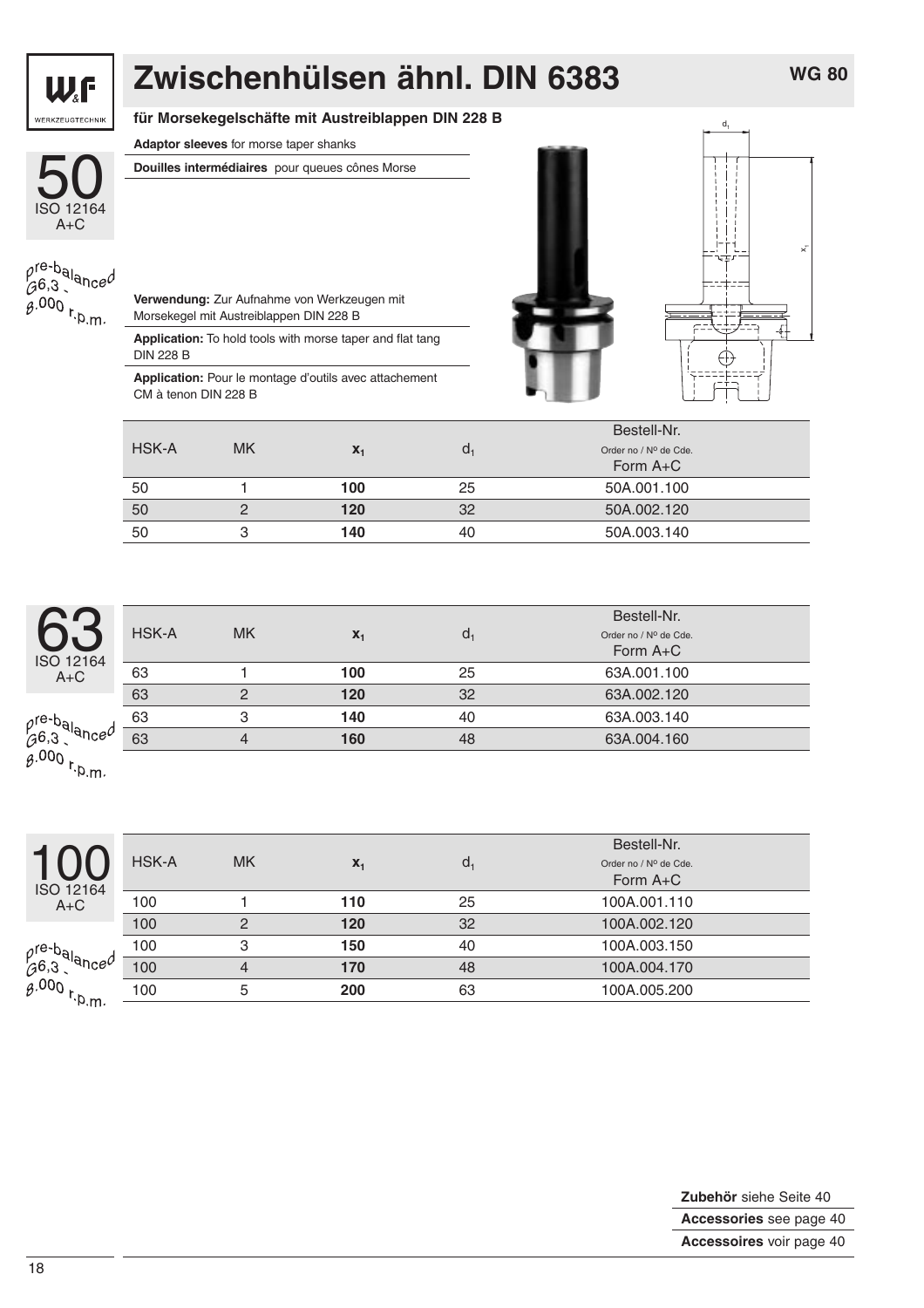# Zwischenhülsen ähnl. DIN 6383

**WG 80**

## für Morsekegelschäfte mit Austreiblappen DIN 228 B

**Adaptor sleeves** for morse taper shanks

**Douilles intermédiaires** pour queues cônes Morse

**Verwendung:** Zur Aufnahme von Werkzeugen mit Morsekegel mit Austreiblappen DIN 228 B

**Application:** To hold tools with morse taper and flat tang DIN 228 B

**Application:** Pour le montage d'outils avec attachement CM à tenon DIN 228 B

### 50 ISO 12164 A+C

pre-balanced G6,3 - 8.000 r.p.m.

| HSK-A | MK | $x_1$ | $d_1$ | Bestell-Nr. Order no / Nº de Cde. Form A+C |
|---|---|---|---|---|
| 50 | 1 | **100** | 25 | 50A.001.100 |
| 50 | 2 | **120** | 32 | 50A.002.120 |
| 50 | 3 | **140** | 40 | 50A.003.140 |

### 63 ISO 12164 A+C

pre-balanced G6,3 - 8.000 r.p.m.

| HSK-A | MK | $x_1$ | $d_1$ | Bestell-Nr. Order no / Nº de Cde. Form A+C |
|---|---|---|---|---|
| 63 | 1 | **100** | 25 | 63A.001.100 |
| 63 | 2 | **120** | 32 | 63A.002.120 |
| 63 | 3 | **140** | 40 | 63A.003.140 |
| 63 | 4 | **160** | 48 | 63A.004.160 |

### 100 ISO 12164 A+C

pre-balanced G6,3 - 8.000 r.p.m.

| HSK-A | MK | $x_1$ | $d_1$ | Bestell-Nr. Order no / Nº de Cde. Form A+C |
|---|---|---|---|---|
| 100 | 1 | **110** | 25 | 100A.001.110 |
| 100 | 2 | **120** | 32 | 100A.002.120 |
| 100 | 3 | **150** | 40 | 100A.003.150 |
| 100 | 4 | **170** | 48 | 100A.004.170 |
| 100 | 5 | **200** | 63 | 100A.005.200 |

**Zubehör** siehe Seite 40
**Accessories** see page 40
**Accessoires** voir page 40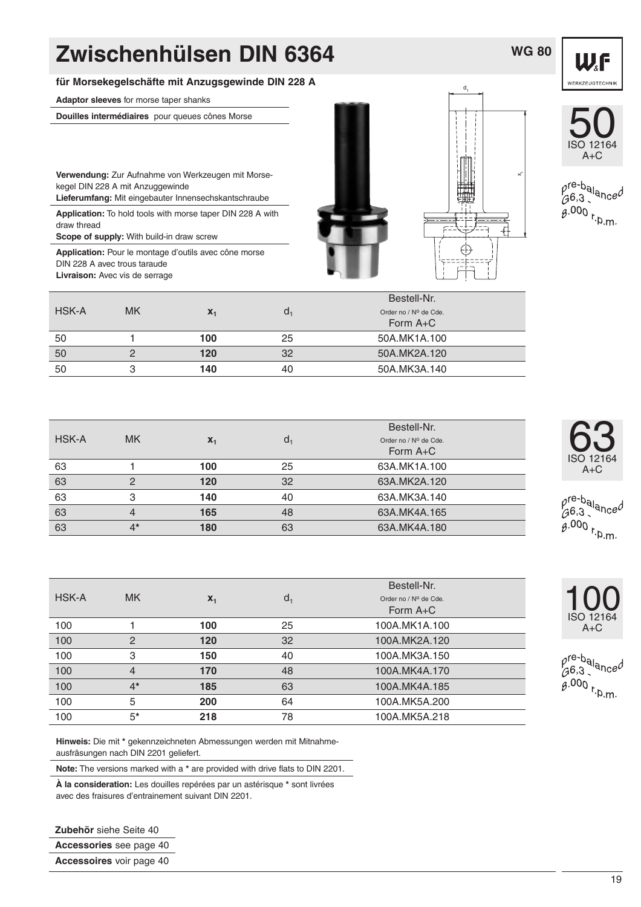# Zwischenhülsen DIN 6364

WG 80

## für Morsekegelschäfte mit Anzugsgewinde DIN 228 A

**Adaptor sleeves** for morse taper shanks

**Douilles intermédiaires** pour queues cônes Morse

**Verwendung:** Zur Aufnahme von Werkzeugen mit Morsekegel DIN 228 A mit Anzugsgewinde
**Lieferumfang:** Mit eingebauter Innensechskantschraube

**Application:** To hold tools with morse taper DIN 228 A with draw thread
**Scope of supply:** With build-in draw screw

**Application:** Pour le montage d'outils avec cône morse DIN 228 A avec trous taraude
**Livraison:** Avec vis de serrage

50 ISO 12164 A+C

pre-balanced G6,3 - 8.000 r.p.m.

| HSK-A | MK | $x_1$ | $d_1$ | Bestell-Nr. Order no / Nº de Cde. Form A+C |
|---|---|---|---|---|
| 50 | 1 | **100** | 25 | 50A.MK1A.100 |
| 50 | 2 | **120** | 32 | 50A.MK2A.120 |
| 50 | 3 | **140** | 40 | 50A.MK3A.140 |

63 ISO 12164 A+C

pre-balanced G6,3 - 8.000 r.p.m.

| HSK-A | MK | $x_1$ | $d_1$ | Bestell-Nr. Order no / Nº de Cde. Form A+C |
|---|---|---|---|---|
| 63 | 1 | **100** | 25 | 63A.MK1A.100 |
| 63 | 2 | **120** | 32 | 63A.MK2A.120 |
| 63 | 3 | **140** | 40 | 63A.MK3A.140 |
| 63 | 4 | **165** | 48 | 63A.MK4A.165 |
| 63 | 4* | **180** | 63 | 63A.MK4A.180 |

100 ISO 12164 A+C

pre-balanced G6,3 - 8.000 r.p.m.

| HSK-A | MK | $x_1$ | $d_1$ | Bestell-Nr. Order no / Nº de Cde. Form A+C |
|---|---|---|---|---|
| 100 | 1 | **100** | 25 | 100A.MK1A.100 |
| 100 | 2 | **120** | 32 | 100A.MK2A.120 |
| 100 | 3 | **150** | 40 | 100A.MK3A.150 |
| 100 | 4 | **170** | 48 | 100A.MK4A.170 |
| 100 | 4* | **185** | 63 | 100A.MK4A.185 |
| 100 | 5 | **200** | 64 | 100A.MK5A.200 |
| 100 | 5* | **218** | 78 | 100A.MK5A.218 |

**Hinweis:** Die mit * gekennzeichneten Abmessungen werden mit Mitnahmeausfräsungen nach DIN 2201 geliefert.

**Note:** The versions marked with a * are provided with drive flats to DIN 2201.

**À la consideration:** Les douilles repérées par un astérisque * sont livrées avec des fraisures d'entrainement suivant DIN 2201.

**Zubehör** siehe Seite 40
**Accessories** see page 40
**Accessoires** voir page 40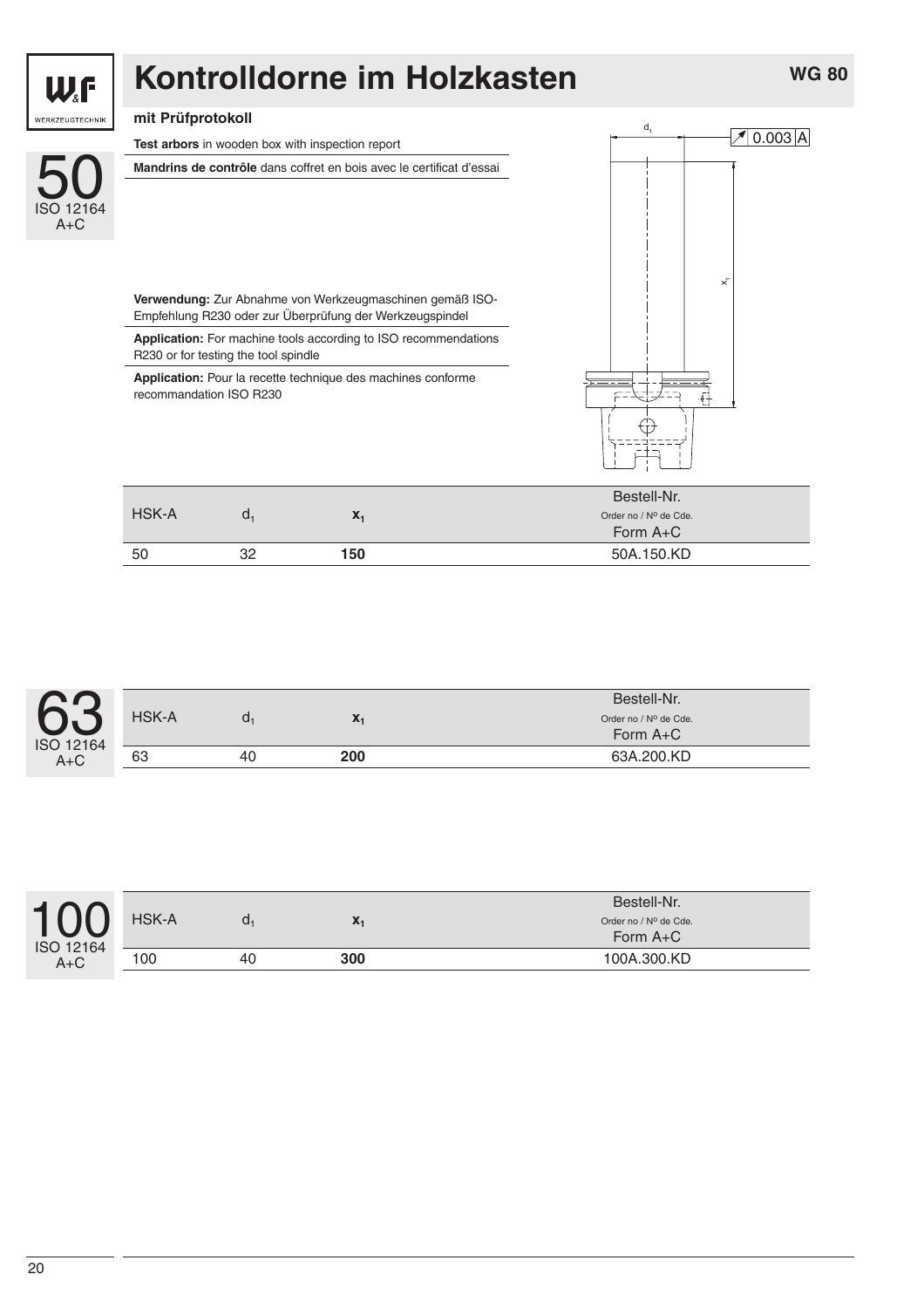# Kontrolldorne im Holzkasten

WG 80

**mit Prüfprotokoll**

**Test arbors** in wooden box with inspection report

**Mandrins de contrôle** dans coffret en bois avec le certificat d'essai

**Verwendung:** Zur Abnahme von Werkzeugmaschinen gemäß ISO-Empfehlung R230 oder zur Überprüfung der Werkzeugspindel

**Application:** For machine tools according to ISO recommendations R230 or for testing the tool spindle

**Application:** Pour la recette technique des machines conforme recommandation ISO R230

## 50 ISO 12164 A+C

| HSK-A | $d_1$ | $x_1$ | Bestell-Nr. Order no / Nº de Cde. Form A+C |
|---|---|---|---|
| 50 | 32 | **150** | 50A.150.KD |

## 63 ISO 12164 A+C

| HSK-A | $d_1$ | $x_1$ | Bestell-Nr. Order no / Nº de Cde. Form A+C |
|---|---|---|---|
| 63 | 40 | **200** | 63A.200.KD |

## 100 ISO 12164 A+C

| HSK-A | $d_1$ | $x_1$ | Bestell-Nr. Order no / Nº de Cde. Form A+C |
|---|---|---|---|
| 100 | 40 | **300** | 100A.300.KD |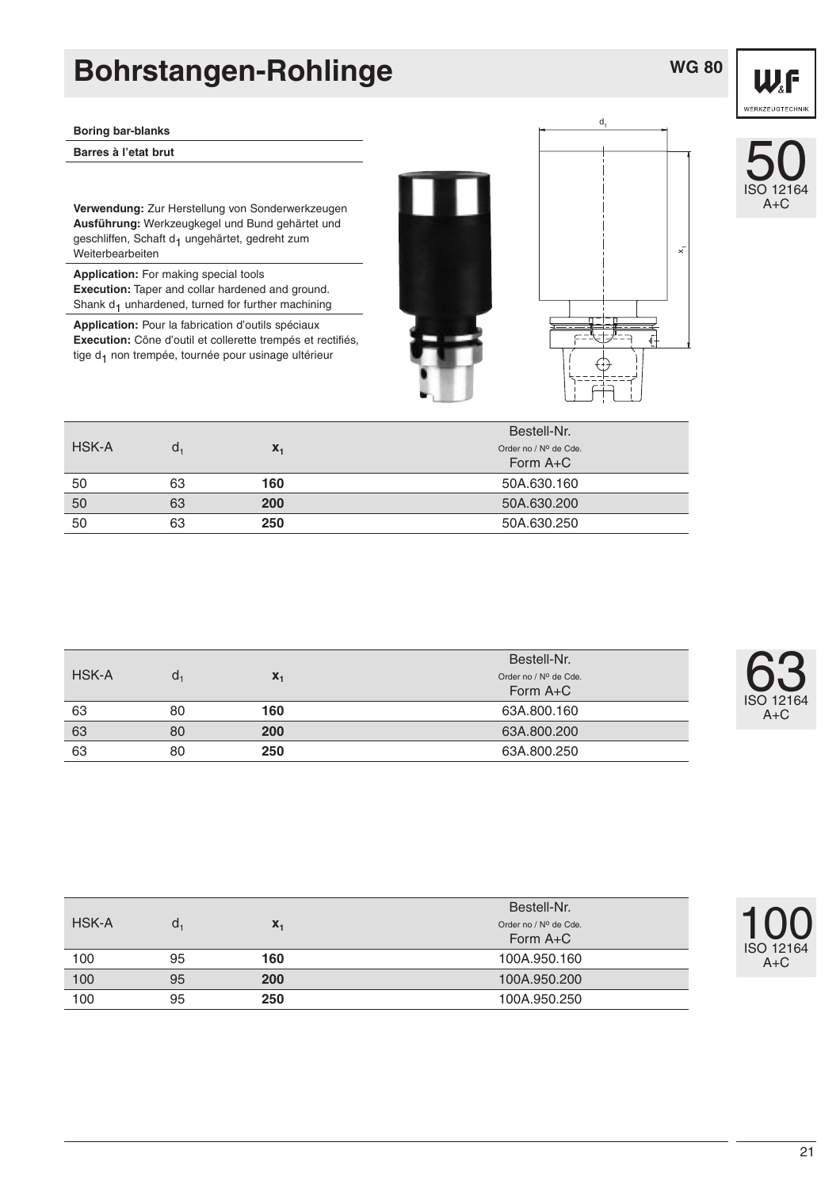# Bohrstangen-Rohlinge

WG 80

**Boring bar-blanks**

**Barres à l'etat brut**

**Verwendung:** Zur Herstellung von Sonderwerkzeugen
**Ausführung:** Werkzeugkegel und Bund gehärtet und geschliffen, Schaft $d_1$ ungehärtet, gedreht zum Weiterbearbeiten

**Application:** For making special tools
**Execution:** Taper and collar hardened and ground. Shank $d_1$ unhardened, turned for further machining

**Application:** Pour la fabrication d'outils spéciaux
**Execution:** Cône d'outil et collerette trempés et rectifiés, tige $d_1$ non trempée, tournée pour usinage ultérieur

50
ISO 12164
A+C

| HSK-A | $d_1$ | $x_1$ | Bestell-Nr. Order no / Nº de Cde. Form A+C |
|---|---|---|---|
| 50 | 63 | **160** | 50A.630.160 |
| 50 | 63 | **200** | 50A.630.200 |
| 50 | 63 | **250** | 50A.630.250 |

63
ISO 12164
A+C

| HSK-A | $d_1$ | $x_1$ | Bestell-Nr. Order no / Nº de Cde. Form A+C |
|---|---|---|---|
| 63 | 80 | **160** | 63A.800.160 |
| 63 | 80 | **200** | 63A.800.200 |
| 63 | 80 | **250** | 63A.800.250 |

100
ISO 12164
A+C

| HSK-A | $d_1$ | $x_1$ | Bestell-Nr. Order no / Nº de Cde. Form A+C |
|---|---|---|---|
| 100 | 95 | **160** | 100A.950.160 |
| 100 | 95 | **200** | 100A.950.200 |
| 100 | 95 | **250** | 100A.950.250 |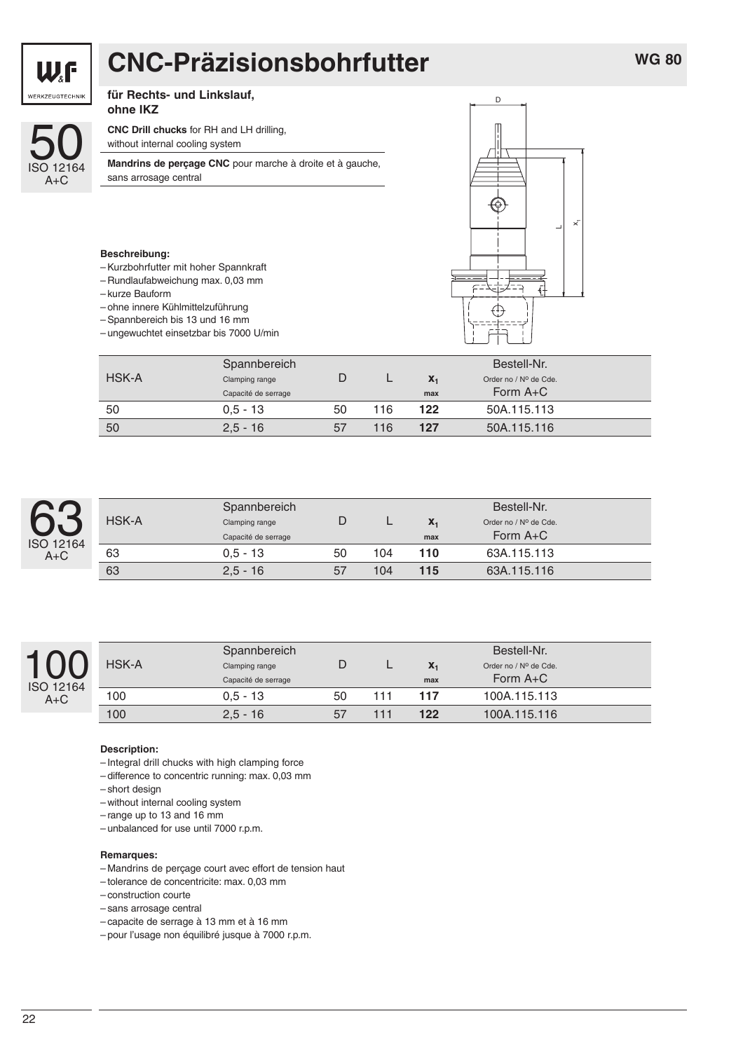# CNC-Präzisionsbohrfutter

**WG 80**

50
ISO 12164
A+C

**für Rechts- und Linkslauf, ohne IKZ**

**CNC Drill chucks** for RH and LH drilling, without internal cooling system

**Mandrins de perçage CNC** pour marche à droite et à gauche, sans arrosage central

**Beschreibung:**
- Kurzbohrfutter mit hoher Spannkraft
- Rundlaufabweichung max. 0,03 mm
- kurze Bauform
- ohne innere Kühlmittelzuführung
- Spannbereich bis 13 und 16 mm
- ungewuchtet einsetzbar bis 7000 U/min

| HSK-A | Spannbereich Clamping range Capacité de serrage | D | L | $x_1$ max | Bestell-Nr. Order no / Nº de Cde. Form A+C |
|---|---|---|---|---|---|
| 50 | 0,5 - 13 | 50 | 116 | **122** | 50A.115.113 |
| 50 | 2,5 - 16 | 57 | 116 | **127** | 50A.115.116 |

63
ISO 12164
A+C

| HSK-A | Spannbereich Clamping range Capacité de serrage | D | L | $x_1$ max | Bestell-Nr. Order no / Nº de Cde. Form A+C |
|---|---|---|---|---|---|
| 63 | 0,5 - 13 | 50 | 104 | **110** | 63A.115.113 |
| 63 | 2,5 - 16 | 57 | 104 | **115** | 63A.115.116 |

100
ISO 12164
A+C

| HSK-A | Spannbereich Clamping range Capacité de serrage | D | L | $x_1$ max | Bestell-Nr. Order no / Nº de Cde. Form A+C |
|---|---|---|---|---|---|
| 100 | 0,5 - 13 | 50 | 111 | **117** | 100A.115.113 |
| 100 | 2,5 - 16 | 57 | 111 | **122** | 100A.115.116 |

**Description:**
- Integral drill chucks with high clamping force
- difference to concentric running: max. 0,03 mm
- short design
- without internal cooling system
- range up to 13 and 16 mm
- unbalanced for use until 7000 r.p.m.

**Remarques:**
- Mandrins de perçage court avec effort de tension haut
- tolerance de concentricite: max. 0,03 mm
- construction courte
- sans arrosage central
- capacite de serrage à 13 mm et à 16 mm
- pour l'usage non équilibré jusque à 7000 r.p.m.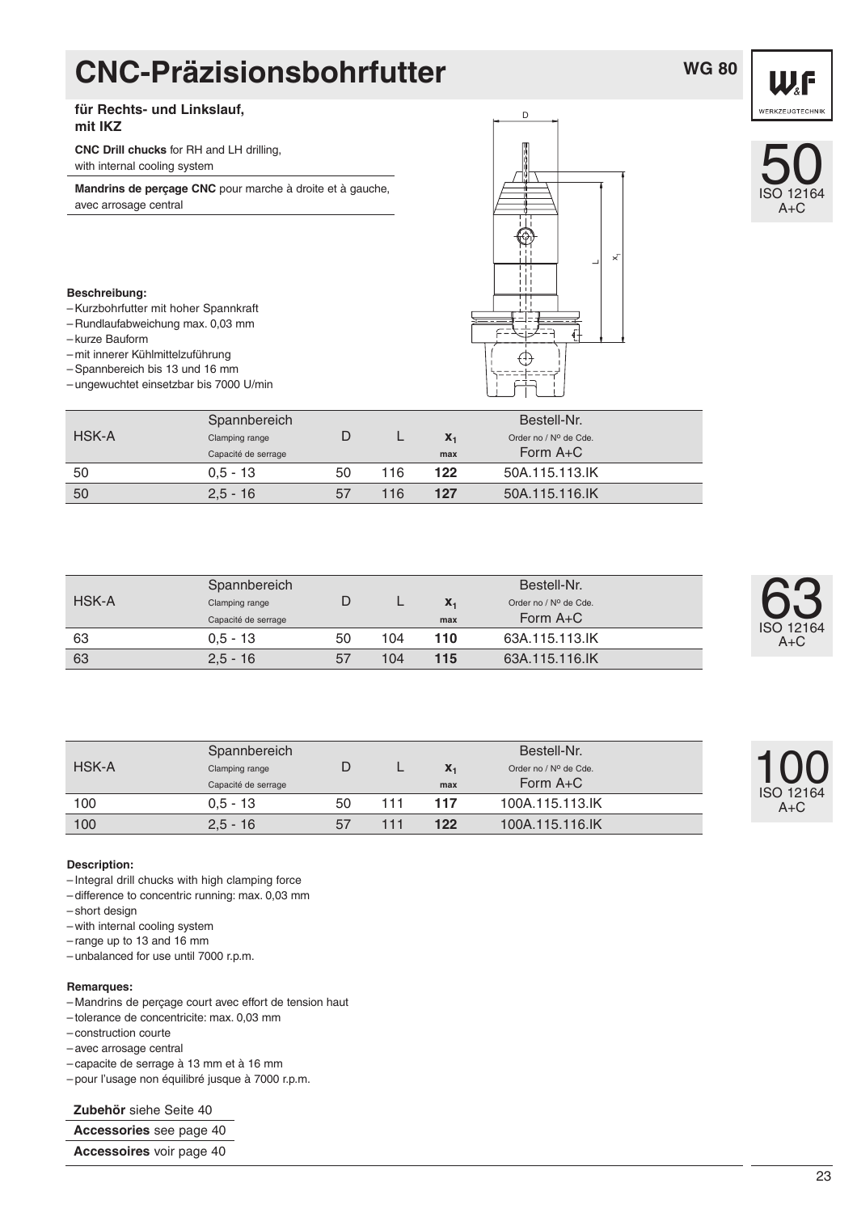# CNC-Präzisionsbohrfutter

WG 80

**für Rechts- und Linkslauf, mit IKZ**

**CNC Drill chucks** for RH and LH drilling, with internal cooling system

**Mandrins de perçage CNC** pour marche à droite et à gauche, avec arrosage central

**Beschreibung:**
- Kurzbohrfutter mit hoher Spannkraft
- Rundlaufabweichung max. 0,03 mm
- kurze Bauform
- mit innerer Kühlmittelzuführung
- Spannbereich bis 13 und 16 mm
- ungewuchtet einsetzbar bis 7000 U/min

**50** ISO 12164 A+C

| HSK-A | Spannbereich<br>Clamping range<br>Capacité de serrage | D | L | $x_1$<br>max | Bestell-Nr.<br>Order no / Nº de Cde.<br>Form A+C |
|---|---|---|---|---|---|
| 50 | 0,5 - 13 | 50 | 116 | **122** | 50A.115.113.IK |
| 50 | 2,5 - 16 | 57 | 116 | **127** | 50A.115.116.IK |

**63** ISO 12164 A+C

| HSK-A | Spannbereich<br>Clamping range<br>Capacité de serrage | D | L | $x_1$<br>max | Bestell-Nr.<br>Order no / Nº de Cde.<br>Form A+C |
|---|---|---|---|---|---|
| 63 | 0,5 - 13 | 50 | 104 | **110** | 63A.115.113.IK |
| 63 | 2,5 - 16 | 57 | 104 | **115** | 63A.115.116.IK |

**100** ISO 12164 A+C

| HSK-A | Spannbereich<br>Clamping range<br>Capacité de serrage | D | L | $x_1$<br>max | Bestell-Nr.<br>Order no / Nº de Cde.<br>Form A+C |
|---|---|---|---|---|---|
| 100 | 0,5 - 13 | 50 | 111 | **117** | 100A.115.113.IK |
| 100 | 2,5 - 16 | 57 | 111 | **122** | 100A.115.116.IK |

**Description:**
- Integral drill chucks with high clamping force
- difference to concentric running: max. 0,03 mm
- short design
- with internal cooling system
- range up to 13 and 16 mm
- unbalanced for use until 7000 r.p.m.

**Remarques:**
- Mandrins de perçage court avec effort de tension haut
- tolerance de concentricite: max. 0,03 mm
- construction courte
- avec arrosage central
- capacite de serrage à 13 mm et à 16 mm
- pour l'usage non équilibré jusque à 7000 r.p.m.

**Zubehör** siehe Seite 40

**Accessories** see page 40

**Accessoires** voir page 40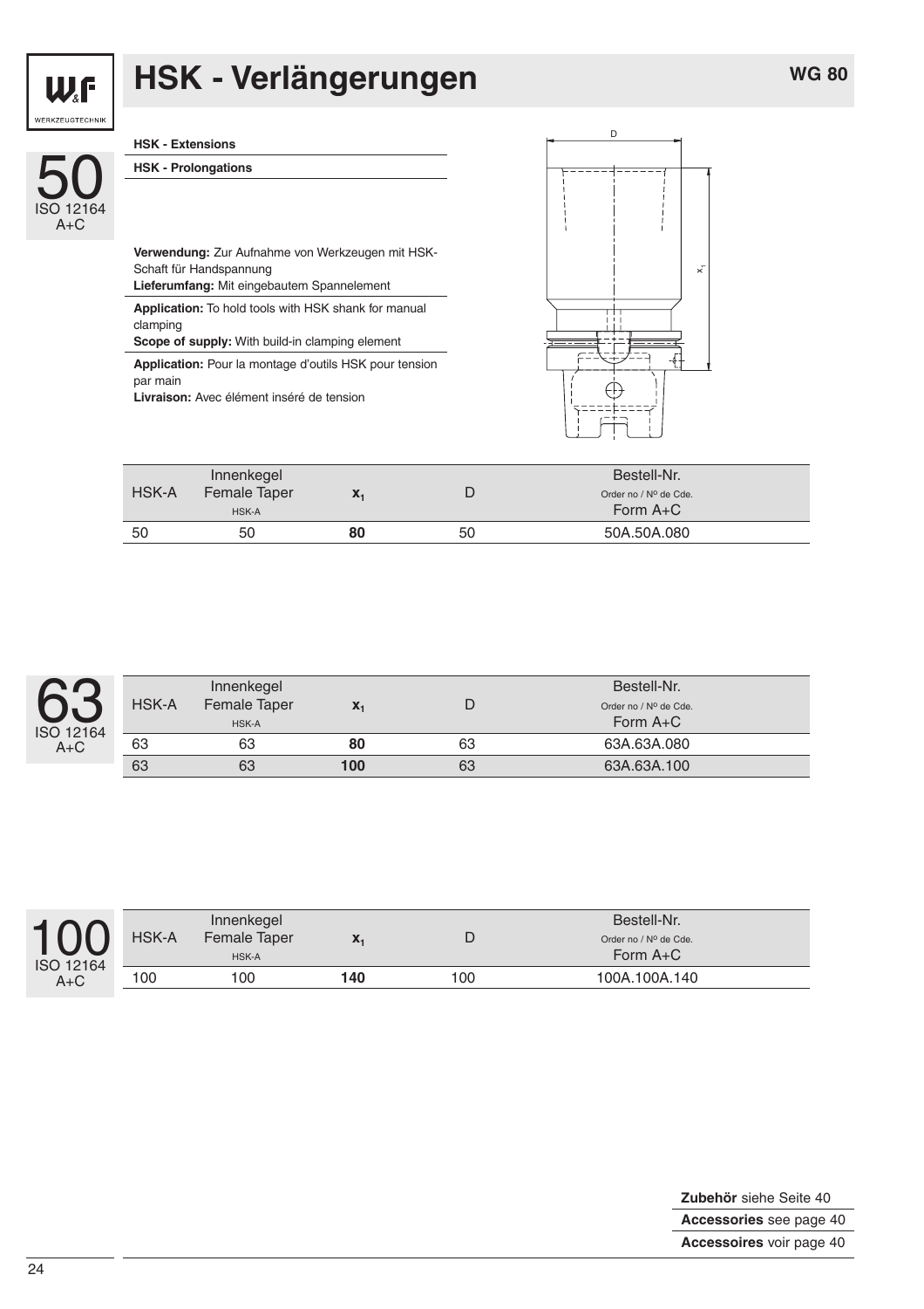# HSK - Verlängerungen

WG 80

**50** ISO 12164 A+C

**HSK - Extensions**

**HSK - Prolongations**

**Verwendung:** Zur Aufnahme von Werkzeugen mit HSK-Schaft für Handspannung
**Lieferumfang:** Mit eingebautem Spannelement

**Application:** To hold tools with HSK shank for manual clamping
**Scope of supply:** With build-in clamping element

**Application:** Pour la montage d'outils HSK pour tension par main
**Livraison:** Avec élément inséré de tension

| HSK-A | Innenkegel Female Taper HSK-A | $x_1$ | D | Bestell-Nr. Order no / Nº de Cde. Form A+C |
|---|---|---|---|---|
| 50 | 50 | **80** | 50 | 50A.50A.080 |

**63** ISO 12164 A+C

| HSK-A | Innenkegel Female Taper HSK-A | $x_1$ | D | Bestell-Nr. Order no / Nº de Cde. Form A+C |
|---|---|---|---|---|
| 63 | 63 | **80** | 63 | 63A.63A.080 |
| 63 | 63 | **100** | 63 | 63A.63A.100 |

**100** ISO 12164 A+C

| HSK-A | Innenkegel Female Taper HSK-A | $x_1$ | D | Bestell-Nr. Order no / Nº de Cde. Form A+C |
|---|---|---|---|---|
| 100 | 100 | **140** | 100 | 100A.100A.140 |

**Zubehör** siehe Seite 40
**Accessories** see page 40
**Accessoires** voir page 40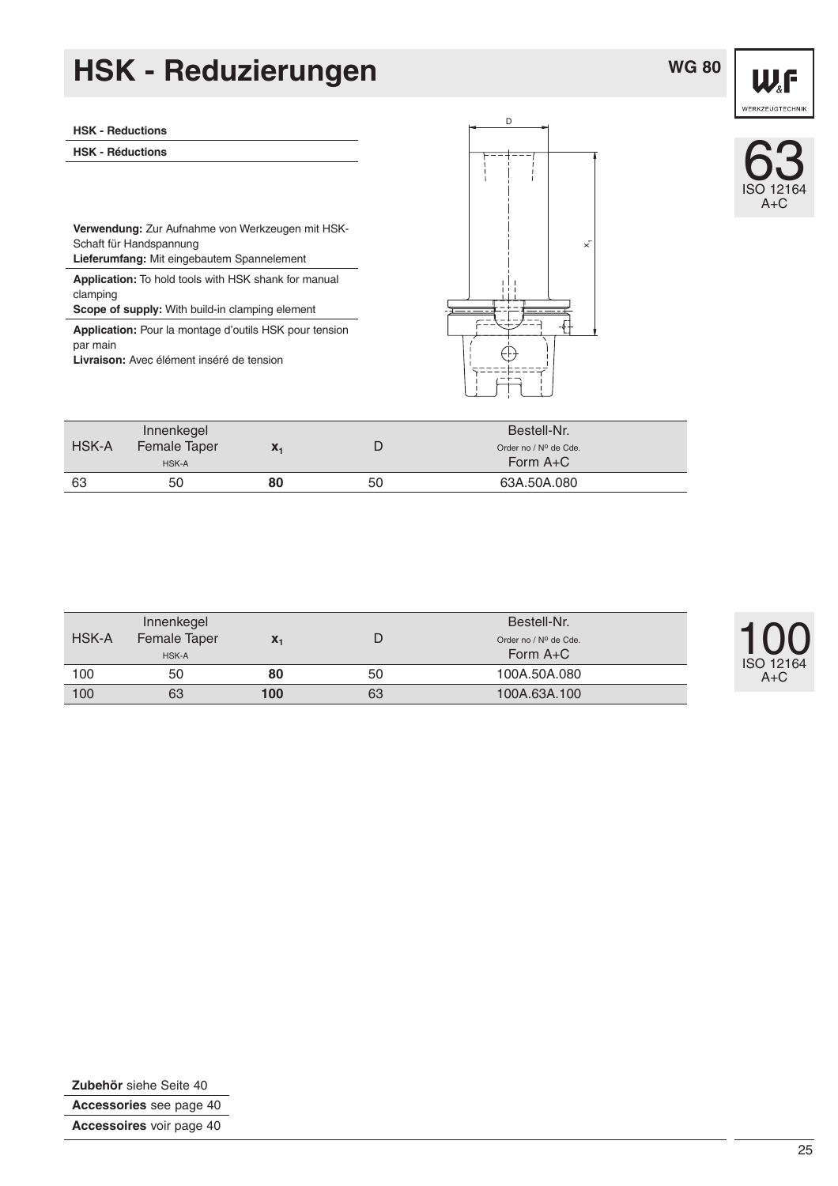# HSK - Reduzierungen

WG 80

**HSK - Reductions**

**HSK - Réductions**

**Verwendung:** Zur Aufnahme von Werkzeugen mit HSK-Schaft für Handspannung
**Lieferumfang:** Mit eingebautem Spannelement

**Application:** To hold tools with HSK shank for manual clamping
**Scope of supply:** With build-in clamping element

**Application:** Pour la montage d'outils HSK pour tension par main
**Livraison:** Avec élément inséré de tension

63 ISO 12164 A+C

| HSK-A | Innenkegel Female Taper HSK-A | $x_1$ | D | Bestell-Nr. Order no / Nº de Cde. Form A+C |
|---|---|---|---|---|
| 63 | 50 | **80** | 50 | 63A.50A.080 |

100 ISO 12164 A+C

| HSK-A | Innenkegel Female Taper HSK-A | $x_1$ | D | Bestell-Nr. Order no / Nº de Cde. Form A+C |
|---|---|---|---|---|
| 100 | 50 | **80** | 50 | 100A.50A.080 |
| 100 | 63 | **100** | 63 | 100A.63A.100 |

**Zubehör** siehe Seite 40

**Accessories** see page 40

**Accessoires** voir page 40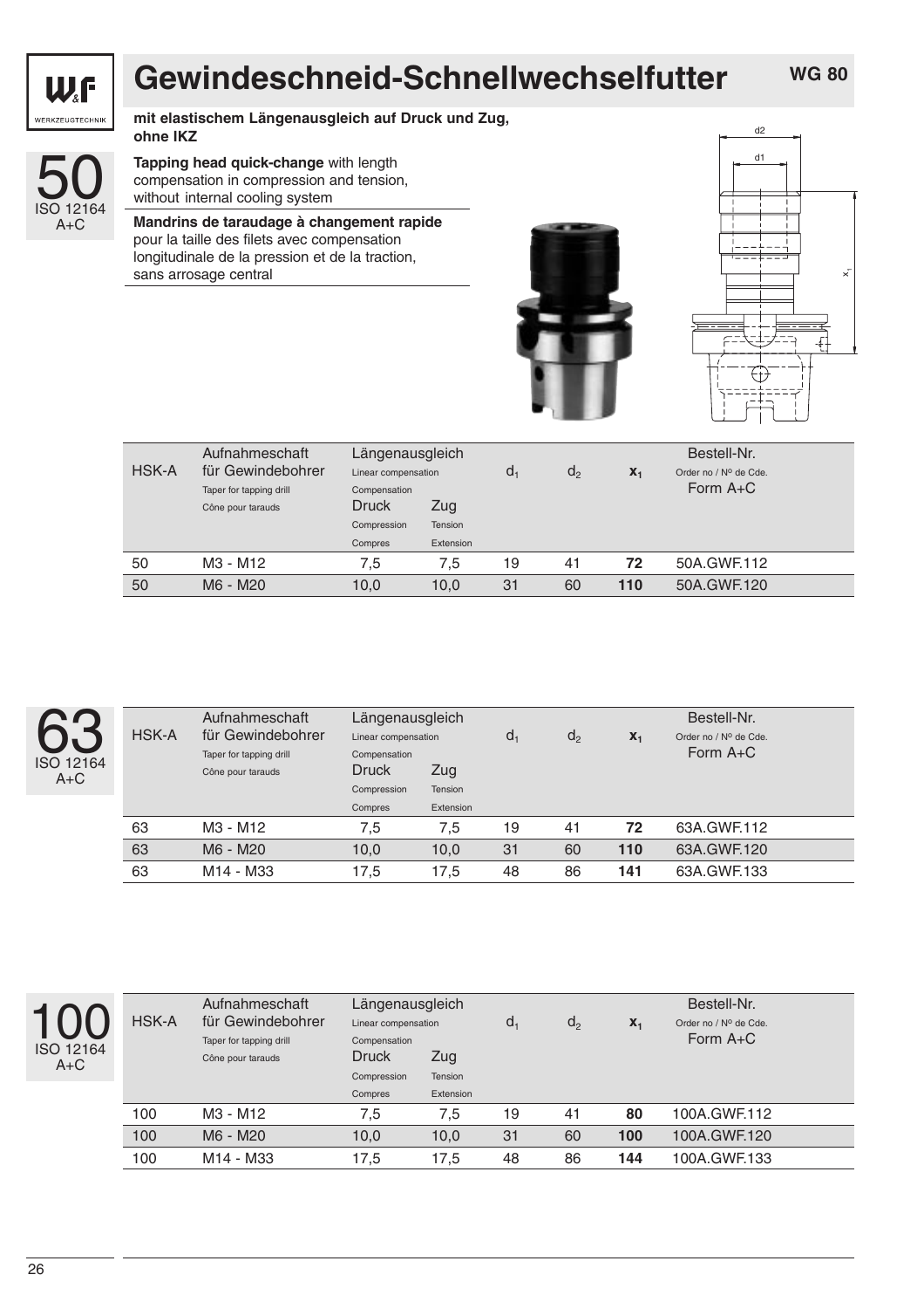# Gewindeschneid-Schnellwechselfutter

**WG 80**

**mit elastischem Längenausgleich auf Druck und Zug, ohne IKZ**

**Tapping head quick-change** with length compensation in compression and tension, without internal cooling system

**Mandrins de taraudage à changement rapide** pour la taille des filets avec compensation longitudinale de la pression et de la traction, sans arrosage central

## 50 ISO 12164 A+C

| HSK-A | Aufnahmeschaft für Gewindebohrer / Taper for tapping drill / Cône pour tarauds | Längenausgleich / Linear compensation / Compensation – Druck / Compression / Compres | Zug / Tension / Extension | $d_1$ | $d_2$ | $x_1$ | Bestell-Nr. / Order no / Nº de Cde. Form A+C |
|---|---|---|---|---|---|---|---|
| 50 | M3 - M12 | 7,5 | 7,5 | 19 | 41 | **72** | 50A.GWF.112 |
| 50 | M6 - M20 | 10,0 | 10,0 | 31 | 60 | **110** | 50A.GWF.120 |

## 63 ISO 12164 A+C

| HSK-A | Aufnahmeschaft für Gewindebohrer / Taper for tapping drill / Cône pour tarauds | Längenausgleich / Linear compensation / Compensation – Druck / Compression / Compres | Zug / Tension / Extension | $d_1$ | $d_2$ | $x_1$ | Bestell-Nr. / Order no / Nº de Cde. Form A+C |
|---|---|---|---|---|---|---|---|
| 63 | M3 - M12 | 7,5 | 7,5 | 19 | 41 | **72** | 63A.GWF.112 |
| 63 | M6 - M20 | 10,0 | 10,0 | 31 | 60 | **110** | 63A.GWF.120 |
| 63 | M14 - M33 | 17,5 | 17,5 | 48 | 86 | **141** | 63A.GWF.133 |

## 100 ISO 12164 A+C

| HSK-A | Aufnahmeschaft für Gewindebohrer / Taper for tapping drill / Cône pour tarauds | Längenausgleich / Linear compensation / Compensation – Druck / Compression / Compres | Zug / Tension / Extension | $d_1$ | $d_2$ | $x_1$ | Bestell-Nr. / Order no / Nº de Cde. Form A+C |
|---|---|---|---|---|---|---|---|
| 100 | M3 - M12 | 7,5 | 7,5 | 19 | 41 | **80** | 100A.GWF.112 |
| 100 | M6 - M20 | 10,0 | 10,0 | 31 | 60 | **100** | 100A.GWF.120 |
| 100 | M14 - M33 | 17,5 | 17,5 | 48 | 86 | **144** | 100A.GWF.133 |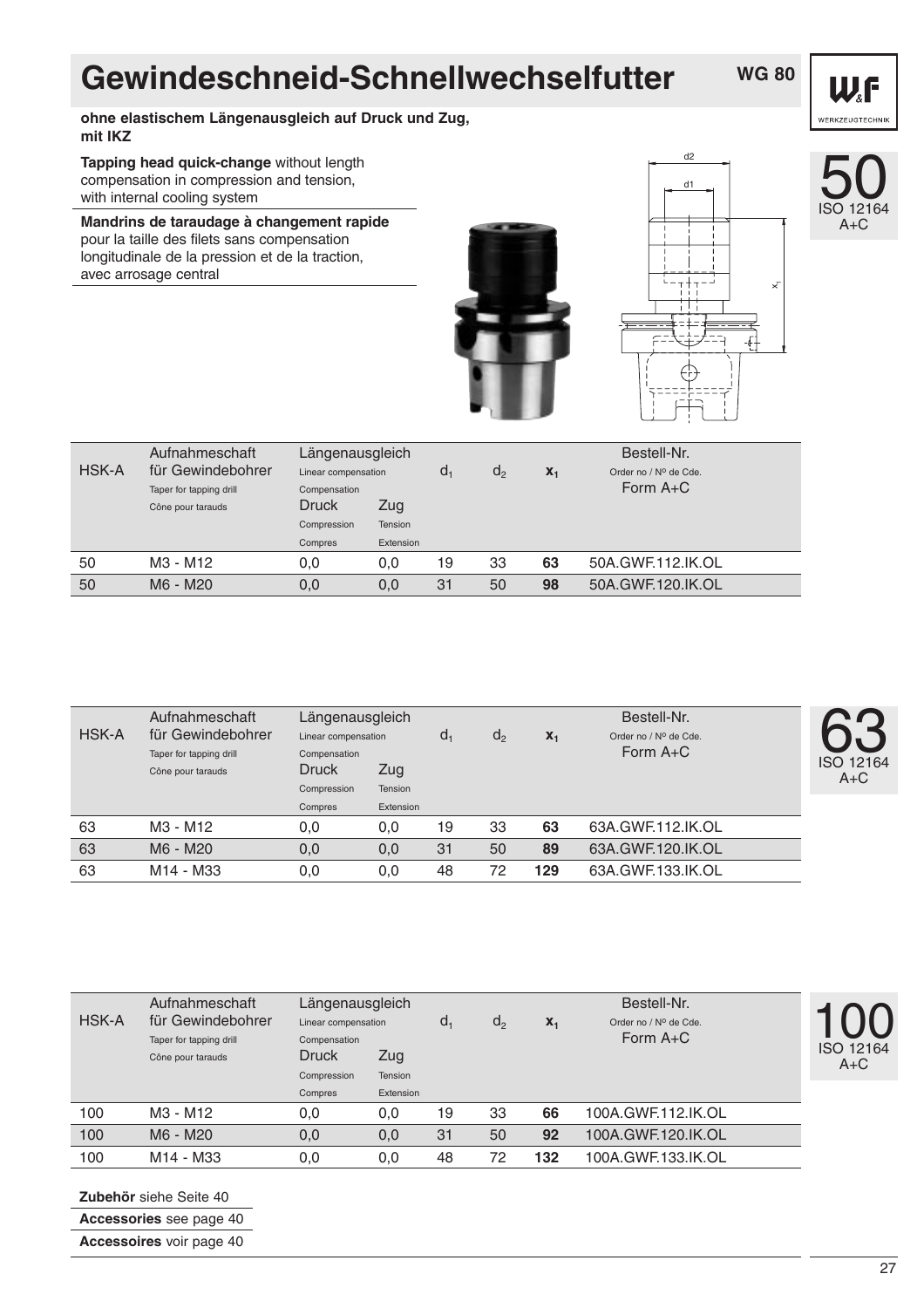# Gewindeschneid-Schnellwechselfutter

WG 80

**ohne elastischem Längenausgleich auf Druck und Zug, mit IKZ**

**Tapping head quick-change** without length compensation in compression and tension, with internal cooling system

**Mandrins de taraudage à changement rapide** pour la taille des filets sans compensation longitudinale de la pression et de la traction, avec arrosage central

## 50 ISO 12164 A+C

| HSK-A | Aufnahmeschaft für Gewindebohrer<br>Taper for tapping drill<br>Cône pour tarauds | Längenausgleich<br>Linear compensation<br>Compensation<br>Druck<br>Compression<br>Compres | <br><br><br>Zug<br>Tension<br>Extension | $d_1$ | $d_2$ | $x_1$ | Bestell-Nr.<br>Order no / Nº de Cde.<br>Form A+C |
|---|---|---|---|---|---|---|---|
| 50 | M3 - M12 | 0,0 | 0,0 | 19 | 33 | **63** | 50A.GWF.112.IK.OL |
| 50 | M6 - M20 | 0,0 | 0,0 | 31 | 50 | **98** | 50A.GWF.120.IK.OL |

## 63 ISO 12164 A+C

| HSK-A | Aufnahmeschaft für Gewindebohrer<br>Taper for tapping drill<br>Cône pour tarauds | Längenausgleich<br>Linear compensation<br>Compensation<br>Druck<br>Compression<br>Compres | <br><br><br>Zug<br>Tension<br>Extension | $d_1$ | $d_2$ | $x_1$ | Bestell-Nr.<br>Order no / Nº de Cde.<br>Form A+C |
|---|---|---|---|---|---|---|---|
| 63 | M3 - M12 | 0,0 | 0,0 | 19 | 33 | **63** | 63A.GWF.112.IK.OL |
| 63 | M6 - M20 | 0,0 | 0,0 | 31 | 50 | **89** | 63A.GWF.120.IK.OL |
| 63 | M14 - M33 | 0,0 | 0,0 | 48 | 72 | **129** | 63A.GWF.133.IK.OL |

## 100 ISO 12164 A+C

| HSK-A | Aufnahmeschaft für Gewindebohrer<br>Taper for tapping drill<br>Cône pour tarauds | Längenausgleich<br>Linear compensation<br>Compensation<br>Druck<br>Compression<br>Compres | <br><br><br>Zug<br>Tension<br>Extension | $d_1$ | $d_2$ | $x_1$ | Bestell-Nr.<br>Order no / Nº de Cde.<br>Form A+C |
|---|---|---|---|---|---|---|---|
| 100 | M3 - M12 | 0,0 | 0,0 | 19 | 33 | **66** | 100A.GWF.112.IK.OL |
| 100 | M6 - M20 | 0,0 | 0,0 | 31 | 50 | **92** | 100A.GWF.120.IK.OL |
| 100 | M14 - M33 | 0,0 | 0,0 | 48 | 72 | **132** | 100A.GWF.133.IK.OL |

**Zubehör** siehe Seite 40

**Accessories** see page 40

**Accessoires** voir page 40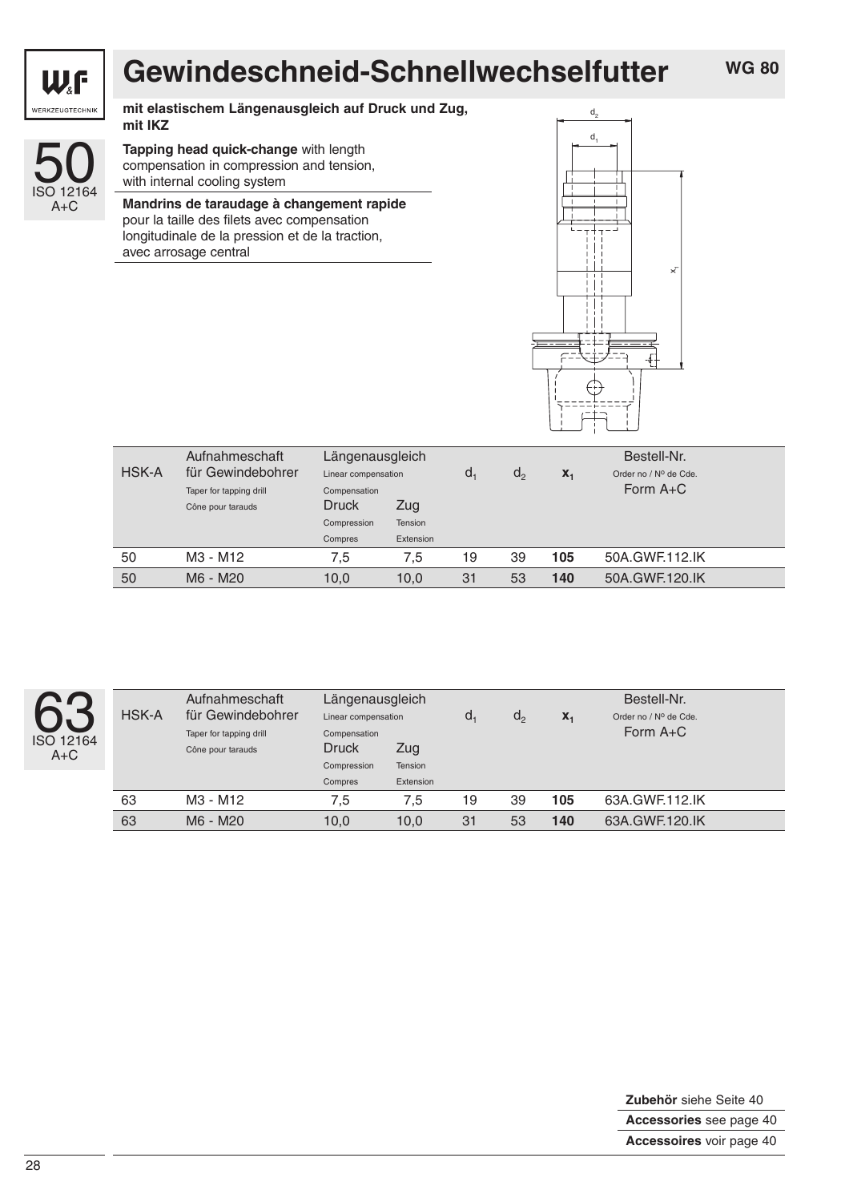# Gewindeschneid-Schnellwechselfutter

WG 80

50 ISO 12164 A+C

**mit elastischem Längenausgleich auf Druck und Zug, mit IKZ**

**Tapping head quick-change** with length compensation in compression and tension, with internal cooling system

**Mandrins de taraudage à changement rapide** pour la taille des filets avec compensation longitudinale de la pression et de la traction, avec arrosage central

| HSK-A | Aufnahmeschaft für Gewindebohrer<br>Taper for tapping drill<br>Cône pour tarauds | Längenausgleich<br>Linear compensation<br>Compensation<br>Druck<br>Compression<br>Compres | <br><br><br>Zug<br>Tension<br>Extension | $d_1$ | $d_2$ | $x_1$ | Bestell-Nr.<br>Order no / Nº de Cde.<br>Form A+C |
|---|---|---|---|---|---|---|---|
| 50 | M3 - M12 | 7,5 | 7,5 | 19 | 39 | **105** | 50A.GWF.112.IK |
| 50 | M6 - M20 | 10,0 | 10,0 | 31 | 53 | **140** | 50A.GWF.120.IK |

63 ISO 12164 A+C

| HSK-A | Aufnahmeschaft für Gewindebohrer<br>Taper for tapping drill<br>Cône pour tarauds | Längenausgleich<br>Linear compensation<br>Compensation<br>Druck<br>Compression<br>Compres | <br><br><br>Zug<br>Tension<br>Extension | $d_1$ | $d_2$ | $x_1$ | Bestell-Nr.<br>Order no / Nº de Cde.<br>Form A+C |
|---|---|---|---|---|---|---|---|
| 63 | M3 - M12 | 7,5 | 7,5 | 19 | 39 | **105** | 63A.GWF.112.IK |
| 63 | M6 - M20 | 10,0 | 10,0 | 31 | 53 | **140** | 63A.GWF.120.IK |

**Zubehör** siehe Seite 40

**Accessories** see page 40

**Accessoires** voir page 40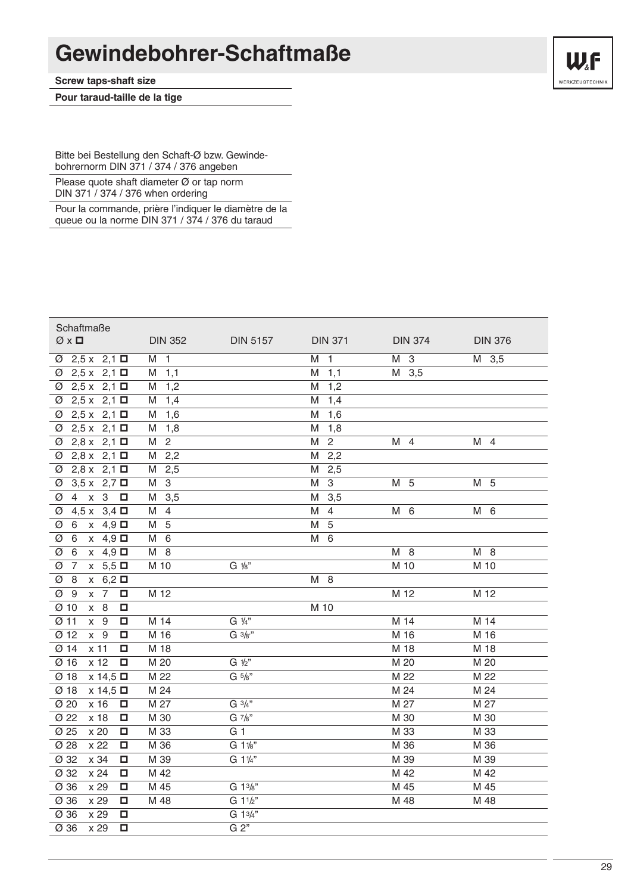# Gewindebohrer-Schaftmaße

**Screw taps-shaft size**

**Pour taraud-taille de la tige**

Bitte bei Bestellung den Schaft-Ø bzw. Gewindebohrernorm DIN 371 / 374 / 376 angeben

Please quote shaft diameter Ø or tap norm DIN 371 / 374 / 376 when ordering

Pour la commande, prière l'indiquer le diamètre de la queue ou la norme DIN 371 / 374 / 376 du taraud

| Schaftmaße Ø x ◻ | DIN 352 | DIN 5157 | DIN 371 | DIN 374 | DIN 376 |
|---|---|---|---|---|---|
| Ø 2,5 x 2,1 ◻ | M 1 | | M 1 | M 3 | M 3,5 |
| Ø 2,5 x 2,1 ◻ | M 1,1 | | M 1,1 | M 3,5 | |
| Ø 2,5 x 2,1 ◻ | M 1,2 | | M 1,2 | | |
| Ø 2,5 x 2,1 ◻ | M 1,4 | | M 1,4 | | |
| Ø 2,5 x 2,1 ◻ | M 1,6 | | M 1,6 | | |
| Ø 2,5 x 2,1 ◻ | M 1,8 | | M 1,8 | | |
| Ø 2,8 x 2,1 ◻ | M 2 | | M 2 | M 4 | M 4 |
| Ø 2,8 x 2,1 ◻ | M 2,2 | | M 2,2 | | |
| Ø 2,8 x 2,1 ◻ | M 2,5 | | M 2,5 | | |
| Ø 3,5 x 2,7 ◻ | M 3 | | M 3 | M 5 | M 5 |
| Ø 4 x 3 ◻ | M 3,5 | | M 3,5 | | |
| Ø 4,5 x 3,4 ◻ | M 4 | | M 4 | M 6 | M 6 |
| Ø 6 x 4,9 ◻ | M 5 | | M 5 | | |
| Ø 6 x 4,9 ◻ | M 6 | | M 6 | | |
| Ø 6 x 4,9 ◻ | M 8 | | | M 8 | M 8 |
| Ø 7 x 5,5 ◻ | M 10 | G ⅛" | | M 10 | M 10 |
| Ø 8 x 6,2 ◻ | | | M 8 | | |
| Ø 9 x 7 ◻ | M 12 | | | M 12 | M 12 |
| Ø 10 x 8 ◻ | | | M 10 | | |
| Ø 11 x 9 ◻ | M 14 | G ¼" | | M 14 | M 14 |
| Ø 12 x 9 ◻ | M 16 | G ⅜" | | M 16 | M 16 |
| Ø 14 x 11 ◻ | M 18 | | | M 18 | M 18 |
| Ø 16 x 12 ◻ | M 20 | G ½" | | M 20 | M 20 |
| Ø 18 x 14,5 ◻ | M 22 | G ⅝" | | M 22 | M 22 |
| Ø 18 x 14,5 ◻ | M 24 | | | M 24 | M 24 |
| Ø 20 x 16 ◻ | M 27 | G ¾" | | M 27 | M 27 |
| Ø 22 x 18 ◻ | M 30 | G ⅞" | | M 30 | M 30 |
| Ø 25 x 20 ◻ | M 33 | G 1 | | M 33 | M 33 |
| Ø 28 x 22 ◻ | M 36 | G 1⅛" | | M 36 | M 36 |
| Ø 32 x 34 ◻ | M 39 | G 1¼" | | M 39 | M 39 |
| Ø 32 x 24 ◻ | M 42 | | | M 42 | M 42 |
| Ø 36 x 29 ◻ | M 45 | G 1⅜" | | M 45 | M 45 |
| Ø 36 x 29 ◻ | M 48 | G 1½" | | M 48 | M 48 |
| Ø 36 x 29 ◻ | | G 1¾" | | | |
| Ø 36 x 29 ◻ | | G 2" | | | |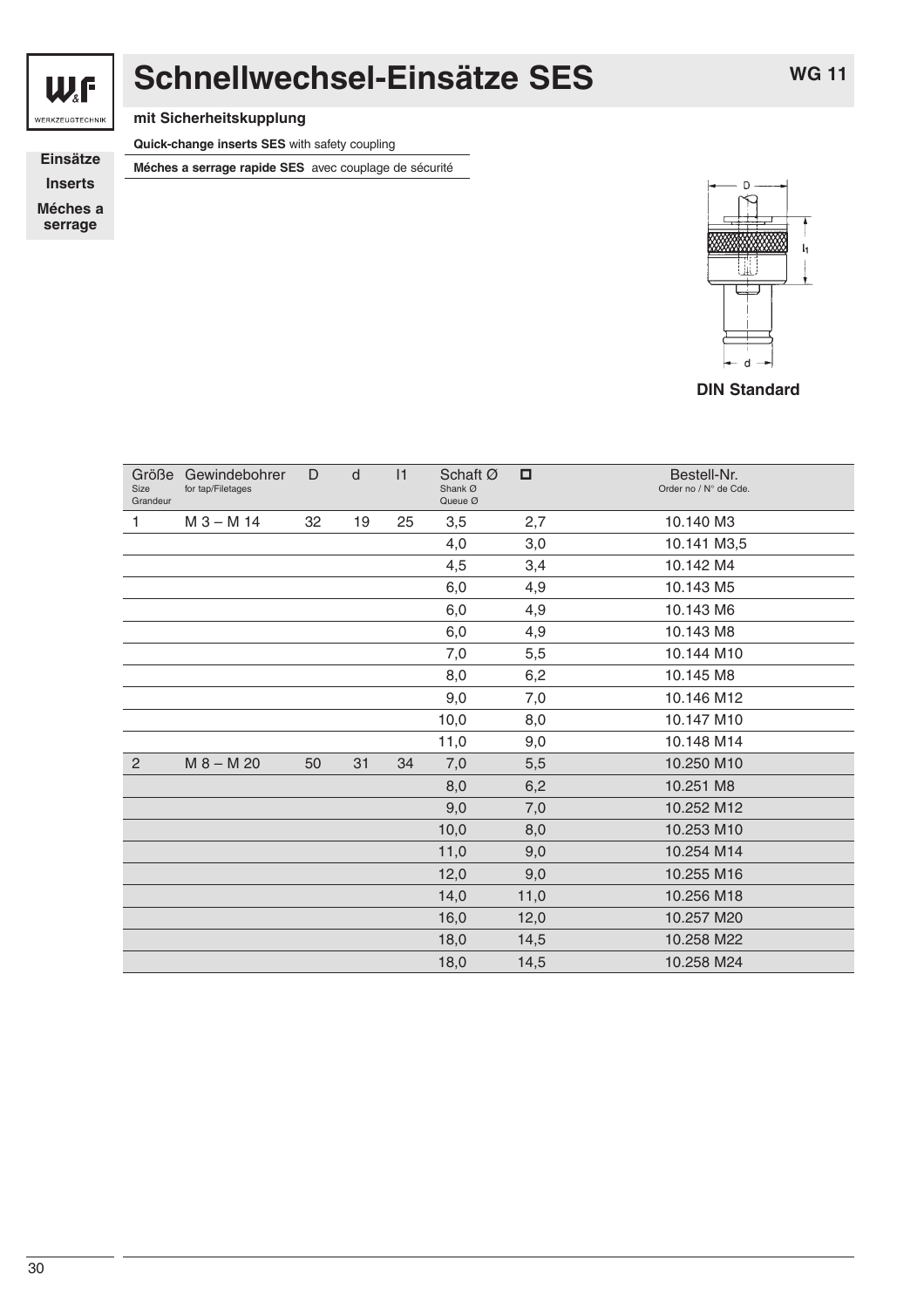# Schnellwechsel-Einsätze SES

WG 11

Einsätze
Inserts
Méches a serrage

**mit Sicherheitskupplung**

**Quick-change inserts SES** with safety coupling

**Méches a serrage rapide SES** avec couplage de sécurité

D

$l_1$

d

**DIN Standard**

| Größe Size Grandeur | Gewindebohrer for tap/Filetages | D | d | l1 | Schaft Ø Shank Ø Queue Ø | ◻ | Bestell-Nr. Order no / N° de Cde. |
|---|---|---|---|---|---|---|---|
| 1 | M 3 – M 14 | 32 | 19 | 25 | 3,5 | 2,7 | 10.140 M3 |
| | | | | | 4,0 | 3,0 | 10.141 M3,5 |
| | | | | | 4,5 | 3,4 | 10.142 M4 |
| | | | | | 6,0 | 4,9 | 10.143 M5 |
| | | | | | 6,0 | 4,9 | 10.143 M6 |
| | | | | | 6,0 | 4,9 | 10.143 M8 |
| | | | | | 7,0 | 5,5 | 10.144 M10 |
| | | | | | 8,0 | 6,2 | 10.145 M8 |
| | | | | | 9,0 | 7,0 | 10.146 M12 |
| | | | | | 10,0 | 8,0 | 10.147 M10 |
| | | | | | 11,0 | 9,0 | 10.148 M14 |
| 2 | M 8 – M 20 | 50 | 31 | 34 | 7,0 | 5,5 | 10.250 M10 |
| | | | | | 8,0 | 6,2 | 10.251 M8 |
| | | | | | 9,0 | 7,0 | 10.252 M12 |
| | | | | | 10,0 | 8,0 | 10.253 M10 |
| | | | | | 11,0 | 9,0 | 10.254 M14 |
| | | | | | 12,0 | 9,0 | 10.255 M16 |
| | | | | | 14,0 | 11,0 | 10.256 M18 |
| | | | | | 16,0 | 12,0 | 10.257 M20 |
| | | | | | 18,0 | 14,5 | 10.258 M22 |
| | | | | | 18,0 | 14,5 | 10.258 M24 |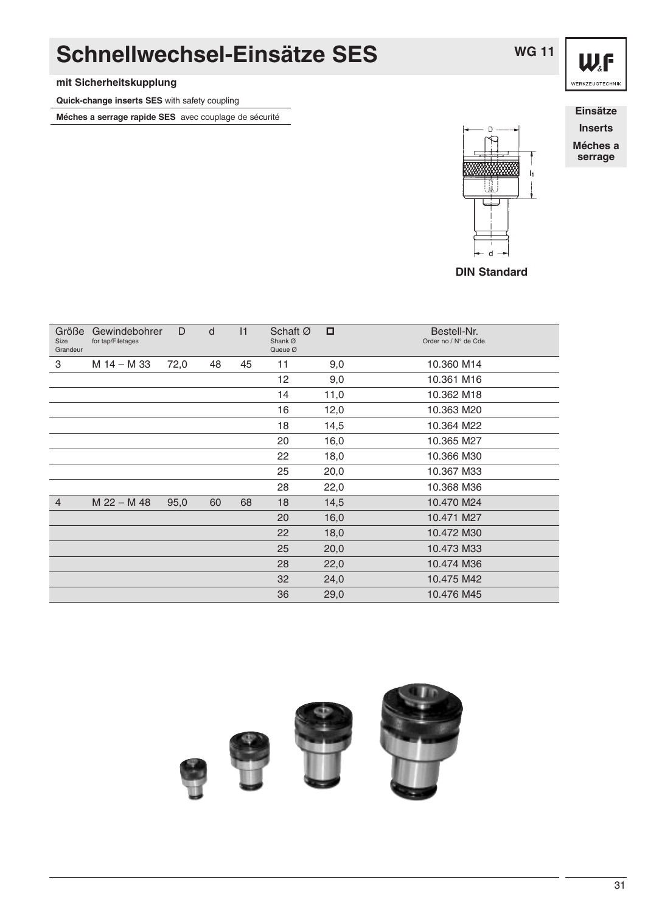# Schnellwechsel-Einsätze SES

WG 11

**mit Sicherheitskupplung**

**Quick-change inserts SES** with safety coupling

**Méches a serrage rapide SES** avec couplage de sécurité

**Einsätze**
**Inserts**
**Méches a serrage**

DIN Standard

| Größe Size Grandeur | Gewindebohrer for tap/Filetages | D | d | l1 | Schaft Ø Shank Ø Queue Ø | ◻ | Bestell-Nr. Order no / N° de Cde. |
|---|---|---|---|---|---|---|---|
| 3 | M 14 – M 33 | 72,0 | 48 | 45 | 11 | 9,0 | 10.360 M14 |
| | | | | | 12 | 9,0 | 10.361 M16 |
| | | | | | 14 | 11,0 | 10.362 M18 |
| | | | | | 16 | 12,0 | 10.363 M20 |
| | | | | | 18 | 14,5 | 10.364 M22 |
| | | | | | 20 | 16,0 | 10.365 M27 |
| | | | | | 22 | 18,0 | 10.366 M30 |
| | | | | | 25 | 20,0 | 10.367 M33 |
| | | | | | 28 | 22,0 | 10.368 M36 |
| 4 | M 22 – M 48 | 95,0 | 60 | 68 | 18 | 14,5 | 10.470 M24 |
| | | | | | 20 | 16,0 | 10.471 M27 |
| | | | | | 22 | 18,0 | 10.472 M30 |
| | | | | | 25 | 20,0 | 10.473 M33 |
| | | | | | 28 | 22,0 | 10.474 M36 |
| | | | | | 32 | 24,0 | 10.475 M42 |
| | | | | | 36 | 29,0 | 10.476 M45 |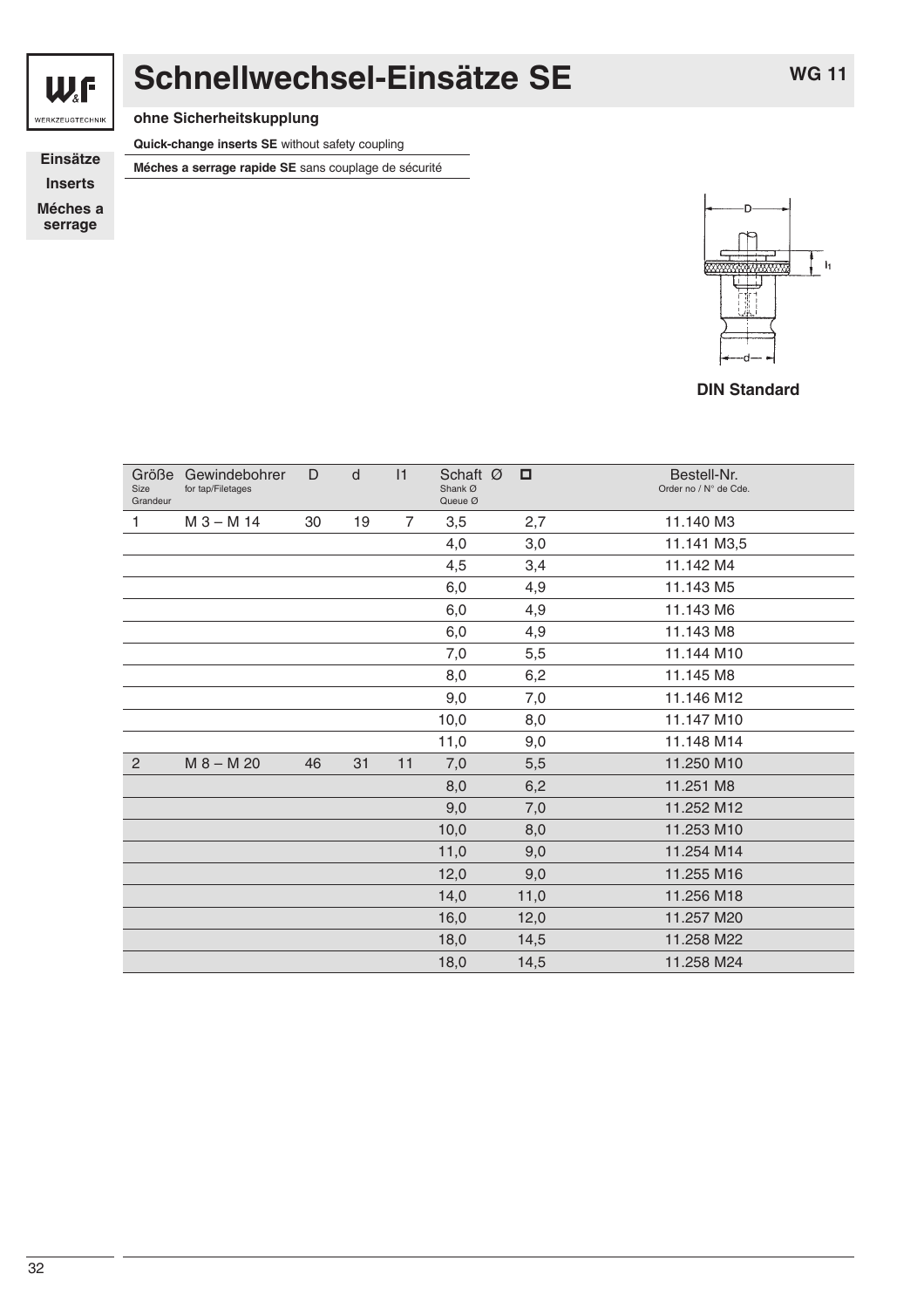# Schnellwechsel-Einsätze SE

WG 11

**ohne Sicherheitskupplung**

**Quick-change inserts SE** without safety coupling

**Méches a serrage rapide SE** sans couplage de sécurité

**Einsätze**
**Inserts**
**Méches a serrage**

**DIN Standard**

| Größe Size Grandeur | Gewindebohrer for tap/Filetages | D | d | l1 | Schaft Ø Shank Ø Queue Ø | ◻ | Bestell-Nr. Order no / N° de Cde. |
|---|---|---|---|---|---|---|---|
| 1 | M 3 – M 14 | 30 | 19 | 7 | 3,5 | 2,7 | 11.140 M3 |
| | | | | | 4,0 | 3,0 | 11.141 M3,5 |
| | | | | | 4,5 | 3,4 | 11.142 M4 |
| | | | | | 6,0 | 4,9 | 11.143 M5 |
| | | | | | 6,0 | 4,9 | 11.143 M6 |
| | | | | | 6,0 | 4,9 | 11.143 M8 |
| | | | | | 7,0 | 5,5 | 11.144 M10 |
| | | | | | 8,0 | 6,2 | 11.145 M8 |
| | | | | | 9,0 | 7,0 | 11.146 M12 |
| | | | | | 10,0 | 8,0 | 11.147 M10 |
| | | | | | 11,0 | 9,0 | 11.148 M14 |
| 2 | M 8 – M 20 | 46 | 31 | 11 | 7,0 | 5,5 | 11.250 M10 |
| | | | | | 8,0 | 6,2 | 11.251 M8 |
| | | | | | 9,0 | 7,0 | 11.252 M12 |
| | | | | | 10,0 | 8,0 | 11.253 M10 |
| | | | | | 11,0 | 9,0 | 11.254 M14 |
| | | | | | 12,0 | 9,0 | 11.255 M16 |
| | | | | | 14,0 | 11,0 | 11.256 M18 |
| | | | | | 16,0 | 12,0 | 11.257 M20 |
| | | | | | 18,0 | 14,5 | 11.258 M22 |
| | | | | | 18,0 | 14,5 | 11.258 M24 |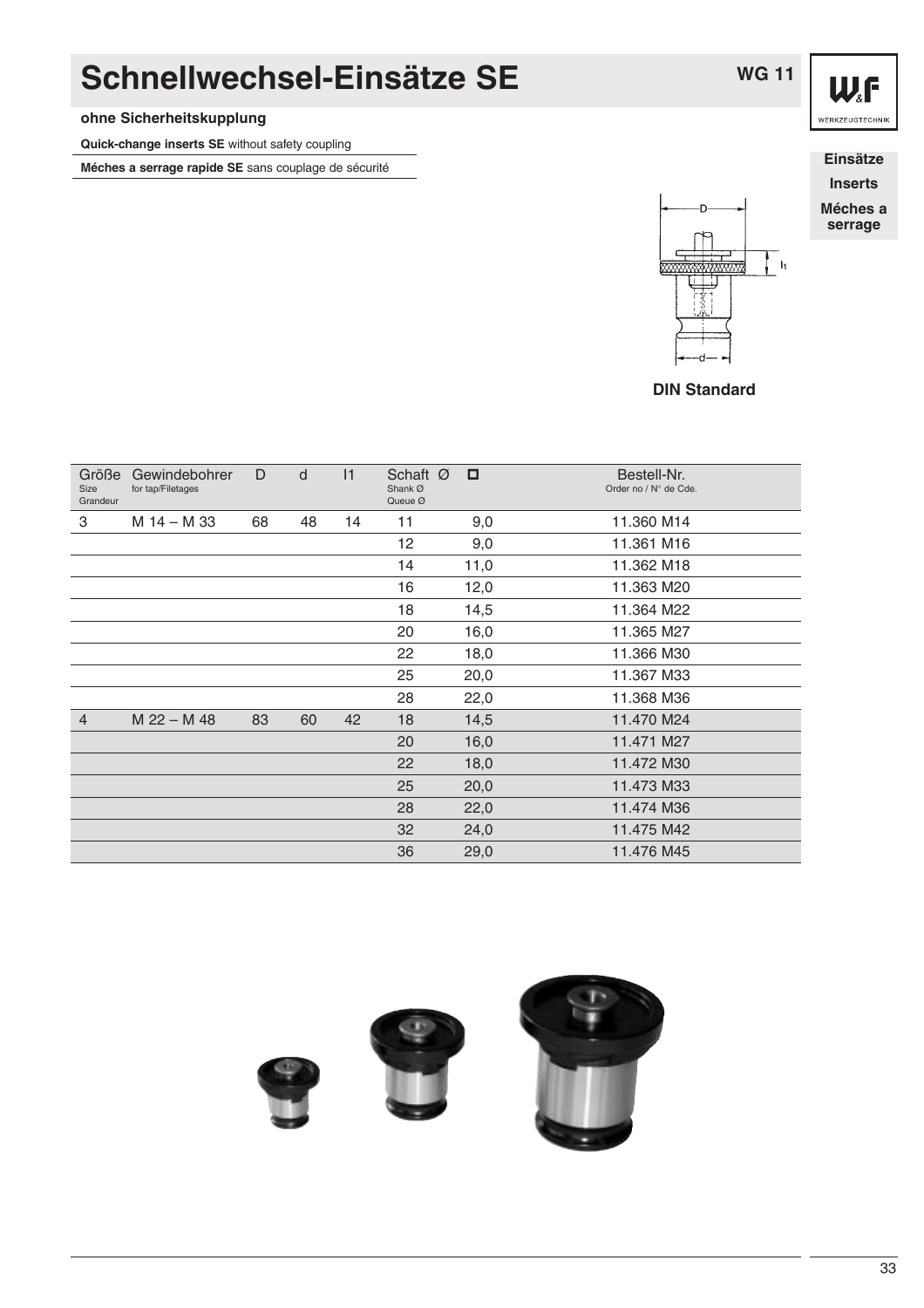# Schnellwechsel-Einsätze SE

WG 11

**ohne Sicherheitskupplung**

**Quick-change inserts SE** without safety coupling

**Méches a serrage rapide SE** sans couplage de sécurité

**Einsätze**
**Inserts**
**Méches a serrage**

DIN Standard

| Größe Size Grandeur | Gewindebohrer for tap/Filetages | D | d | l1 | Schaft Ø Shank Ø Queue Ø | ☐ | Bestell-Nr. Order no / N° de Cde. |
|---|---|---|---|---|---|---|---|
| 3 | M 14 – M 33 | 68 | 48 | 14 | 11 | 9,0 | 11.360 M14 |
| | | | | | 12 | 9,0 | 11.361 M16 |
| | | | | | 14 | 11,0 | 11.362 M18 |
| | | | | | 16 | 12,0 | 11.363 M20 |
| | | | | | 18 | 14,5 | 11.364 M22 |
| | | | | | 20 | 16,0 | 11.365 M27 |
| | | | | | 22 | 18,0 | 11.366 M30 |
| | | | | | 25 | 20,0 | 11.367 M33 |
| | | | | | 28 | 22,0 | 11.368 M36 |
| 4 | M 22 – M 48 | 83 | 60 | 42 | 18 | 14,5 | 11.470 M24 |
| | | | | | 20 | 16,0 | 11.471 M27 |
| | | | | | 22 | 18,0 | 11.472 M30 |
| | | | | | 25 | 20,0 | 11.473 M33 |
| | | | | | 28 | 22,0 | 11.474 M36 |
| | | | | | 32 | 24,0 | 11.475 M42 |
| | | | | | 36 | 29,0 | 11.476 M45 |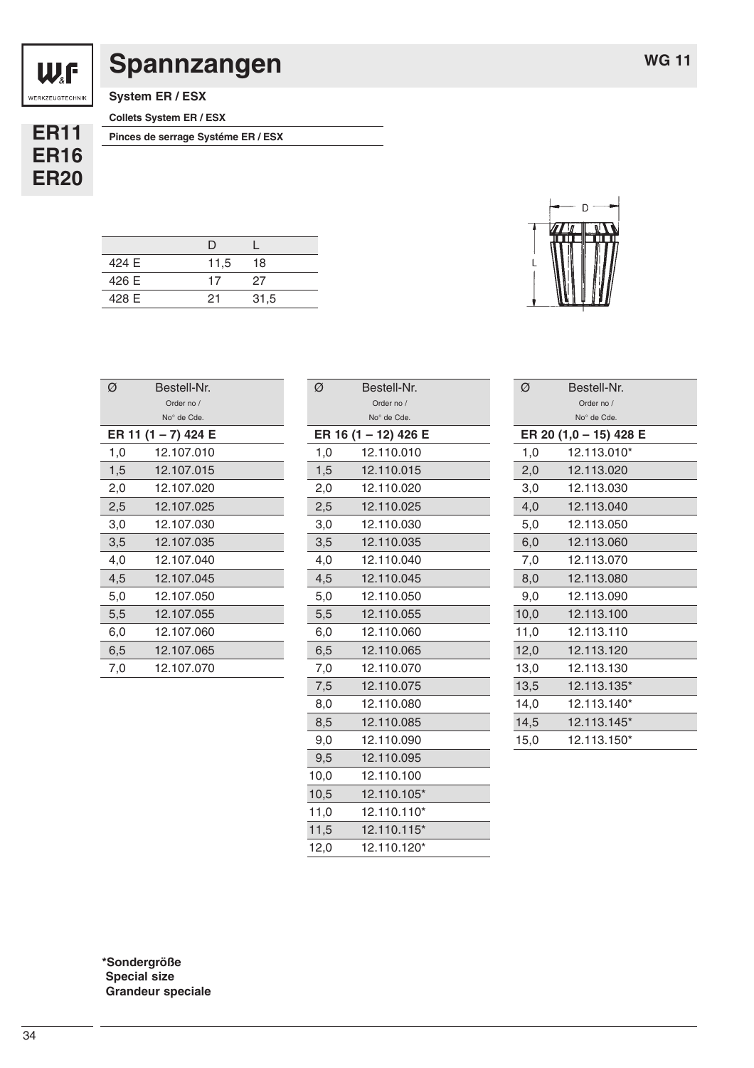# Spannzangen

**WG 11**

**ER11**
**ER16**
**ER20**

**System ER / ESX**

**Collets System ER / ESX**

**Pinces de serrage Systéme ER / ESX**

| | D | L |
|---|---|---|
| 424 E | 11,5 | 18 |
| 426 E | 17 | 27 |
| 428 E | 21 | 31,5 |

| Ø | Bestell-Nr. Order no / No° de Cde. |
|---|---|
| **ER 11 (1 – 7) 424 E** | |
| 1,0 | 12.107.010 |
| 1,5 | 12.107.015 |
| 2,0 | 12.107.020 |
| 2,5 | 12.107.025 |
| 3,0 | 12.107.030 |
| 3,5 | 12.107.035 |
| 4,0 | 12.107.040 |
| 4,5 | 12.107.045 |
| 5,0 | 12.107.050 |
| 5,5 | 12.107.055 |
| 6,0 | 12.107.060 |
| 6,5 | 12.107.065 |
| 7,0 | 12.107.070 |

| Ø | Bestell-Nr. Order no / No° de Cde. |
|---|---|
| **ER 16 (1 – 12) 426 E** | |
| 1,0 | 12.110.010 |
| 1,5 | 12.110.015 |
| 2,0 | 12.110.020 |
| 2,5 | 12.110.025 |
| 3,0 | 12.110.030 |
| 3,5 | 12.110.035 |
| 4,0 | 12.110.040 |
| 4,5 | 12.110.045 |
| 5,0 | 12.110.050 |
| 5,5 | 12.110.055 |
| 6,0 | 12.110.060 |
| 6,5 | 12.110.065 |
| 7,0 | 12.110.070 |
| 7,5 | 12.110.075 |
| 8,0 | 12.110.080 |
| 8,5 | 12.110.085 |
| 9,0 | 12.110.090 |
| 9,5 | 12.110.095 |
| 10,0 | 12.110.100 |
| 10,5 | 12.110.105* |
| 11,0 | 12.110.110* |
| 11,5 | 12.110.115* |
| 12,0 | 12.110.120* |

| Ø | Bestell-Nr. Order no / No° de Cde. |
|---|---|
| **ER 20 (1,0 – 15) 428 E** | |
| 1,0 | 12.113.010* |
| 2,0 | 12.113.020 |
| 3,0 | 12.113.030 |
| 4,0 | 12.113.040 |
| 5,0 | 12.113.050 |
| 6,0 | 12.113.060 |
| 7,0 | 12.113.070 |
| 8,0 | 12.113.080 |
| 9,0 | 12.113.090 |
| 10,0 | 12.113.100 |
| 11,0 | 12.113.110 |
| 12,0 | 12.113.120 |
| 13,0 | 12.113.130 |
| 13,5 | 12.113.135* |
| 14,0 | 12.113.140* |
| 14,5 | 12.113.145* |
| 15,0 | 12.113.150* |

**\*Sondergröße**
**Special size**
**Grandeur speciale**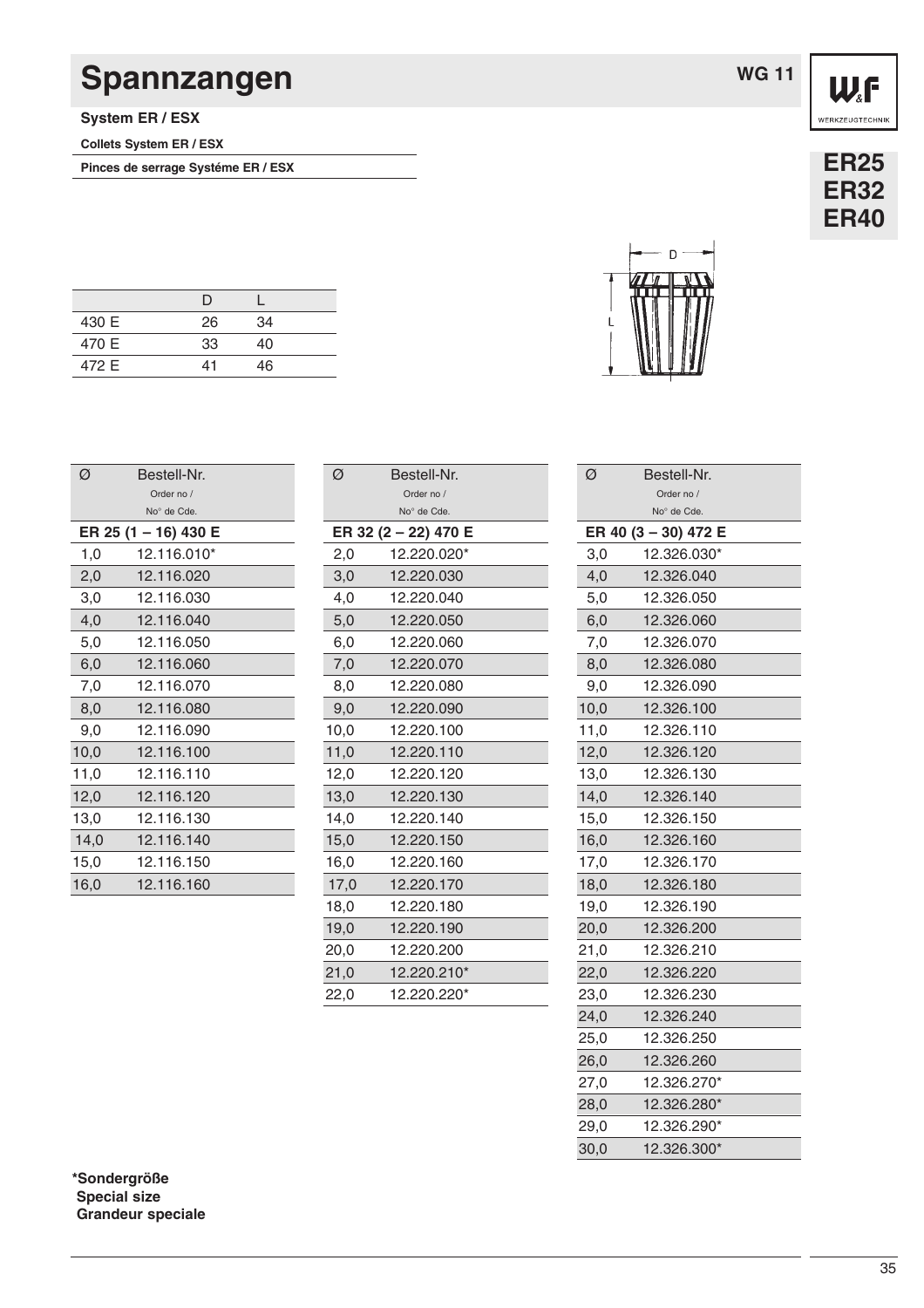# Spannzangen

WG 11

**ER25**
**ER32**
**ER40**

**System ER / ESX**

**Collets System ER / ESX**

**Pinces de serrage Systéme ER / ESX**

| | D | L |
|---|---|---|
| 430 E | 26 | 34 |
| 470 E | 33 | 40 |
| 472 E | 41 | 46 |

| Ø | Bestell-Nr. Order no / No° de Cde. |
|---|---|
| **ER 25 (1 – 16) 430 E** | |
| 1,0 | 12.116.010* |
| 2,0 | 12.116.020 |
| 3,0 | 12.116.030 |
| 4,0 | 12.116.040 |
| 5,0 | 12.116.050 |
| 6,0 | 12.116.060 |
| 7,0 | 12.116.070 |
| 8,0 | 12.116.080 |
| 9,0 | 12.116.090 |
| 10,0 | 12.116.100 |
| 11,0 | 12.116.110 |
| 12,0 | 12.116.120 |
| 13,0 | 12.116.130 |
| 14,0 | 12.116.140 |
| 15,0 | 12.116.150 |
| 16,0 | 12.116.160 |

| Ø | Bestell-Nr. Order no / No° de Cde. |
|---|---|
| **ER 32 (2 – 22) 470 E** | |
| 2,0 | 12.220.020* |
| 3,0 | 12.220.030 |
| 4,0 | 12.220.040 |
| 5,0 | 12.220.050 |
| 6,0 | 12.220.060 |
| 7,0 | 12.220.070 |
| 8,0 | 12.220.080 |
| 9,0 | 12.220.090 |
| 10,0 | 12.220.100 |
| 11,0 | 12.220.110 |
| 12,0 | 12.220.120 |
| 13,0 | 12.220.130 |
| 14,0 | 12.220.140 |
| 15,0 | 12.220.150 |
| 16,0 | 12.220.160 |
| 17,0 | 12.220.170 |
| 18,0 | 12.220.180 |
| 19,0 | 12.220.190 |
| 20,0 | 12.220.200 |
| 21,0 | 12.220.210* |
| 22,0 | 12.220.220* |

| Ø | Bestell-Nr. Order no / No° de Cde. |
|---|---|
| **ER 40 (3 – 30) 472 E** | |
| 3,0 | 12.326.030* |
| 4,0 | 12.326.040 |
| 5,0 | 12.326.050 |
| 6,0 | 12.326.060 |
| 7,0 | 12.326.070 |
| 8,0 | 12.326.080 |
| 9,0 | 12.326.090 |
| 10,0 | 12.326.100 |
| 11,0 | 12.326.110 |
| 12,0 | 12.326.120 |
| 13,0 | 12.326.130 |
| 14,0 | 12.326.140 |
| 15,0 | 12.326.150 |
| 16,0 | 12.326.160 |
| 17,0 | 12.326.170 |
| 18,0 | 12.326.180 |
| 19,0 | 12.326.190 |
| 20,0 | 12.326.200 |
| 21,0 | 12.326.210 |
| 22,0 | 12.326.220 |
| 23,0 | 12.326.230 |
| 24,0 | 12.326.240 |
| 25,0 | 12.326.250 |
| 26,0 | 12.326.260 |
| 27,0 | 12.326.270* |
| 28,0 | 12.326.280* |
| 29,0 | 12.326.290* |
| 30,0 | 12.326.300* |

**\*Sondergröße**
**Special size**
**Grandeur speciale**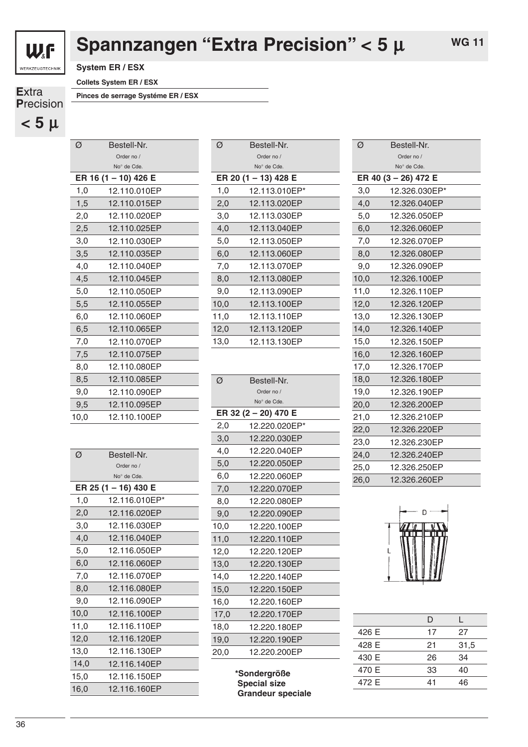# Spannzangen "Extra Precision" < 5 µ

WG 11

**Extra Precision < 5 µ**

## System ER / ESX

**Collets System ER / ESX**

**Pinces de serrage Systéme ER / ESX**

| Ø | Bestell-Nr. Order no / N° de Cde. |
|---|---|
| **ER 16 (1 – 10) 426 E** | |
| 1,0 | 12.110.010EP |
| 1,5 | 12.110.015EP |
| 2,0 | 12.110.020EP |
| 2,5 | 12.110.025EP |
| 3,0 | 12.110.030EP |
| 3,5 | 12.110.035EP |
| 4,0 | 12.110.040EP |
| 4,5 | 12.110.045EP |
| 5,0 | 12.110.050EP |
| 5,5 | 12.110.055EP |
| 6,0 | 12.110.060EP |
| 6,5 | 12.110.065EP |
| 7,0 | 12.110.070EP |
| 7,5 | 12.110.075EP |
| 8,0 | 12.110.080EP |
| 8,5 | 12.110.085EP |
| 9,0 | 12.110.090EP |
| 9,5 | 12.110.095EP |
| 10,0 | 12.110.100EP |

| Ø | Bestell-Nr. Order no / N° de Cde. |
|---|---|
| **ER 25 (1 – 16) 430 E** | |
| 1,0 | 12.116.010EP* |
| 2,0 | 12.116.020EP |
| 3,0 | 12.116.030EP |
| 4,0 | 12.116.040EP |
| 5,0 | 12.116.050EP |
| 6,0 | 12.116.060EP |
| 7,0 | 12.116.070EP |
| 8,0 | 12.116.080EP |
| 9,0 | 12.116.090EP |
| 10,0 | 12.116.100EP |
| 11,0 | 12.116.110EP |
| 12,0 | 12.116.120EP |
| 13,0 | 12.116.130EP |
| 14,0 | 12.116.140EP |
| 15,0 | 12.116.150EP |
| 16,0 | 12.116.160EP |

| Ø | Bestell-Nr. Order no / N° de Cde. |
|---|---|
| **ER 20 (1 – 13) 428 E** | |
| 1,0 | 12.113.010EP* |
| 2,0 | 12.113.020EP |
| 3,0 | 12.113.030EP |
| 4,0 | 12.113.040EP |
| 5,0 | 12.113.050EP |
| 6,0 | 12.113.060EP |
| 7,0 | 12.113.070EP |
| 8,0 | 12.113.080EP |
| 9,0 | 12.113.090EP |
| 10,0 | 12.113.100EP |
| 11,0 | 12.113.110EP |
| 12,0 | 12.113.120EP |
| 13,0 | 12.113.130EP |

| Ø | Bestell-Nr. Order no / N° de Cde. |
|---|---|
| **ER 32 (2 – 20) 470 E** | |
| 2,0 | 12.220.020EP* |
| 3,0 | 12.220.030EP |
| 4,0 | 12.220.040EP |
| 5,0 | 12.220.050EP |
| 6,0 | 12.220.060EP |
| 7,0 | 12.220.070EP |
| 8,0 | 12.220.080EP |
| 9,0 | 12.220.090EP |
| 10,0 | 12.220.100EP |
| 11,0 | 12.220.110EP |
| 12,0 | 12.220.120EP |
| 13,0 | 12.220.130EP |
| 14,0 | 12.220.140EP |
| 15,0 | 12.220.150EP |
| 16,0 | 12.220.160EP |
| 17,0 | 12.220.170EP |
| 18,0 | 12.220.180EP |
| 19,0 | 12.220.190EP |
| 20,0 | 12.220.200EP |

**\*Sondergröße**
**Special size**
**Grandeur speciale**

| Ø | Bestell-Nr. Order no / N° de Cde. |
|---|---|
| **ER 40 (3 – 26) 472 E** | |
| 3,0 | 12.326.030EP* |
| 4,0 | 12.326.040EP |
| 5,0 | 12.326.050EP |
| 6,0 | 12.326.060EP |
| 7,0 | 12.326.070EP |
| 8,0 | 12.326.080EP |
| 9,0 | 12.326.090EP |
| 10,0 | 12.326.100EP |
| 11,0 | 12.326.110EP |
| 12,0 | 12.326.120EP |
| 13,0 | 12.326.130EP |
| 14,0 | 12.326.140EP |
| 15,0 | 12.326.150EP |
| 16,0 | 12.326.160EP |
| 17,0 | 12.326.170EP |
| 18,0 | 12.326.180EP |
| 19,0 | 12.326.190EP |
| 20,0 | 12.326.200EP |
| 21,0 | 12.326.210EP |
| 22,0 | 12.326.220EP |
| 23,0 | 12.326.230EP |
| 24,0 | 12.326.240EP |
| 25,0 | 12.326.250EP |
| 26,0 | 12.326.260EP |

| | D | L |
|---|---|---|
| 426 E | 17 | 27 |
| 428 E | 21 | 31,5 |
| 430 E | 26 | 34 |
| 470 E | 33 | 40 |
| 472 E | 41 | 46 |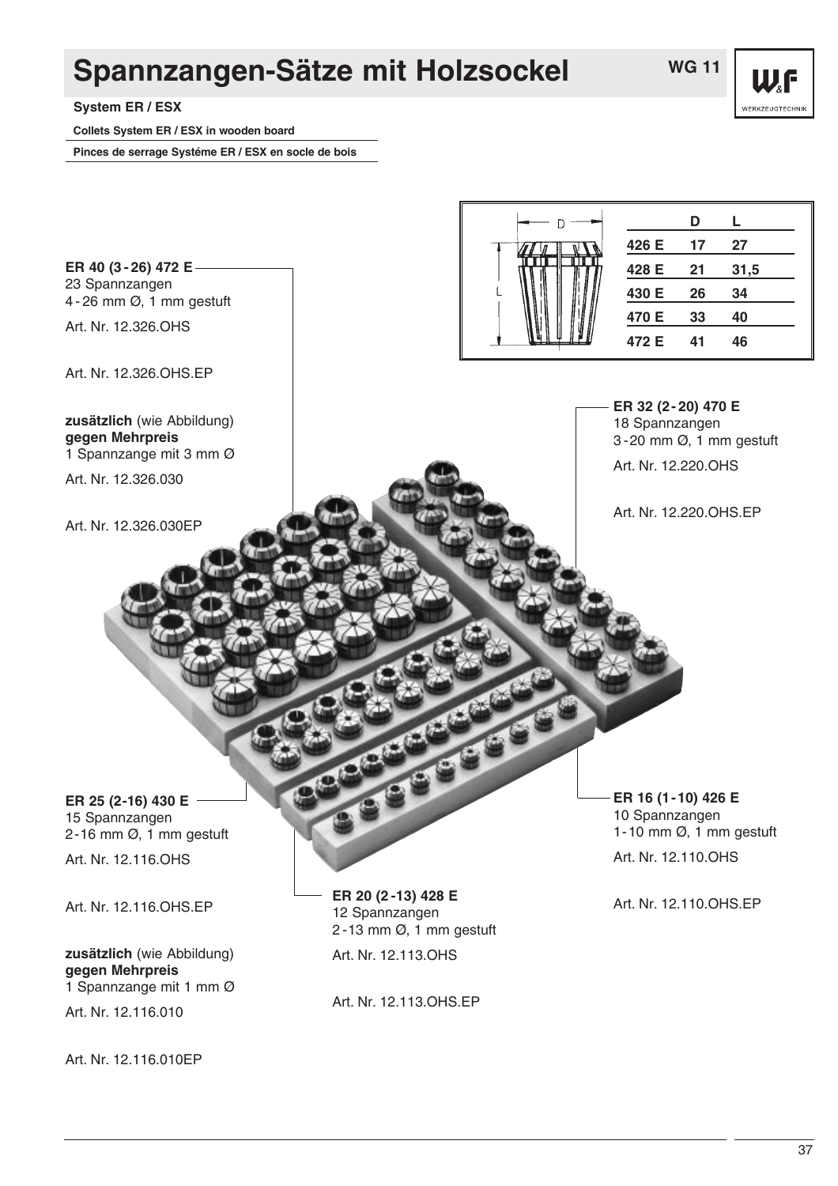# Spannzangen-Sätze mit Holzsockel

WG 11

**System ER / ESX**

**Collets System ER / ESX in wooden board**

**Pinces de serrage Systéme ER / ESX en socle de bois**

| | D | L |
|---|---|---|
| 426 E | 17 | 27 |
| 428 E | 21 | 31,5 |
| 430 E | 26 | 34 |
| 470 E | 33 | 40 |
| 472 E | 41 | 46 |

**ER 40 (3 - 26) 472 E**
23 Spannzangen
4 - 26 mm Ø, 1 mm gestuft

Art. Nr. 12.326.OHS

Art. Nr. 12.326.OHS.EP

**zusätzlich** (wie Abbildung)
**gegen Mehrpreis**
1 Spannzange mit 3 mm Ø

Art. Nr. 12.326.030

Art. Nr. 12.326.030EP

**ER 32 (2 - 20) 470 E**
18 Spannzangen
3 - 20 mm Ø, 1 mm gestuft

Art. Nr. 12.220.OHS

Art. Nr. 12.220.OHS.EP

**ER 25 (2-16) 430 E**
15 Spannzangen
2 - 16 mm Ø, 1 mm gestuft

Art. Nr. 12.116.OHS

Art. Nr. 12.116.OHS.EP

**zusätzlich** (wie Abbildung)
**gegen Mehrpreis**
1 Spannzange mit 1 mm Ø

Art. Nr. 12.116.010

Art. Nr. 12.116.010EP

**ER 20 (2 - 13) 428 E**
12 Spannzangen
2 - 13 mm Ø, 1 mm gestuft

Art. Nr. 12.113.OHS

Art. Nr. 12.113.OHS.EP

**ER 16 (1 - 10) 426 E**
10 Spannzangen
1 - 10 mm Ø, 1 mm gestuft

Art. Nr. 12.110.OHS

Art. Nr. 12.110.OHS.EP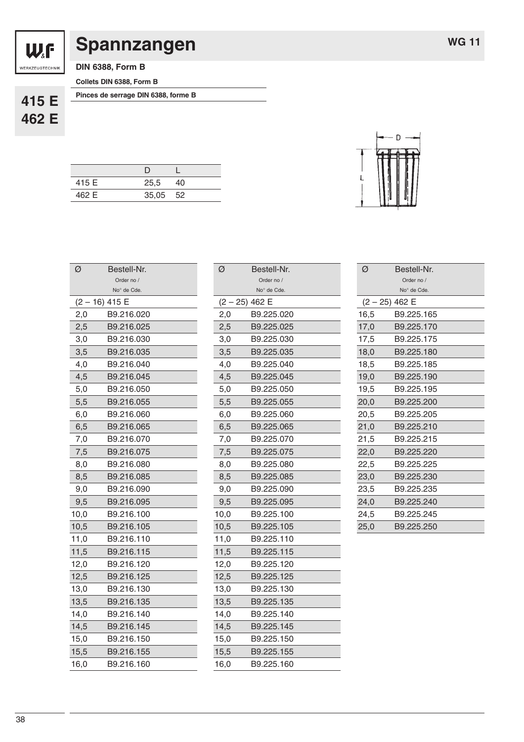# Spannzangen

**WG 11**

**415 E**
**462 E**

**DIN 6388, Form B**

**Collets DIN 6388, Form B**

**Pinces de serrage DIN 6388, forme B**

| | D | L |
|---|---|---|
| 415 E | 25,5 | 40 |
| 462 E | 35,05 | 52 |

| Ø | Bestell-Nr. Order no / No° de Cde. |
|---|---|
| (2 – 16) 415 E | |
| 2,0 | B9.216.020 |
| 2,5 | B9.216.025 |
| 3,0 | B9.216.030 |
| 3,5 | B9.216.035 |
| 4,0 | B9.216.040 |
| 4,5 | B9.216.045 |
| 5,0 | B9.216.050 |
| 5,5 | B9.216.055 |
| 6,0 | B9.216.060 |
| 6,5 | B9.216.065 |
| 7,0 | B9.216.070 |
| 7,5 | B9.216.075 |
| 8,0 | B9.216.080 |
| 8,5 | B9.216.085 |
| 9,0 | B9.216.090 |
| 9,5 | B9.216.095 |
| 10,0 | B9.216.100 |
| 10,5 | B9.216.105 |
| 11,0 | B9.216.110 |
| 11,5 | B9.216.115 |
| 12,0 | B9.216.120 |
| 12,5 | B9.216.125 |
| 13,0 | B9.216.130 |
| 13,5 | B9.216.135 |
| 14,0 | B9.216.140 |
| 14,5 | B9.216.145 |
| 15,0 | B9.216.150 |
| 15,5 | B9.216.155 |
| 16,0 | B9.216.160 |

| Ø | Bestell-Nr. Order no / No° de Cde. |
|---|---|
| (2 – 25) 462 E | |
| 2,0 | B9.225.020 |
| 2,5 | B9.225.025 |
| 3,0 | B9.225.030 |
| 3,5 | B9.225.035 |
| 4,0 | B9.225.040 |
| 4,5 | B9.225.045 |
| 5,0 | B9.225.050 |
| 5,5 | B9.225.055 |
| 6,0 | B9.225.060 |
| 6,5 | B9.225.065 |
| 7,0 | B9.225.070 |
| 7,5 | B9.225.075 |
| 8,0 | B9.225.080 |
| 8,5 | B9.225.085 |
| 9,0 | B9.225.090 |
| 9,5 | B9.225.095 |
| 10,0 | B9.225.100 |
| 10,5 | B9.225.105 |
| 11,0 | B9.225.110 |
| 11,5 | B9.225.115 |
| 12,0 | B9.225.120 |
| 12,5 | B9.225.125 |
| 13,0 | B9.225.130 |
| 13,5 | B9.225.135 |
| 14,0 | B9.225.140 |
| 14,5 | B9.225.145 |
| 15,0 | B9.225.150 |
| 15,5 | B9.225.155 |
| 16,0 | B9.225.160 |

| Ø | Bestell-Nr. Order no / No° de Cde. |
|---|---|
| (2 – 25) 462 E | |
| 16,5 | B9.225.165 |
| 17,0 | B9.225.170 |
| 17,5 | B9.225.175 |
| 18,0 | B9.225.180 |
| 18,5 | B9.225.185 |
| 19,0 | B9.225.190 |
| 19,5 | B9.225.195 |
| 20,0 | B9.225.200 |
| 20,5 | B9.225.205 |
| 21,0 | B9.225.210 |
| 21,5 | B9.225.215 |
| 22,0 | B9.225.220 |
| 22,5 | B9.225.225 |
| 23,0 | B9.225.230 |
| 23,5 | B9.225.235 |
| 24,0 | B9.225.240 |
| 24,5 | B9.225.245 |
| 25,0 | B9.225.250 |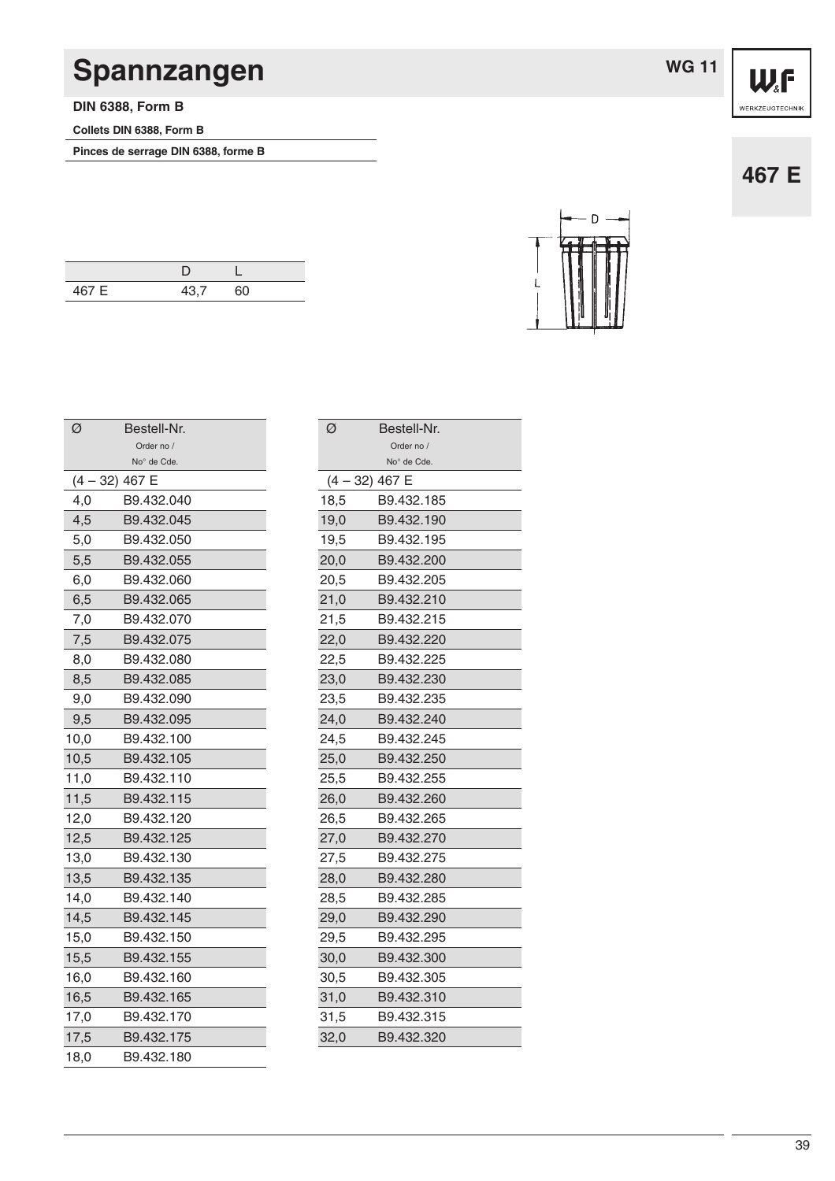# Spannzangen

WG 11

**467 E**

**DIN 6388, Form B**

**Collets DIN 6388, Form B**

**Pinces de serrage DIN 6388, forme B**

| | D | L |
|---|---|---|
| 467 E | 43,7 | 60 |

| Ø | Bestell-Nr. Order no / No° de Cde. |
|---|---|
| (4 – 32) 467 E | |
| 4,0 | B9.432.040 |
| 4,5 | B9.432.045 |
| 5,0 | B9.432.050 |
| 5,5 | B9.432.055 |
| 6,0 | B9.432.060 |
| 6,5 | B9.432.065 |
| 7,0 | B9.432.070 |
| 7,5 | B9.432.075 |
| 8,0 | B9.432.080 |
| 8,5 | B9.432.085 |
| 9,0 | B9.432.090 |
| 9,5 | B9.432.095 |
| 10,0 | B9.432.100 |
| 10,5 | B9.432.105 |
| 11,0 | B9.432.110 |
| 11,5 | B9.432.115 |
| 12,0 | B9.432.120 |
| 12,5 | B9.432.125 |
| 13,0 | B9.432.130 |
| 13,5 | B9.432.135 |
| 14,0 | B9.432.140 |
| 14,5 | B9.432.145 |
| 15,0 | B9.432.150 |
| 15,5 | B9.432.155 |
| 16,0 | B9.432.160 |
| 16,5 | B9.432.165 |
| 17,0 | B9.432.170 |
| 17,5 | B9.432.175 |
| 18,0 | B9.432.180 |

| Ø | Bestell-Nr. Order no / No° de Cde. |
|---|---|
| (4 – 32) 467 E | |
| 18,5 | B9.432.185 |
| 19,0 | B9.432.190 |
| 19,5 | B9.432.195 |
| 20,0 | B9.432.200 |
| 20,5 | B9.432.205 |
| 21,0 | B9.432.210 |
| 21,5 | B9.432.215 |
| 22,0 | B9.432.220 |
| 22,5 | B9.432.225 |
| 23,0 | B9.432.230 |
| 23,5 | B9.432.235 |
| 24,0 | B9.432.240 |
| 24,5 | B9.432.245 |
| 25,0 | B9.432.250 |
| 25,5 | B9.432.255 |
| 26,0 | B9.432.260 |
| 26,5 | B9.432.265 |
| 27,0 | B9.432.270 |
| 27,5 | B9.432.275 |
| 28,0 | B9.432.280 |
| 28,5 | B9.432.285 |
| 29,0 | B9.432.290 |
| 29,5 | B9.432.295 |
| 30,0 | B9.432.300 |
| 30,5 | B9.432.305 |
| 31,0 | B9.432.310 |
| 31,5 | B9.432.315 |
| 32,0 | B9.432.320 |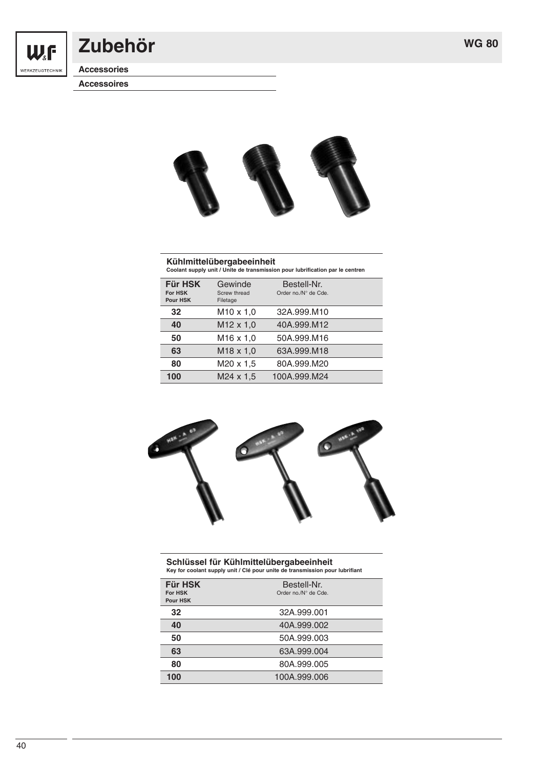# Zubehör

**Accessories**

**Accessoires**

WG 80

**Kühlmittelübergabeeinheit**
**Coolant supply unit / Unite de transmission pour lubrification par le centren**

| Für HSK<br>For HSK<br>Pour HSK | Gewinde<br>Screw thread<br>Filetage | Bestell-Nr.<br>Order no./N° de Cde. |
|---|---|---|
| **32** | M10 x 1,0 | 32A.999.M10 |
| **40** | M12 x 1,0 | 40A.999.M12 |
| **50** | M16 x 1,0 | 50A.999.M16 |
| **63** | M18 x 1,0 | 63A.999.M18 |
| **80** | M20 x 1,5 | 80A.999.M20 |
| **100** | M24 x 1,5 | 100A.999.M24 |

**Schlüssel für Kühlmittelübergabeeinheit**
**Key for coolant supply unit / Clé pour unite de transmission pour lubrifiant**

| Für HSK<br>For HSK<br>Pour HSK | Bestell-Nr.<br>Order no./N° de Cde. |
|---|---|
| **32** | 32A.999.001 |
| **40** | 40A.999.002 |
| **50** | 50A.999.003 |
| **63** | 63A.999.004 |
| **80** | 80A.999.005 |
| **100** | 100A.999.006 |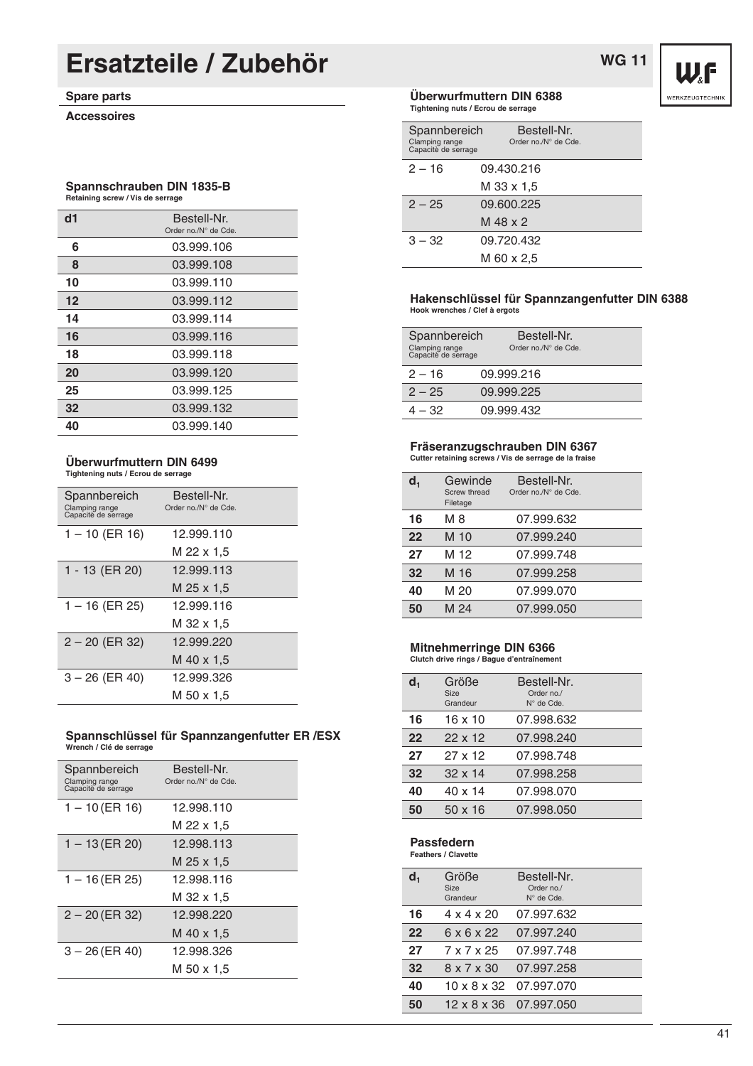# Ersatzteile / Zubehör

WG 11

**Spare parts**

**Accessoires**

### Spannschrauben DIN 1835-B

**Retaining screw / Vis de serrage**

| d1 | Bestell-Nr. Order no./N° de Cde. |
|---|---|
| 6 | 03.999.106 |
| 8 | 03.999.108 |
| 10 | 03.999.110 |
| 12 | 03.999.112 |
| 14 | 03.999.114 |
| 16 | 03.999.116 |
| 18 | 03.999.118 |
| 20 | 03.999.120 |
| 25 | 03.999.125 |
| 32 | 03.999.132 |
| 40 | 03.999.140 |

### Überwurfmuttern DIN 6499

**Tightening nuts / Ecrou de serrage**

| Spannbereich Clamping range Capacité de serrage | Bestell-Nr. Order no./N° de Cde. |
|---|---|
| 1 – 10 (ER 16) | 12.999.110 |
| | M 22 x 1,5 |
| 1 - 13 (ER 20) | 12.999.113 |
| | M 25 x 1,5 |
| 1 – 16 (ER 25) | 12.999.116 |
| | M 32 x 1,5 |
| 2 – 20 (ER 32) | 12.999.220 |
| | M 40 x 1,5 |
| 3 – 26 (ER 40) | 12.999.326 |
| | M 50 x 1,5 |

### Spannschlüssel für Spannzangenfutter ER /ESX

**Wrench / Clé de serrage**

| Spannbereich Clamping range Capacité de serrage | Bestell-Nr. Order no./N° de Cde. |
|---|---|
| 1 – 10 (ER 16) | 12.998.110 |
| | M 22 x 1,5 |
| 1 – 13 (ER 20) | 12.998.113 |
| | M 25 x 1,5 |
| 1 – 16 (ER 25) | 12.998.116 |
| | M 32 x 1,5 |
| 2 – 20 (ER 32) | 12.998.220 |
| | M 40 x 1,5 |
| 3 – 26 (ER 40) | 12.998.326 |
| | M 50 x 1,5 |

### Überwurfmuttern DIN 6388

**Tightening nuts / Ecrou de serrage**

| Spannbereich Clamping range Capacité de serrage | Bestell-Nr. Order no./N° de Cde. |
|---|---|
| 2 – 16 | 09.430.216 |
| | M 33 x 1,5 |
| 2 – 25 | 09.600.225 |
| | M 48 x 2 |
| 3 – 32 | 09.720.432 |
| | M 60 x 2,5 |

### Hakenschlüssel für Spannzangenfutter DIN 6388

**Hook wrenches / Clef à ergots**

| Spannbereich Clamping range Capacité de serrage | Bestell-Nr. Order no./N° de Cde. |
|---|---|
| 2 – 16 | 09.999.216 |
| 2 – 25 | 09.999.225 |
| 4 – 32 | 09.999.432 |

### Fräseranzugschrauben DIN 6367

**Cutter retaining screws / Vis de serrage de la fraise**

| $d_1$ | Gewinde Screw thread Filetage | Bestell-Nr. Order no./N° de Cde. |
|---|---|---|
| 16 | M 8 | 07.999.632 |
| 22 | M 10 | 07.999.240 |
| 27 | M 12 | 07.999.748 |
| 32 | M 16 | 07.999.258 |
| 40 | M 20 | 07.999.070 |
| 50 | M 24 | 07.999.050 |

### Mitnehmerringe DIN 6366

**Clutch drive rings / Bague d'entraînement**

| $d_1$ | Größe Size Grandeur | Bestell-Nr. Order no./ N° de Cde. |
|---|---|---|
| 16 | 16 x 10 | 07.998.632 |
| 22 | 22 x 12 | 07.998.240 |
| 27 | 27 x 12 | 07.998.748 |
| 32 | 32 x 14 | 07.998.258 |
| 40 | 40 x 14 | 07.998.070 |
| 50 | 50 x 16 | 07.998.050 |

### Passfedern

**Feathers / Clavette**

| $d_1$ | Größe Size Grandeur | Bestell-Nr. Order no./ N° de Cde. |
|---|---|---|
| 16 | 4 x 4 x 20 | 07.997.632 |
| 22 | 6 x 6 x 22 | 07.997.240 |
| 27 | 7 x 7 x 25 | 07.997.748 |
| 32 | 8 x 7 x 30 | 07.997.258 |
| 40 | 10 x 8 x 32 | 07.997.070 |
| 50 | 12 x 8 x 36 | 07.997.050 |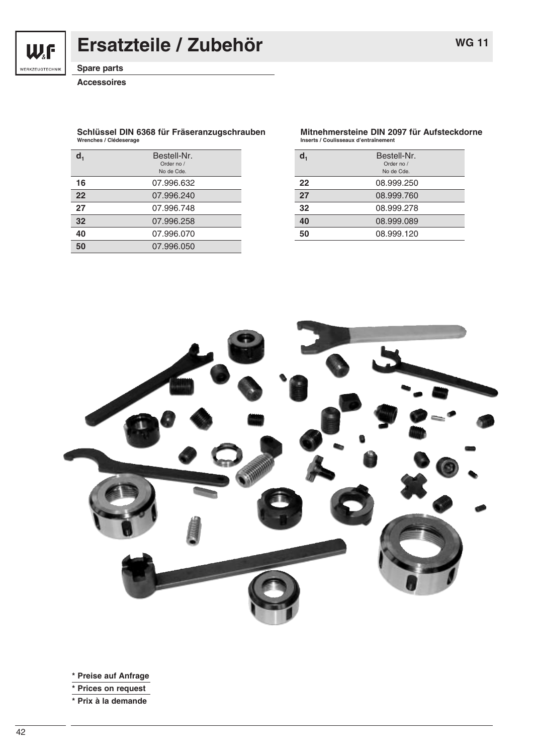# Ersatzteile / Zubehör

**Spare parts**

**Accessoires**

WG 11

### Schlüssel DIN 6368 für Fräseranzugschrauben
**Wrenches / Clédeserage**

| $d_1$ | Bestell-Nr. Order no / No de Cde. |
|---|---|
| **16** | 07.996.632 |
| **22** | 07.996.240 |
| **27** | 07.996.748 |
| **32** | 07.996.258 |
| **40** | 07.996.070 |
| **50** | 07.996.050 |

### Mitnehmersteine DIN 2097 für Aufsteckdorne
**Inserts / Coulisseaux d'entraînement**

| $d_1$ | Bestell-Nr. Order no / No de Cde. |
|---|---|
| **22** | 08.999.250 |
| **27** | 08.999.760 |
| **32** | 08.999.278 |
| **40** | 08.999.089 |
| **50** | 08.999.120 |

**\* Preise auf Anfrage**

**\* Prices on request**

**\* Prix à la demande**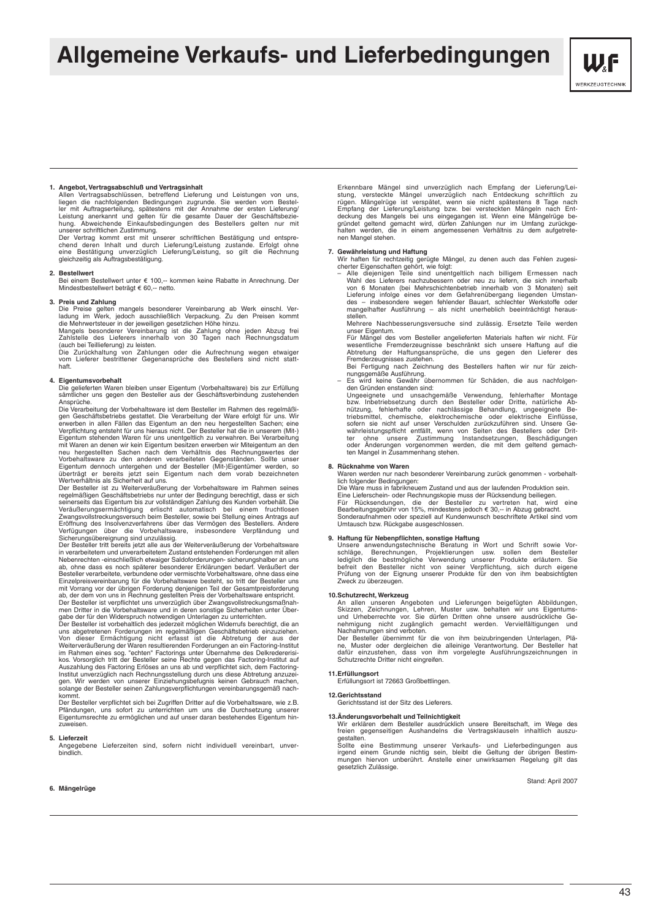# Allgemeine Verkaufs- und Lieferbedingungen

W&F WERKZEUGTECHNIK

**1. Angebot, Vertragsabschluß und Vertragsinhalt**

Allen Vertragsabschlüssen, betreffend Lieferung und Leistungen von uns, liegen die nachfolgenden Bedingungen zugrunde. Sie werden vom Besteller mit Auftragserteilung, spätestens mit der Annahme der ersten Lieferung/Leistung anerkannt und gelten für die gesamte Dauer der Geschäftsbeziehung. Abweichende Einkaufsbedingungen des Bestellers gelten nur mit unserer schriftlichen Zustimmung.

Der Vertrag kommt erst mit unserer schriftlichen Bestätigung und entsprechend deren Inhalt und durch Lieferung/Leistung zustande. Erfolgt ohne eine Bestätigung unverzüglich Lieferung/Leistung, so gilt die Rechnung gleichzeitig als Auftragsbestätigung.

**2. Bestellwert**

Bei einem Bestellwert unter € 100,-- kommen keine Rabatte in Anrechnung. Der Mindestbestellwert beträgt € 60,-- netto.

**3. Preis und Zahlung**

Die Preise gelten mangels besonderer Vereinbarung ab Werk einschl. Verladung im Werk, jedoch ausschließlich Verpackung. Zu den Preisen kommt die Mehrwertsteuer in der jeweiligen gesetzlichen Höhe hinzu.

Mangels besonderer Vereinbarung ist die Zahlung ohne jeden Abzug frei Zahlstelle des Lieferers innerhalb von 30 Tagen nach Rechnungsdatum (auch bei Teillieferung) zu leisten.

Die Zurückhaltung von Zahlungen oder die Aufrechnung wegen etwaiger vom Lieferer bestrittener Gegenansprüche des Bestellers sind nicht statthaft.

**4. Eigentumsvorbehalt**

Die gelieferten Waren bleiben unser Eigentum (Vorbehaltsware) bis zur Erfüllung sämtlicher uns gegen den Besteller aus der Geschäftsverbindung zustehenden Ansprüche.

Die Verarbeitung der Vorbehaltsware ist dem Besteller im Rahmen des regelmäßigen Geschäftsbetriebs gestattet. Die Verarbeitung der Ware erfolgt für uns. Wir erwerben in allen Fällen das Eigentum an den neu hergestellten Sachen; eine Verpflichtung entsteht für uns hieraus nicht. Der Besteller hat die in unserem (Mit-) Eigentum stehenden Waren für uns unentgeltlich zu verwahren. Bei Verarbeitung mit Waren an denen wir kein Eigentum besitzen erwerben wir Miteigentum an den neu hergestellten Sachen nach dem Verhältnis des Rechnungswertes der Vorbehaltsware zu den anderen verarbeiteten Gegenständen. Sollte unser Eigentum dennoch untergehen und der Besteller (Mit-)Eigentümer werden, so überträgt er bereits jetzt sein Eigentum nach dem vorab bezeichneten Wertverhältnis als Sicherheit auf uns.

Der Besteller ist zu Weiterveräußerung der Vorbehaltsware im Rahmen seines regelmäßigen Geschäftsbetriebs nur unter der Bedingung berechtigt, dass er sich seinerseits das Eigentum bis zur vollständigen Zahlung des Kunden vorbehält. Die Veräußerungsermächtigung erlischt automatisch bei einem fruchtlosen Zwangsvollstreckungsversuch beim Besteller, sowie bei Stellung eines Antrags auf Eröffnung des Insolvenzverfahrens über das Vermögen des Bestellers. Andere Verfügungen über die Vorbehaltsware, insbesondere Verpfändung und Sicherungsübereignung sind unzulässig.

Der Besteller tritt bereits jetzt alle aus der Weiterveräußerung der Vorbehaltsware in verarbeitetem und unverarbeitetem Zustand entstehenden Forderungen mit allen Nebenrechten -einschließlich etwaiger Saldoforderungen- sicherungshalber an uns ab, ohne dass es noch späterer besonderer Erklärungen bedarf. Veräußert der Besteller verarbeitete, verbundene oder vermischte Vorbehaltsware, ohne dass eine Einzelpreisvereinbarung für die Vorbehaltsware besteht, so tritt der Besteller uns mit Vorrang vor der übrigen Forderung denjenigen Teil der Gesamtpreisforderung ab, der dem von uns in Rechnung gestellten Preis der Vorbehaltsware entspricht.

Der Besteller ist verpflichtet uns unverzüglich über Zwangsvollstreckungsmaßnahmen Dritter in die Vorbehaltsware und in deren sonstige Sicherheiten unter Übergabe der für den Widerspruch notwendigen Unterlagen zu unterrichten.

Der Besteller ist vorbehaltlich des jederzeit möglichen Widerrufs berechtigt, die an uns abgetretenen Forderungen im regelmäßigen Geschäftsbetrieb einzuziehen. Von dieser Ermächtigung nicht erfasst ist die Abtretung der aus der Weiterveräußerung der Waren resultierenden Forderungen an ein Factoring-Institut im Rahmen eines sog. "echten" Factorings unter Übernahme des Delkredererisikos. Vorsorglich tritt der Besteller seine Rechte gegen das Factoring-Institut auf Auszahlung des Factoring Erlöses an uns ab und verpflichtet sich, dem Factoring-Institut unverzüglich nach Rechnungsstellung durch uns diese Abtretung anzuzeigen. Wir werden von unserer Einziehungsbefugnis keinen Gebrauch machen, solange der Besteller seinen Zahlungsverpflichtungen vereinbarungsgemäß nachkommt.

Der Besteller verpflichtet sich bei Zugriffen Dritter auf die Vorbehaltsware, wie z.B. Pfändungen, uns sofort zu unterrichten um uns die Durchsetzung unserer Eigentumsrechte zu ermöglichen und auf unser daran bestehendes Eigentum hinzuweisen.

**5. Lieferzeit**

Angegebene Lieferzeiten sind, sofern nicht individuell vereinbart, unverbindlich.

**6. Mängelrüge**

Erkennbare Mängel sind unverzüglich nach Empfang der Lieferung/Leistung, versteckte Mängel unverzüglich nach Entdeckung schriftlich zu rügen. Mängelrüge ist verspätet, wenn sie nicht spätestens 8 Tage nach Empfang der Lieferung/Leistung bzw. bei versteckten Mängeln nach Entdeckung des Mangels bei uns eingegangen ist. Wenn eine Mängelrüge begründet geltend gemacht wird, dürfen Zahlungen nur im Umfang zurückgehalten werden, die in einem angemessenen Verhältnis zu dem aufgetretenen Mangel stehen.

**7. Gewährleistung und Haftung**

Wir haften für rechtzeitig gerügte Mängel, zu denen auch das Fehlen zugesicherter Eigenschaften gehört, wie folgt:

- Alle diejenigen Teile sind unentgeltlich nach billigem Ermessen nach Wahl des Lieferers nachzubessern oder neu zu liefern, die sich innerhalb von 6 Monaten (bei Mehrschichtenbetrieb innerhalb von 3 Monaten) seit Lieferung infolge eines vor dem Gefahrenübergang liegenden Umstandes – insbesondere wegen fehlender Bauart, schlechter Werkstoffe oder mangelhafter Ausführung – als nicht unerheblich beeinträchtigt herausstellen.
  Mehrere Nachbesserungsversuche sind zulässig. Ersetzte Teile werden unser Eigentum.
  Für Mängel des vom Besteller angelieferten Materials haften wir nicht. Für wesentliche Fremderzeugnisse beschränkt sich unsere Haftung auf die Abtretung der Haftungsansprüche, die uns gegen den Lieferer des Fremderzeugnisses zustehen.
  Bei Fertigung nach Zeichnung des Bestellers haften wir nur für zeichnungsgemäße Ausführung.
- Es wird keine Gewähr übernommen für Schäden, die aus nachfolgenden Gründen enstanden sind:
  Ungeeignete und unsachgemäße Verwendung, fehlerhafter Montage bzw. Inbetriebsetzung durch den Besteller oder Dritte, natürliche Abnützung, fehlerhafte oder nachlässige Behandlung, ungeeignete Betriebsmittel, chemische, elektrochemische oder elektrische Einflüsse, sofern sie nicht auf unser Verschulden zurückzuführen sind. Unsere Gewährleistungspflicht entfällt, wenn von Seiten des Bestellers oder Dritter ohne unsere Zustimmung Instandsetzungen, Beschädigungen oder Änderungen vorgenommen werden, die mit dem geltend gemachten Mangel in Zusammenhang stehen.

**8. Rücknahme von Waren**

Waren werden nur nach besonderer Vereinbarung zurück genommen - vorbehaltlich folgender Bedingungen:

Die Ware muss in fabrikneuem Zustand und aus der laufenden Produktion sein.

Eine Lieferschein- oder Rechnungskopie muss der Rücksendung beiliegen.

Für Rücksendungen, die der Besteller zu vertreten hat, wird eine Bearbeitungsgebühr von 15%, mindestens jedoch € 30,-- in Abzug gebracht.

Sonderaufnahmen oder speziell auf Kundenwunsch beschriftete Artikel sind vom Umtausch bzw. Rückgabe ausgeschlossen.

**9. Haftung für Nebenpflichten, sonstige Haftung**

Unsere anwendungstechnische Beratung in Wort und Schrift sowie Vorschläge, Berechnungen, Projektierungen usw. sollen dem Besteller lediglich die bestmögliche Verwendung unserer Produkte erläutern. Sie befreit den Besteller nicht von seiner Verpflichtung, sich durch eigene Prüfung von der Eignung unserer Produkte für den von ihm beabsichtigten Zweck zu überzeugen.

**10. Schutzrecht, Werkzeug**

An allen unseren Angeboten und Lieferungen beigefügten Abbildungen, Skizzen, Zeichnungen, Lehren, Muster usw. behalten wir uns Eigentums- und Urheberrechte vor. Sie dürfen Dritten ohne unsere ausdrückliche Genehmigung nicht zugänglich gemacht werden. Vervielfältigungen und Nachahmungen sind verboten.

Der Besteller übernimmt für die von ihm beizubringenden Unterlagen, Pläne, Muster oder dergleichen die alleinige Verantwortung. Der Besteller hat dafür einzustehen, dass von ihm vorgelegte Ausführungszeichnungen in Schutzrechte Dritter nicht eingreifen.

**11. Erfüllungsort**

Erfüllungsort ist 72663 Großbettlingen.

**12. Gerichtsstand**

Gerichtsstand ist der Sitz des Lieferers.

**13. Änderungsvorbehalt und Teilnichtigkeit**

Wir erklären dem Besteller ausdrücklich unsere Bereitschaft, im Wege des freien gegenseitigen Aushandelns die Vertragsklauseln inhaltlich auszugestalten.

Sollte eine Bestimmung unserer Verkaufs- und Lieferbedingungen aus irgend einem Grunde nichtig sein, bleibt die Geltung der übrigen Bestimmungen hiervon unberührt. Anstelle einer unwirksamen Regelung gilt das gesetzlich Zulässige.

Stand: April 2007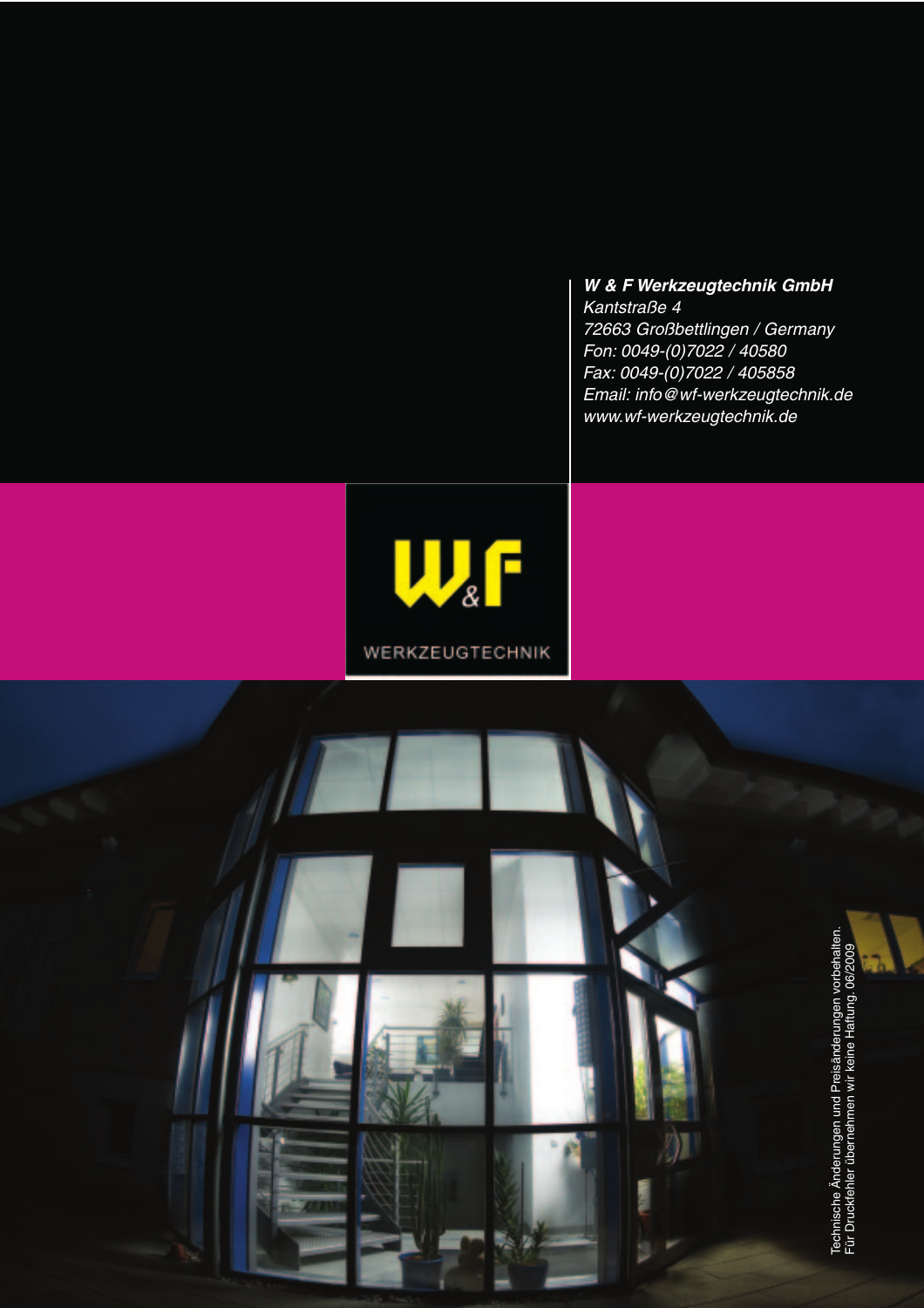***W & F Werkzeugtechnik GmbH***
*Kantstraße 4*
*72663 Großbettlingen / Germany*
*Fon: 0049-(0)7022 / 40580*
*Fax: 0049-(0)7022 / 405858*
*Email: info@wf-werkzeugtechnik.de*
*www.wf-werkzeugtechnik.de*

W&F
WERKZEUGTECHNIK

Technische Änderungen und Preisänderungen vorbehalten.
Für Druckfehler übernehmen wir keine Haftung. 06/2009